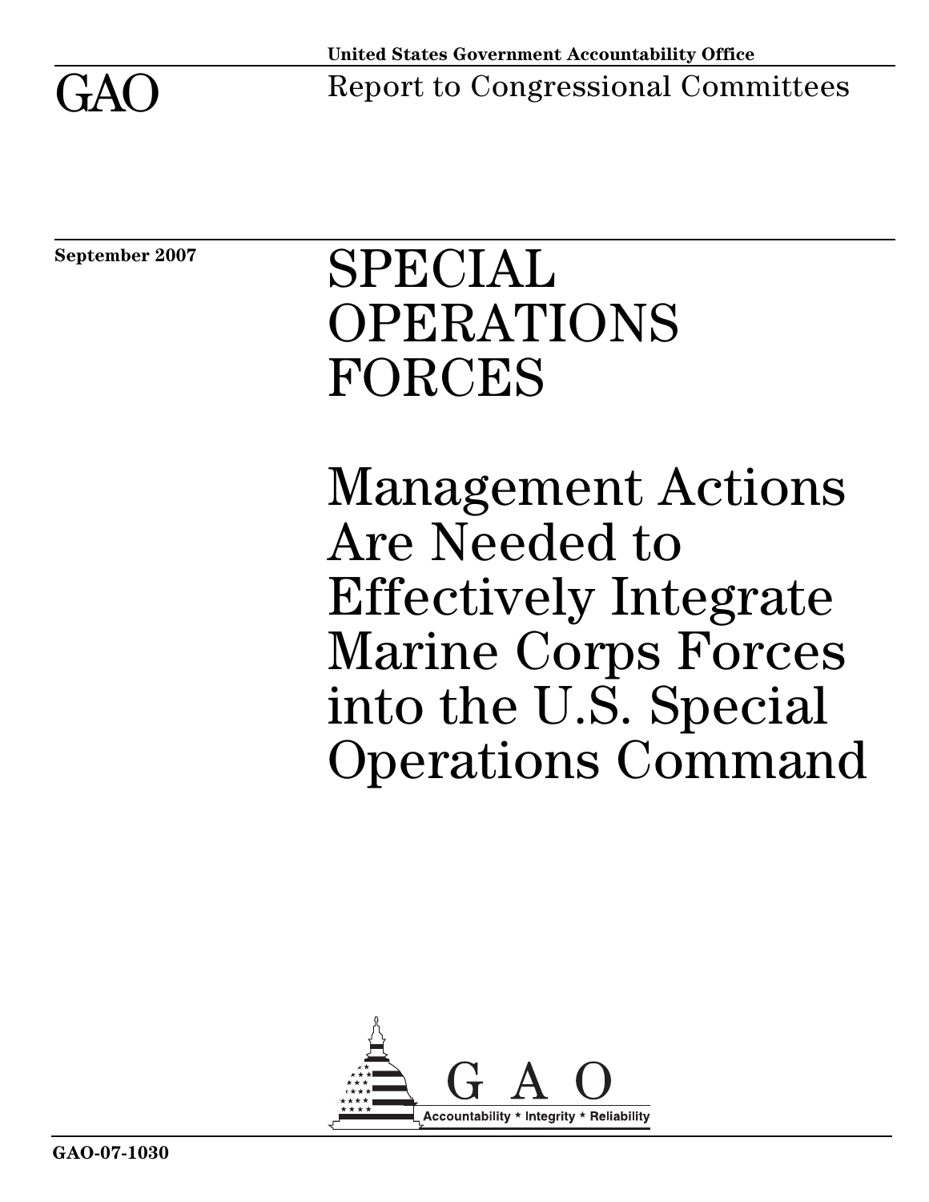United States Government Accountability Office

GAO

Report to Congressional Committees

September 2007

# SPECIAL OPERATIONS FORCES

# Management Actions Are Needed to Effectively Integrate Marine Corps Forces into the U.S. Special Operations Command

GAO

Accountability * Integrity * Reliability

GAO-07-1030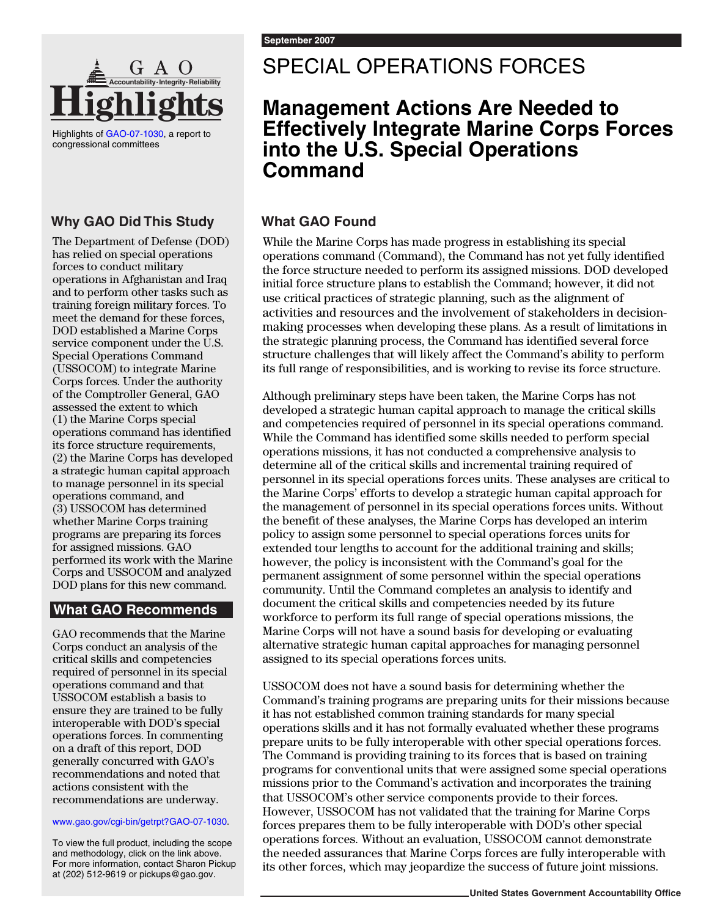# GAO Highlights

Highlights of GAO-07-1030, a report to congressional committees

## Why GAO Did This Study

The Department of Defense (DOD) has relied on special operations forces to conduct military operations in Afghanistan and Iraq and to perform other tasks such as training foreign military forces. To meet the demand for these forces, DOD established a Marine Corps service component under the U.S. Special Operations Command (USSOCOM) to integrate Marine Corps forces. Under the authority of the Comptroller General, GAO assessed the extent to which (1) the Marine Corps special operations command has identified its force structure requirements, (2) the Marine Corps has developed a strategic human capital approach to manage personnel in its special operations command, and (3) USSOCOM has determined whether Marine Corps training programs are preparing its forces for assigned missions. GAO performed its work with the Marine Corps and USSOCOM and analyzed DOD plans for this new command.

## What GAO Recommends

GAO recommends that the Marine Corps conduct an analysis of the critical skills and competencies required of personnel in its special operations command and that USSOCOM establish a basis to ensure they are trained to be fully interoperable with DOD's special operations forces. In commenting on a draft of this report, DOD generally concurred with GAO's recommendations and noted that actions consistent with the recommendations are underway.

www.gao.gov/cgi-bin/getrpt?GAO-07-1030.

To view the full product, including the scope and methodology, click on the link above. For more information, contact Sharon Pickup at (202) 512-9619 or pickups@gao.gov.

September 2007

# SPECIAL OPERATIONS FORCES

## Management Actions Are Needed to Effectively Integrate Marine Corps Forces into the U.S. Special Operations Command

## What GAO Found

While the Marine Corps has made progress in establishing its special operations command (Command), the Command has not yet fully identified the force structure needed to perform its assigned missions. DOD developed initial force structure plans to establish the Command; however, it did not use critical practices of strategic planning, such as the alignment of activities and resources and the involvement of stakeholders in decision-making processes when developing these plans. As a result of limitations in the strategic planning process, the Command has identified several force structure challenges that will likely affect the Command's ability to perform its full range of responsibilities, and is working to revise its force structure.

Although preliminary steps have been taken, the Marine Corps has not developed a strategic human capital approach to manage the critical skills and competencies required of personnel in its special operations command. While the Command has identified some skills needed to perform special operations missions, it has not conducted a comprehensive analysis to determine all of the critical skills and incremental training required of personnel in its special operations forces units. These analyses are critical to the Marine Corps' efforts to develop a strategic human capital approach for the management of personnel in its special operations forces units. Without the benefit of these analyses, the Marine Corps has developed an interim policy to assign some personnel to special operations forces units for extended tour lengths to account for the additional training and skills; however, the policy is inconsistent with the Command's goal for the permanent assignment of some personnel within the special operations community. Until the Command completes an analysis to identify and document the critical skills and competencies needed by its future workforce to perform its full range of special operations missions, the Marine Corps will not have a sound basis for developing or evaluating alternative strategic human capital approaches for managing personnel assigned to its special operations forces units.

USSOCOM does not have a sound basis for determining whether the Command's training programs are preparing units for their missions because it has not established common training standards for many special operations skills and it has not formally evaluated whether these programs prepare units to be fully interoperable with other special operations forces. The Command is providing training to its forces that is based on training programs for conventional units that were assigned some special operations missions prior to the Command's activation and incorporates the training that USSOCOM's other service components provide to their forces. However, USSOCOM has not validated that the training for Marine Corps forces prepares them to be fully interoperable with DOD's other special operations forces. Without an evaluation, USSOCOM cannot demonstrate the needed assurances that Marine Corps forces are fully interoperable with its other forces, which may jeopardize the success of future joint missions.

United States Government Accountability Office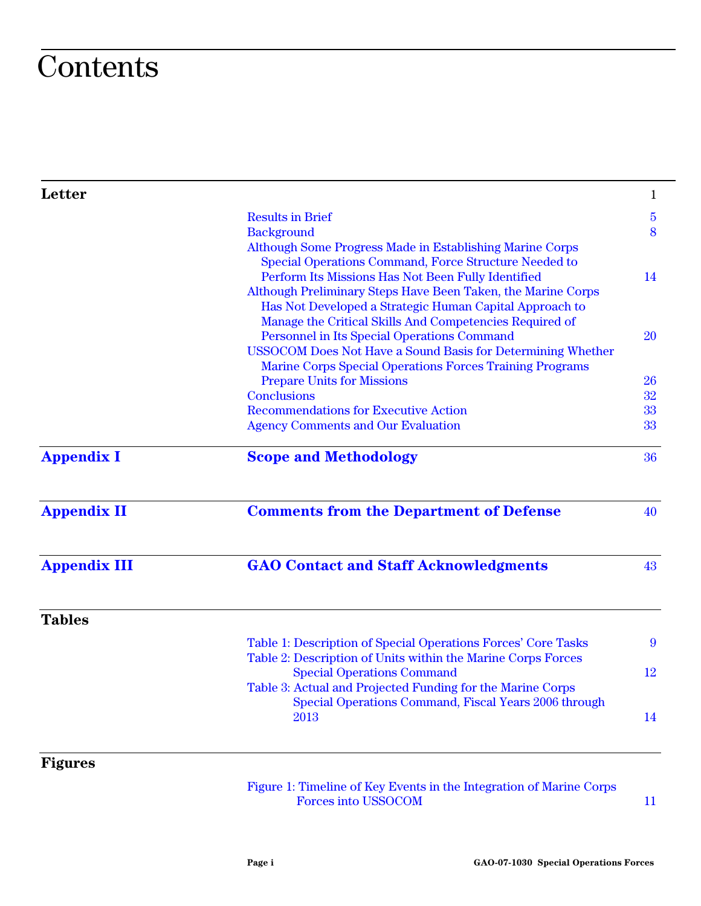# Contents

| | | |
|---|---|---|
| **Letter** | | 1 |
| | Results in Brief | 5 |
| | Background | 8 |
| | Although Some Progress Made in Establishing Marine Corps Special Operations Command, Force Structure Needed to Perform Its Missions Has Not Been Fully Identified | 14 |
| | Although Preliminary Steps Have Been Taken, the Marine Corps Has Not Developed a Strategic Human Capital Approach to Manage the Critical Skills And Competencies Required of Personnel in Its Special Operations Command | 20 |
| | USSOCOM Does Not Have a Sound Basis for Determining Whether Marine Corps Special Operations Forces Training Programs Prepare Units for Missions | 26 |
| | Conclusions | 32 |
| | Recommendations for Executive Action | 33 |
| | Agency Comments and Our Evaluation | 33 |
| **Appendix I** | **Scope and Methodology** | 36 |
| **Appendix II** | **Comments from the Department of Defense** | 40 |
| **Appendix III** | **GAO Contact and Staff Acknowledgments** | 43 |
| **Tables** | | |
| | Table 1: Description of Special Operations Forces' Core Tasks | 9 |
| | Table 2: Description of Units within the Marine Corps Forces Special Operations Command | 12 |
| | Table 3: Actual and Projected Funding for the Marine Corps Special Operations Command, Fiscal Years 2006 through 2013 | 14 |
| **Figures** | | |
| | Figure 1: Timeline of Key Events in the Integration of Marine Corps Forces into USSOCOM | 11 |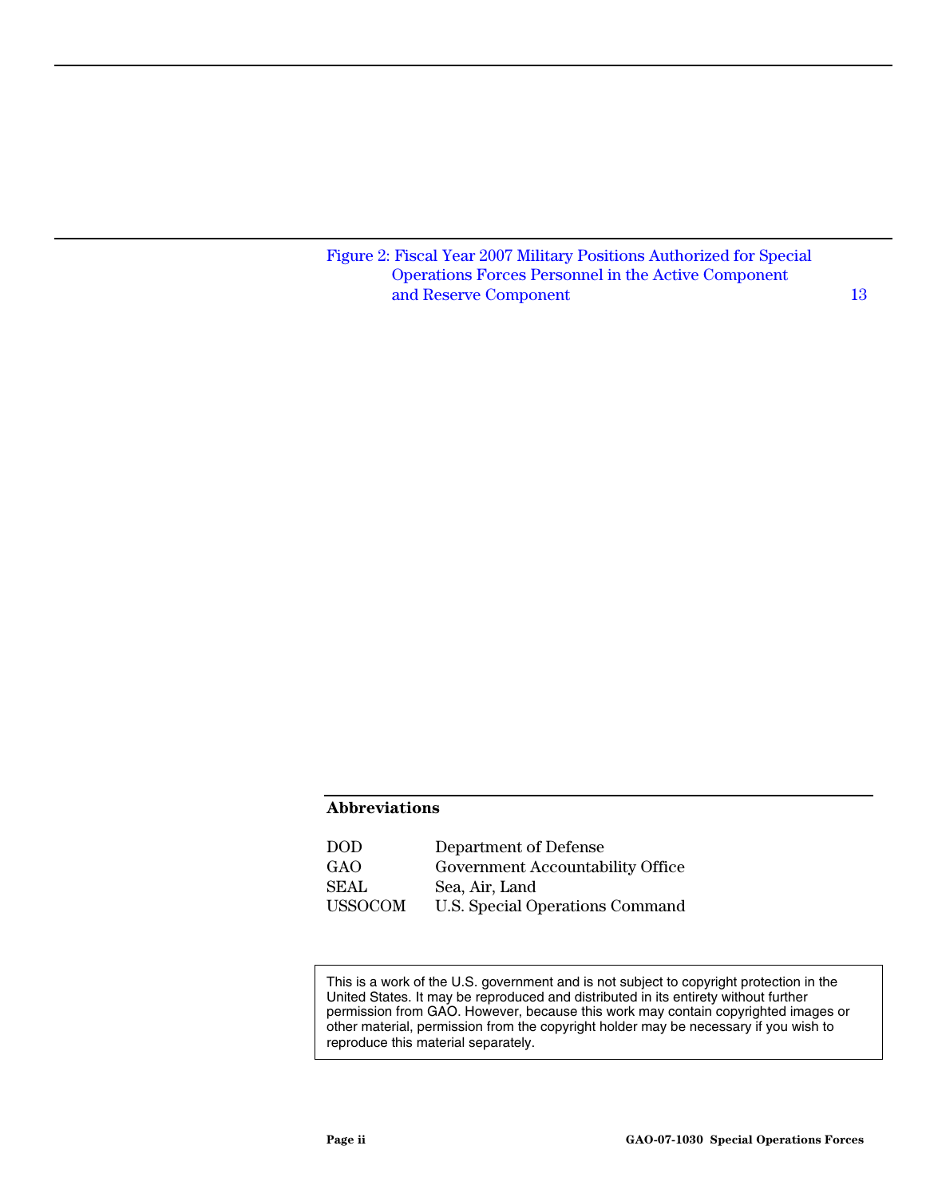Figure 2: Fiscal Year 2007 Military Positions Authorized for Special Operations Forces Personnel in the Active Component and Reserve Component 13

**Abbreviations**

| | |
|---|---|
| DOD | Department of Defense |
| GAO | Government Accountability Office |
| SEAL | Sea, Air, Land |
| USSOCOM | U.S. Special Operations Command |

This is a work of the U.S. government and is not subject to copyright protection in the United States. It may be reproduced and distributed in its entirety without further permission from GAO. However, because this work may contain copyrighted images or other material, permission from the copyright holder may be necessary if you wish to reproduce this material separately.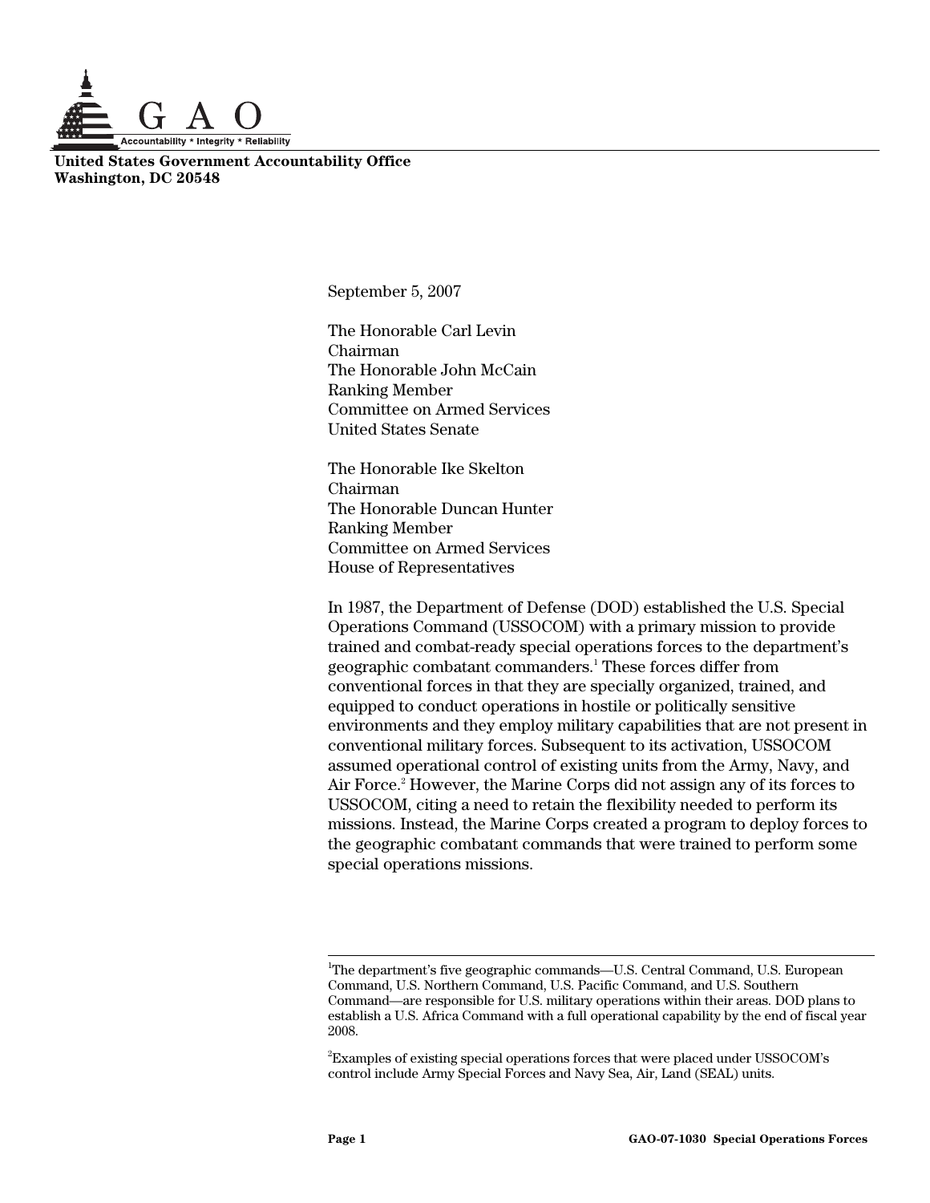**United States Government Accountability Office**
**Washington, DC 20548**

September 5, 2007

The Honorable Carl Levin
Chairman
The Honorable John McCain
Ranking Member
Committee on Armed Services
United States Senate

The Honorable Ike Skelton
Chairman
The Honorable Duncan Hunter
Ranking Member
Committee on Armed Services
House of Representatives

In 1987, the Department of Defense (DOD) established the U.S. Special Operations Command (USSOCOM) with a primary mission to provide trained and combat-ready special operations forces to the department's geographic combatant commanders.[1] These forces differ from conventional forces in that they are specially organized, trained, and equipped to conduct operations in hostile or politically sensitive environments and they employ military capabilities that are not present in conventional military forces. Subsequent to its activation, USSOCOM assumed operational control of existing units from the Army, Navy, and Air Force.[2] However, the Marine Corps did not assign any of its forces to USSOCOM, citing a need to retain the flexibility needed to perform its missions. Instead, the Marine Corps created a program to deploy forces to the geographic combatant commands that were trained to perform some special operations missions.

---

[1] The department's five geographic commands—U.S. Central Command, U.S. European Command, U.S. Northern Command, U.S. Pacific Command, and U.S. Southern Command—are responsible for U.S. military operations within their areas. DOD plans to establish a U.S. Africa Command with a full operational capability by the end of fiscal year 2008.

[2] Examples of existing special operations forces that were placed under USSOCOM's control include Army Special Forces and Navy Sea, Air, Land (SEAL) units.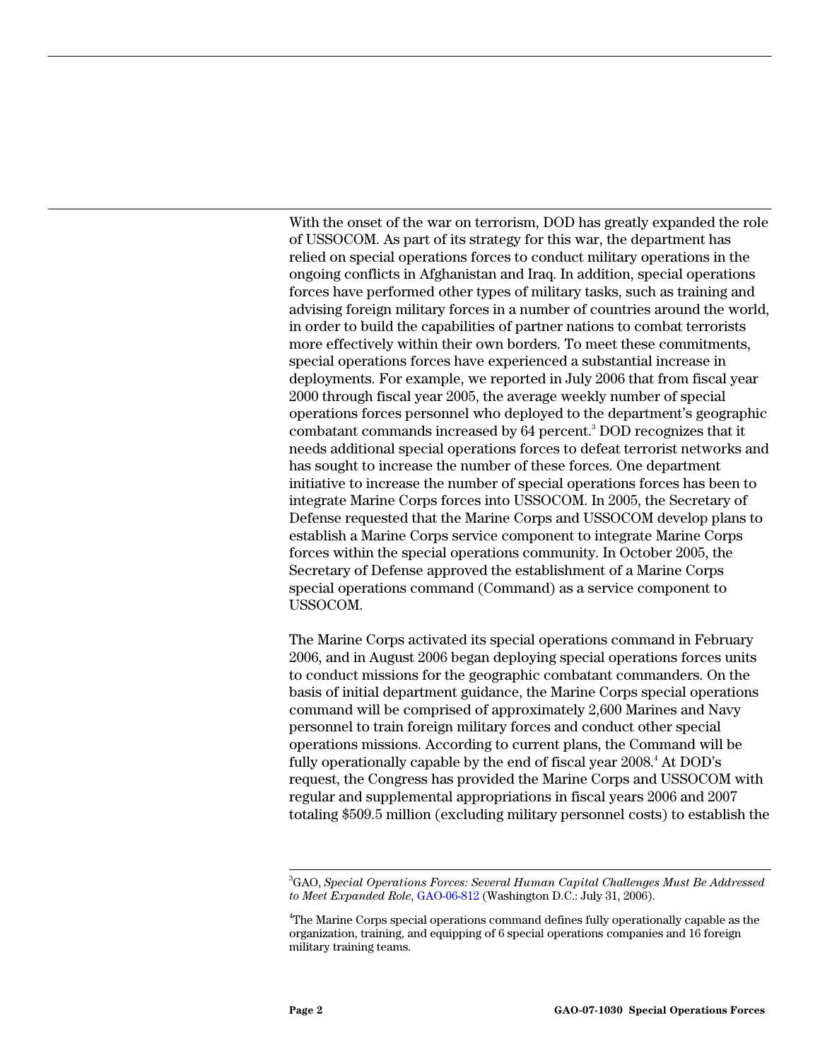With the onset of the war on terrorism, DOD has greatly expanded the role of USSOCOM. As part of its strategy for this war, the department has relied on special operations forces to conduct military operations in the ongoing conflicts in Afghanistan and Iraq. In addition, special operations forces have performed other types of military tasks, such as training and advising foreign military forces in a number of countries around the world, in order to build the capabilities of partner nations to combat terrorists more effectively within their own borders. To meet these commitments, special operations forces have experienced a substantial increase in deployments. For example, we reported in July 2006 that from fiscal year 2000 through fiscal year 2005, the average weekly number of special operations forces personnel who deployed to the department's geographic combatant commands increased by 64 percent.[3] DOD recognizes that it needs additional special operations forces to defeat terrorist networks and has sought to increase the number of these forces. One department initiative to increase the number of special operations forces has been to integrate Marine Corps forces into USSOCOM. In 2005, the Secretary of Defense requested that the Marine Corps and USSOCOM develop plans to establish a Marine Corps service component to integrate Marine Corps forces within the special operations community. In October 2005, the Secretary of Defense approved the establishment of a Marine Corps special operations command (Command) as a service component to USSOCOM.

The Marine Corps activated its special operations command in February 2006, and in August 2006 began deploying special operations forces units to conduct missions for the geographic combatant commanders. On the basis of initial department guidance, the Marine Corps special operations command will be comprised of approximately 2,600 Marines and Navy personnel to train foreign military forces and conduct other special operations missions. According to current plans, the Command will be fully operationally capable by the end of fiscal year 2008.[4] At DOD's request, the Congress has provided the Marine Corps and USSOCOM with regular and supplemental appropriations in fiscal years 2006 and 2007 totaling $509.5 million (excluding military personnel costs) to establish the

---

[3] GAO, *Special Operations Forces: Several Human Capital Challenges Must Be Addressed to Meet Expanded Role*, GAO-06-812 (Washington D.C.: July 31, 2006).

[4] The Marine Corps special operations command defines fully operationally capable as the organization, training, and equipping of 6 special operations companies and 16 foreign military training teams.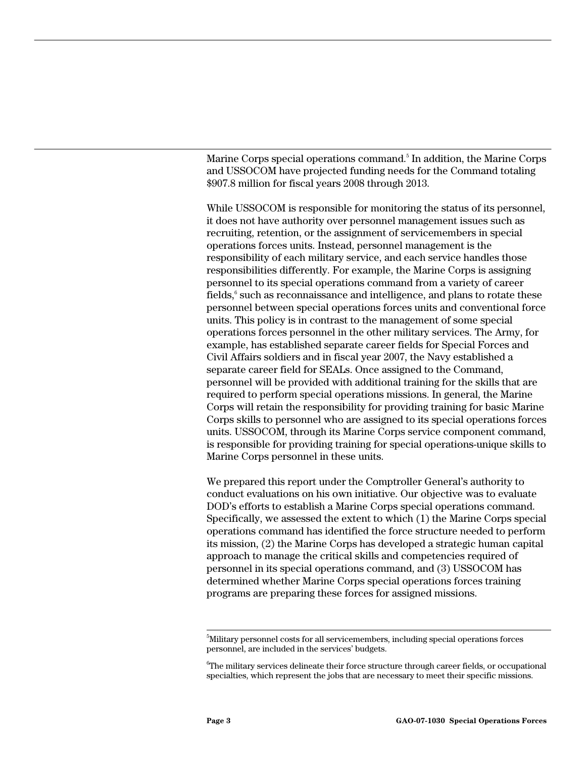Marine Corps special operations command.[5] In addition, the Marine Corps and USSOCOM have projected funding needs for the Command totaling $907.8 million for fiscal years 2008 through 2013.

While USSOCOM is responsible for monitoring the status of its personnel, it does not have authority over personnel management issues such as recruiting, retention, or the assignment of servicemembers in special operations forces units. Instead, personnel management is the responsibility of each military service, and each service handles those responsibilities differently. For example, the Marine Corps is assigning personnel to its special operations command from a variety of career fields,[6] such as reconnaissance and intelligence, and plans to rotate these personnel between special operations forces units and conventional force units. This policy is in contrast to the management of some special operations forces personnel in the other military services. The Army, for example, has established separate career fields for Special Forces and Civil Affairs soldiers and in fiscal year 2007, the Navy established a separate career field for SEALs. Once assigned to the Command, personnel will be provided with additional training for the skills that are required to perform special operations missions. In general, the Marine Corps will retain the responsibility for providing training for basic Marine Corps skills to personnel who are assigned to its special operations forces units. USSOCOM, through its Marine Corps service component command, is responsible for providing training for special operations-unique skills to Marine Corps personnel in these units.

We prepared this report under the Comptroller General's authority to conduct evaluations on his own initiative. Our objective was to evaluate DOD's efforts to establish a Marine Corps special operations command. Specifically, we assessed the extent to which (1) the Marine Corps special operations command has identified the force structure needed to perform its mission, (2) the Marine Corps has developed a strategic human capital approach to manage the critical skills and competencies required of personnel in its special operations command, and (3) USSOCOM has determined whether Marine Corps special operations forces training programs are preparing these forces for assigned missions.

[5]Military personnel costs for all servicemembers, including special operations forces personnel, are included in the services' budgets.

[6]The military services delineate their force structure through career fields, or occupational specialties, which represent the jobs that are necessary to meet their specific missions.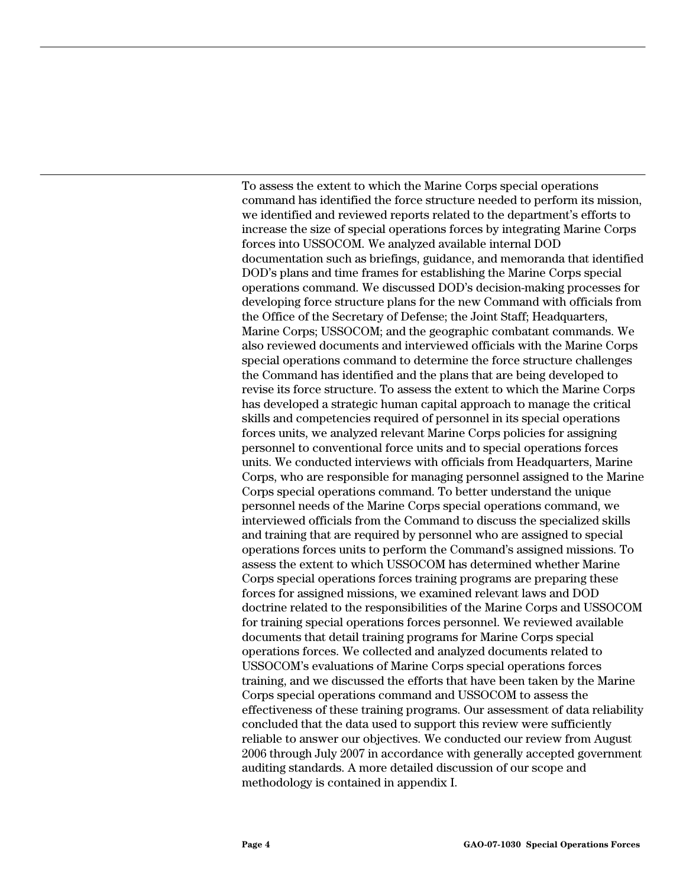To assess the extent to which the Marine Corps special operations command has identified the force structure needed to perform its mission, we identified and reviewed reports related to the department's efforts to increase the size of special operations forces by integrating Marine Corps forces into USSOCOM. We analyzed available internal DOD documentation such as briefings, guidance, and memoranda that identified DOD's plans and time frames for establishing the Marine Corps special operations command. We discussed DOD's decision-making processes for developing force structure plans for the new Command with officials from the Office of the Secretary of Defense; the Joint Staff; Headquarters, Marine Corps; USSOCOM; and the geographic combatant commands. We also reviewed documents and interviewed officials with the Marine Corps special operations command to determine the force structure challenges the Command has identified and the plans that are being developed to revise its force structure. To assess the extent to which the Marine Corps has developed a strategic human capital approach to manage the critical skills and competencies required of personnel in its special operations forces units, we analyzed relevant Marine Corps policies for assigning personnel to conventional force units and to special operations forces units. We conducted interviews with officials from Headquarters, Marine Corps, who are responsible for managing personnel assigned to the Marine Corps special operations command. To better understand the unique personnel needs of the Marine Corps special operations command, we interviewed officials from the Command to discuss the specialized skills and training that are required by personnel who are assigned to special operations forces units to perform the Command's assigned missions. To assess the extent to which USSOCOM has determined whether Marine Corps special operations forces training programs are preparing these forces for assigned missions, we examined relevant laws and DOD doctrine related to the responsibilities of the Marine Corps and USSOCOM for training special operations forces personnel. We reviewed available documents that detail training programs for Marine Corps special operations forces. We collected and analyzed documents related to USSOCOM's evaluations of Marine Corps special operations forces training, and we discussed the efforts that have been taken by the Marine Corps special operations command and USSOCOM to assess the effectiveness of these training programs. Our assessment of data reliability concluded that the data used to support this review were sufficiently reliable to answer our objectives. We conducted our review from August 2006 through July 2007 in accordance with generally accepted government auditing standards. A more detailed discussion of our scope and methodology is contained in appendix I.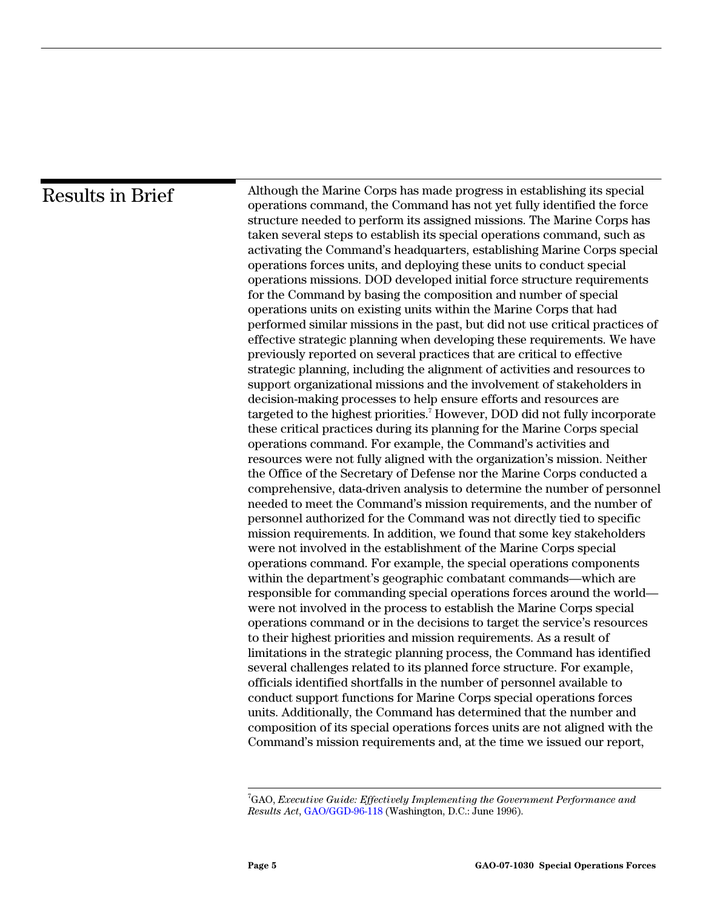## Results in Brief

Although the Marine Corps has made progress in establishing its special operations command, the Command has not yet fully identified the force structure needed to perform its assigned missions. The Marine Corps has taken several steps to establish its special operations command, such as activating the Command's headquarters, establishing Marine Corps special operations forces units, and deploying these units to conduct special operations missions. DOD developed initial force structure requirements for the Command by basing the composition and number of special operations units on existing units within the Marine Corps that had performed similar missions in the past, but did not use critical practices of effective strategic planning when developing these requirements. We have previously reported on several practices that are critical to effective strategic planning, including the alignment of activities and resources to support organizational missions and the involvement of stakeholders in decision-making processes to help ensure efforts and resources are targeted to the highest priorities.[7] However, DOD did not fully incorporate these critical practices during its planning for the Marine Corps special operations command. For example, the Command's activities and resources were not fully aligned with the organization's mission. Neither the Office of the Secretary of Defense nor the Marine Corps conducted a comprehensive, data-driven analysis to determine the number of personnel needed to meet the Command's mission requirements, and the number of personnel authorized for the Command was not directly tied to specific mission requirements. In addition, we found that some key stakeholders were not involved in the establishment of the Marine Corps special operations command. For example, the special operations components within the department's geographic combatant commands—which are responsible for commanding special operations forces around the world—were not involved in the process to establish the Marine Corps special operations command or in the decisions to target the service's resources to their highest priorities and mission requirements. As a result of limitations in the strategic planning process, the Command has identified several challenges related to its planned force structure. For example, officials identified shortfalls in the number of personnel available to conduct support functions for Marine Corps special operations forces units. Additionally, the Command has determined that the number and composition of its special operations forces units are not aligned with the Command's mission requirements and, at the time we issued our report,

---

[7] GAO, *Executive Guide: Effectively Implementing the Government Performance and Results Act*, GAO/GGD-96-118 (Washington, D.C.: June 1996).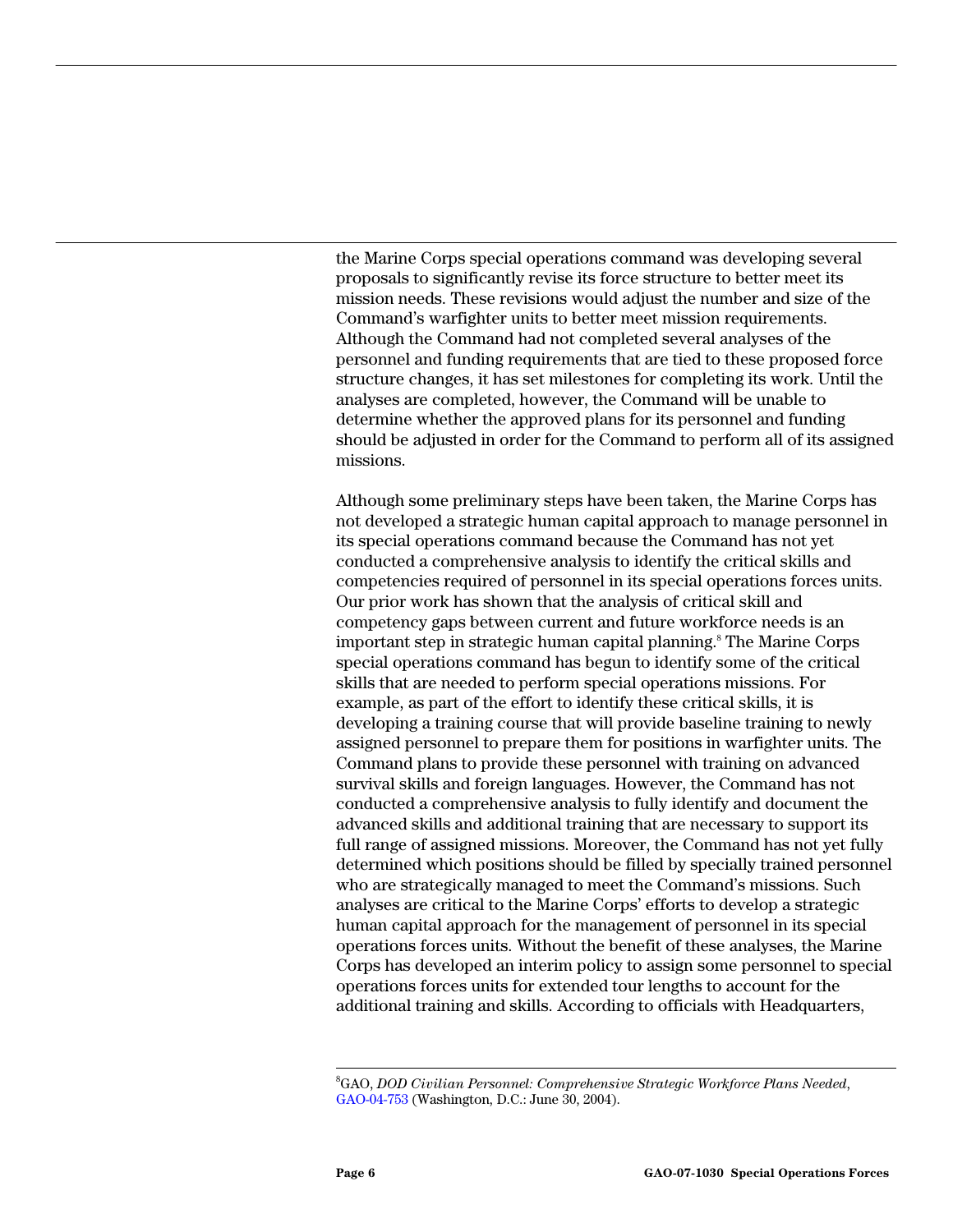the Marine Corps special operations command was developing several proposals to significantly revise its force structure to better meet its mission needs. These revisions would adjust the number and size of the Command's warfighter units to better meet mission requirements. Although the Command had not completed several analyses of the personnel and funding requirements that are tied to these proposed force structure changes, it has set milestones for completing its work. Until the analyses are completed, however, the Command will be unable to determine whether the approved plans for its personnel and funding should be adjusted in order for the Command to perform all of its assigned missions.

Although some preliminary steps have been taken, the Marine Corps has not developed a strategic human capital approach to manage personnel in its special operations command because the Command has not yet conducted a comprehensive analysis to identify the critical skills and competencies required of personnel in its special operations forces units. Our prior work has shown that the analysis of critical skill and competency gaps between current and future workforce needs is an important step in strategic human capital planning.[8] The Marine Corps special operations command has begun to identify some of the critical skills that are needed to perform special operations missions. For example, as part of the effort to identify these critical skills, it is developing a training course that will provide baseline training to newly assigned personnel to prepare them for positions in warfighter units. The Command plans to provide these personnel with training on advanced survival skills and foreign languages. However, the Command has not conducted a comprehensive analysis to fully identify and document the advanced skills and additional training that are necessary to support its full range of assigned missions. Moreover, the Command has not yet fully determined which positions should be filled by specially trained personnel who are strategically managed to meet the Command's missions. Such analyses are critical to the Marine Corps' efforts to develop a strategic human capital approach for the management of personnel in its special operations forces units. Without the benefit of these analyses, the Marine Corps has developed an interim policy to assign some personnel to special operations forces units for extended tour lengths to account for the additional training and skills. According to officials with Headquarters,

---

[8]GAO, *DOD Civilian Personnel: Comprehensive Strategic Workforce Plans Needed*, GAO-04-753 (Washington, D.C.: June 30, 2004).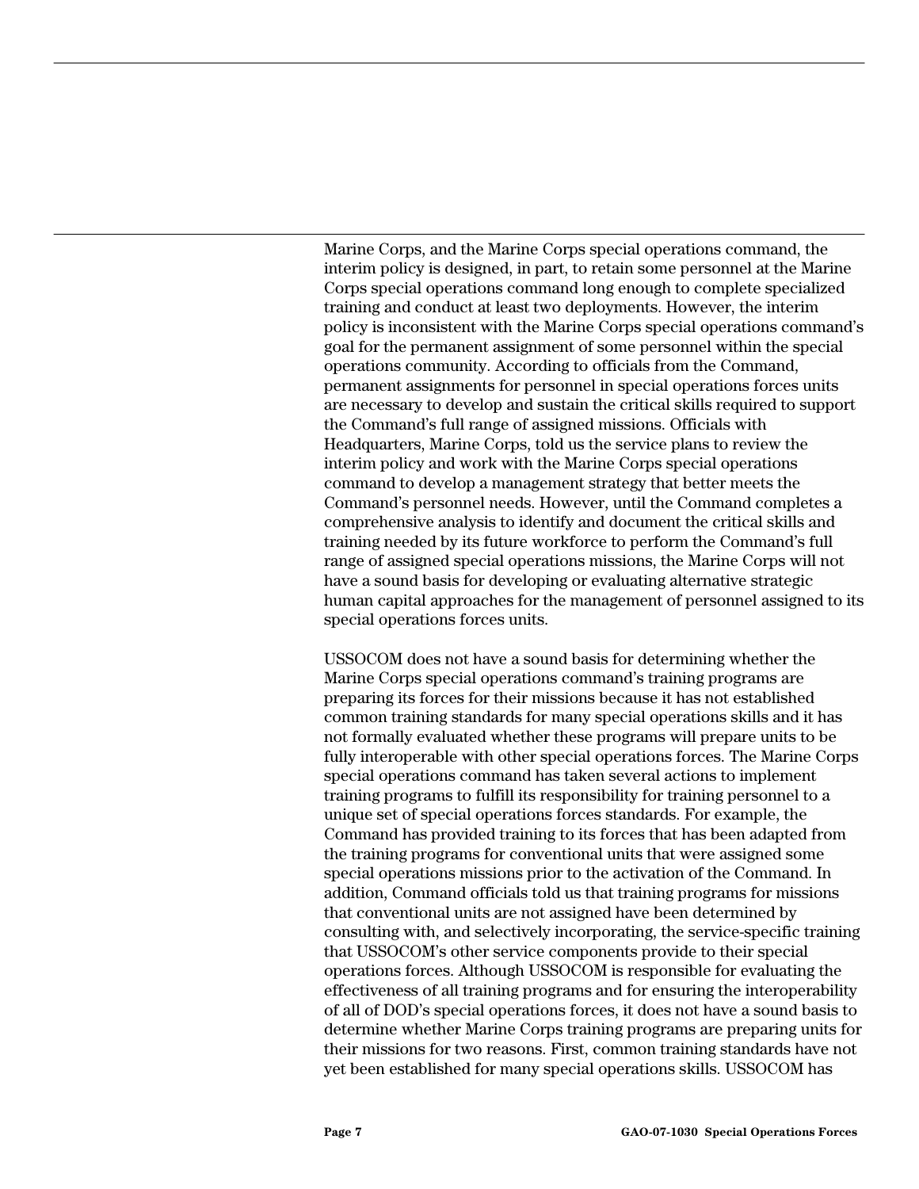Marine Corps, and the Marine Corps special operations command, the interim policy is designed, in part, to retain some personnel at the Marine Corps special operations command long enough to complete specialized training and conduct at least two deployments. However, the interim policy is inconsistent with the Marine Corps special operations command's goal for the permanent assignment of some personnel within the special operations community. According to officials from the Command, permanent assignments for personnel in special operations forces units are necessary to develop and sustain the critical skills required to support the Command's full range of assigned missions. Officials with Headquarters, Marine Corps, told us the service plans to review the interim policy and work with the Marine Corps special operations command to develop a management strategy that better meets the Command's personnel needs. However, until the Command completes a comprehensive analysis to identify and document the critical skills and training needed by its future workforce to perform the Command's full range of assigned special operations missions, the Marine Corps will not have a sound basis for developing or evaluating alternative strategic human capital approaches for the management of personnel assigned to its special operations forces units.

USSOCOM does not have a sound basis for determining whether the Marine Corps special operations command's training programs are preparing its forces for their missions because it has not established common training standards for many special operations skills and it has not formally evaluated whether these programs will prepare units to be fully interoperable with other special operations forces. The Marine Corps special operations command has taken several actions to implement training programs to fulfill its responsibility for training personnel to a unique set of special operations forces standards. For example, the Command has provided training to its forces that has been adapted from the training programs for conventional units that were assigned some special operations missions prior to the activation of the Command. In addition, Command officials told us that training programs for missions that conventional units are not assigned have been determined by consulting with, and selectively incorporating, the service-specific training that USSOCOM's other service components provide to their special operations forces. Although USSOCOM is responsible for evaluating the effectiveness of all training programs and for ensuring the interoperability of all of DOD's special operations forces, it does not have a sound basis to determine whether Marine Corps training programs are preparing units for their missions for two reasons. First, common training standards have not yet been established for many special operations skills. USSOCOM has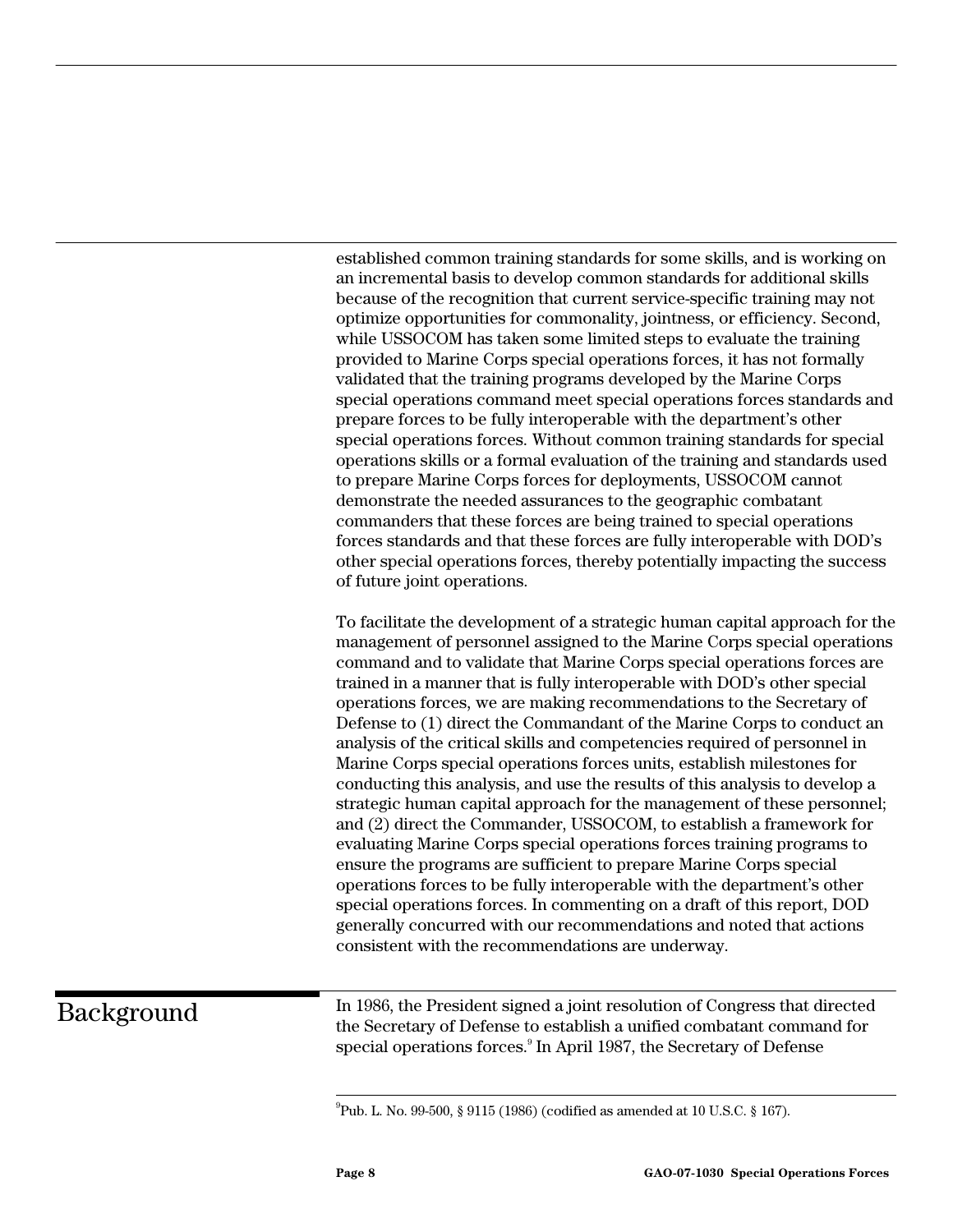established common training standards for some skills, and is working on an incremental basis to develop common standards for additional skills because of the recognition that current service-specific training may not optimize opportunities for commonality, jointness, or efficiency. Second, while USSOCOM has taken some limited steps to evaluate the training provided to Marine Corps special operations forces, it has not formally validated that the training programs developed by the Marine Corps special operations command meet special operations forces standards and prepare forces to be fully interoperable with the department's other special operations forces. Without common training standards for special operations skills or a formal evaluation of the training and standards used to prepare Marine Corps forces for deployments, USSOCOM cannot demonstrate the needed assurances to the geographic combatant commanders that these forces are being trained to special operations forces standards and that these forces are fully interoperable with DOD's other special operations forces, thereby potentially impacting the success of future joint operations.

To facilitate the development of a strategic human capital approach for the management of personnel assigned to the Marine Corps special operations command and to validate that Marine Corps special operations forces are trained in a manner that is fully interoperable with DOD's other special operations forces, we are making recommendations to the Secretary of Defense to (1) direct the Commandant of the Marine Corps to conduct an analysis of the critical skills and competencies required of personnel in Marine Corps special operations forces units, establish milestones for conducting this analysis, and use the results of this analysis to develop a strategic human capital approach for the management of these personnel; and (2) direct the Commander, USSOCOM, to establish a framework for evaluating Marine Corps special operations forces training programs to ensure the programs are sufficient to prepare Marine Corps special operations forces to be fully interoperable with the department's other special operations forces. In commenting on a draft of this report, DOD generally concurred with our recommendations and noted that actions consistent with the recommendations are underway.

## Background

In 1986, the President signed a joint resolution of Congress that directed the Secretary of Defense to establish a unified combatant command for special operations forces.[9] In April 1987, the Secretary of Defense

[9]Pub. L. No. 99-500, § 9115 (1986) (codified as amended at 10 U.S.C. § 167).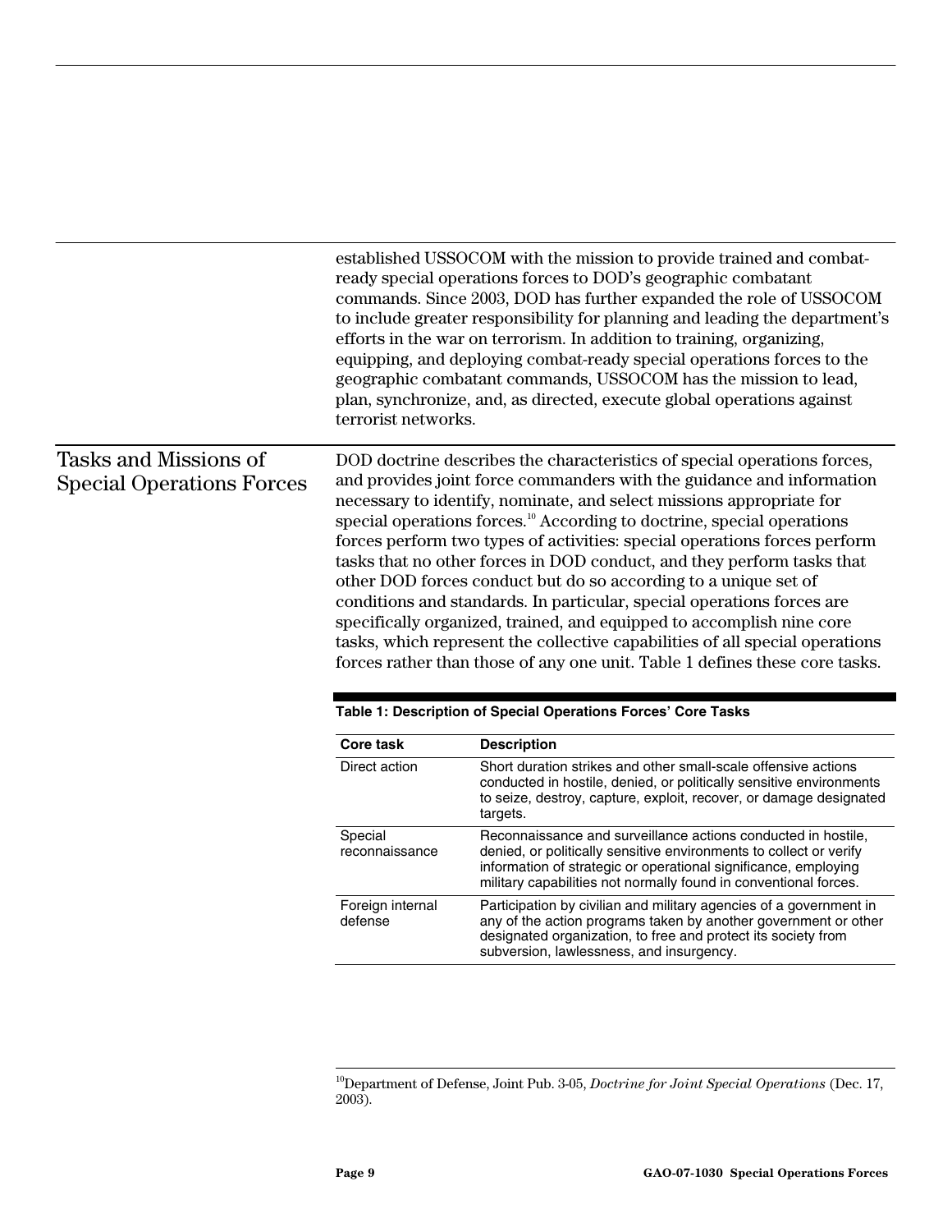established USSOCOM with the mission to provide trained and combat-ready special operations forces to DOD's geographic combatant commands. Since 2003, DOD has further expanded the role of USSOCOM to include greater responsibility for planning and leading the department's efforts in the war on terrorism. In addition to training, organizing, equipping, and deploying combat-ready special operations forces to the geographic combatant commands, USSOCOM has the mission to lead, plan, synchronize, and, as directed, execute global operations against terrorist networks.

## Tasks and Missions of Special Operations Forces

DOD doctrine describes the characteristics of special operations forces, and provides joint force commanders with the guidance and information necessary to identify, nominate, and select missions appropriate for special operations forces.[10] According to doctrine, special operations forces perform two types of activities: special operations forces perform tasks that no other forces in DOD conduct, and they perform tasks that other DOD forces conduct but do so according to a unique set of conditions and standards. In particular, special operations forces are specifically organized, trained, and equipped to accomplish nine core tasks, which represent the collective capabilities of all special operations forces rather than those of any one unit. Table 1 defines these core tasks.

**Table 1: Description of Special Operations Forces' Core Tasks**

| Core task | Description |
|---|---|
| Direct action | Short duration strikes and other small-scale offensive actions conducted in hostile, denied, or politically sensitive environments to seize, destroy, capture, exploit, recover, or damage designated targets. |
| Special reconnaissance | Reconnaissance and surveillance actions conducted in hostile, denied, or politically sensitive environments to collect or verify information of strategic or operational significance, employing military capabilities not normally found in conventional forces. |
| Foreign internal defense | Participation by civilian and military agencies of a government in any of the action programs taken by another government or other designated organization, to free and protect its society from subversion, lawlessness, and insurgency. |

[10] Department of Defense, Joint Pub. 3-05, *Doctrine for Joint Special Operations* (Dec. 17, 2003).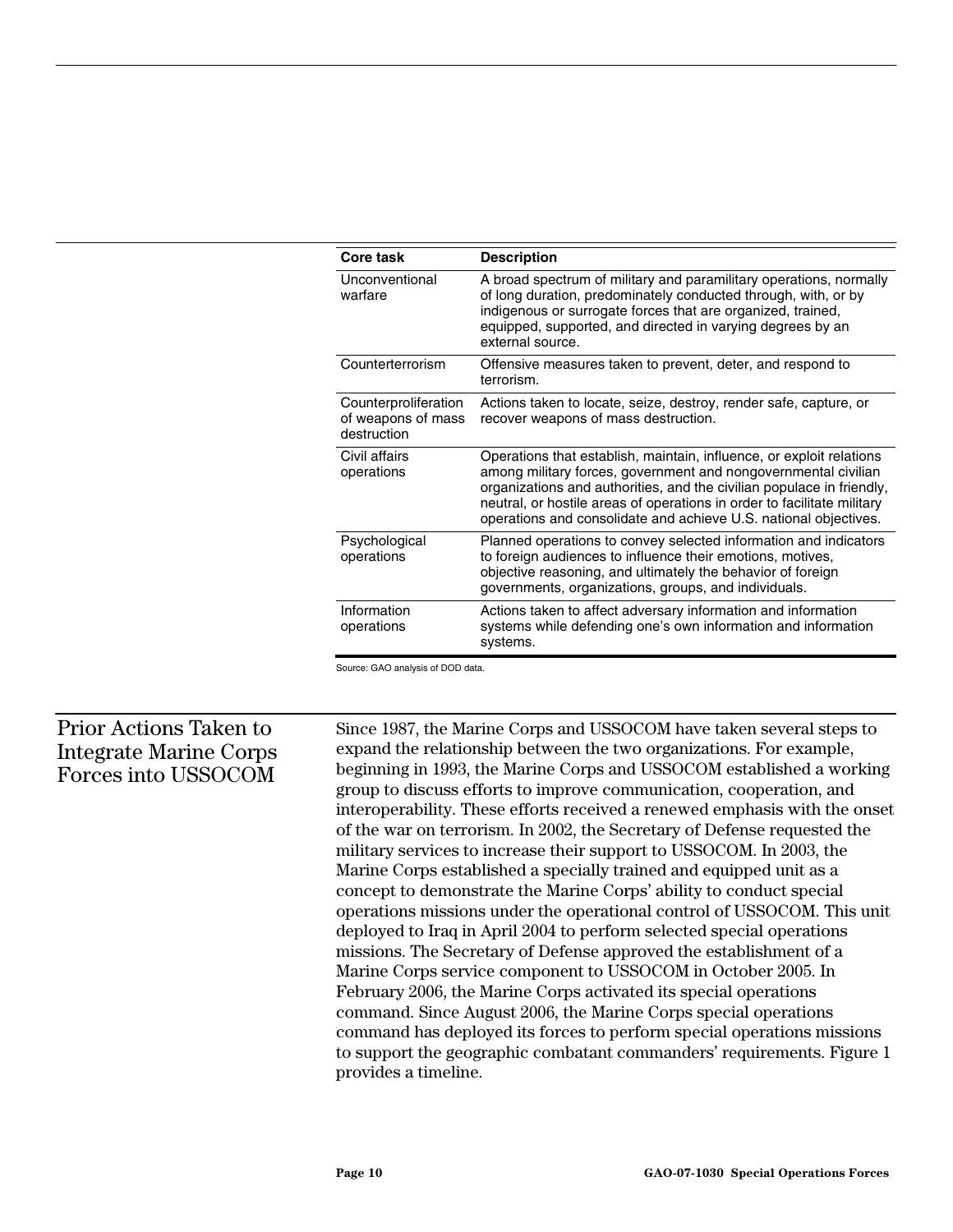| Core task | Description |
|---|---|
| Unconventional warfare | A broad spectrum of military and paramilitary operations, normally of long duration, predominately conducted through, with, or by indigenous or surrogate forces that are organized, trained, equipped, supported, and directed in varying degrees by an external source. |
| Counterterrorism | Offensive measures taken to prevent, deter, and respond to terrorism. |
| Counterproliferation of weapons of mass destruction | Actions taken to locate, seize, destroy, render safe, capture, or recover weapons of mass destruction. |
| Civil affairs operations | Operations that establish, maintain, influence, or exploit relations among military forces, government and nongovernmental civilian organizations and authorities, and the civilian populace in friendly, neutral, or hostile areas of operations in order to facilitate military operations and consolidate and achieve U.S. national objectives. |
| Psychological operations | Planned operations to convey selected information and indicators to foreign audiences to influence their emotions, motives, objective reasoning, and ultimately the behavior of foreign governments, organizations, groups, and individuals. |
| Information operations | Actions taken to affect adversary information and information systems while defending one's own information and information systems. |

Source: GAO analysis of DOD data.

## Prior Actions Taken to Integrate Marine Corps Forces into USSOCOM

Since 1987, the Marine Corps and USSOCOM have taken several steps to expand the relationship between the two organizations. For example, beginning in 1993, the Marine Corps and USSOCOM established a working group to discuss efforts to improve communication, cooperation, and interoperability. These efforts received a renewed emphasis with the onset of the war on terrorism. In 2002, the Secretary of Defense requested the military services to increase their support to USSOCOM. In 2003, the Marine Corps established a specially trained and equipped unit as a concept to demonstrate the Marine Corps' ability to conduct special operations missions under the operational control of USSOCOM. This unit deployed to Iraq in April 2004 to perform selected special operations missions. The Secretary of Defense approved the establishment of a Marine Corps service component to USSOCOM in October 2005. In February 2006, the Marine Corps activated its special operations command. Since August 2006, the Marine Corps special operations command has deployed its forces to perform special operations missions to support the geographic combatant commanders' requirements. Figure 1 provides a timeline.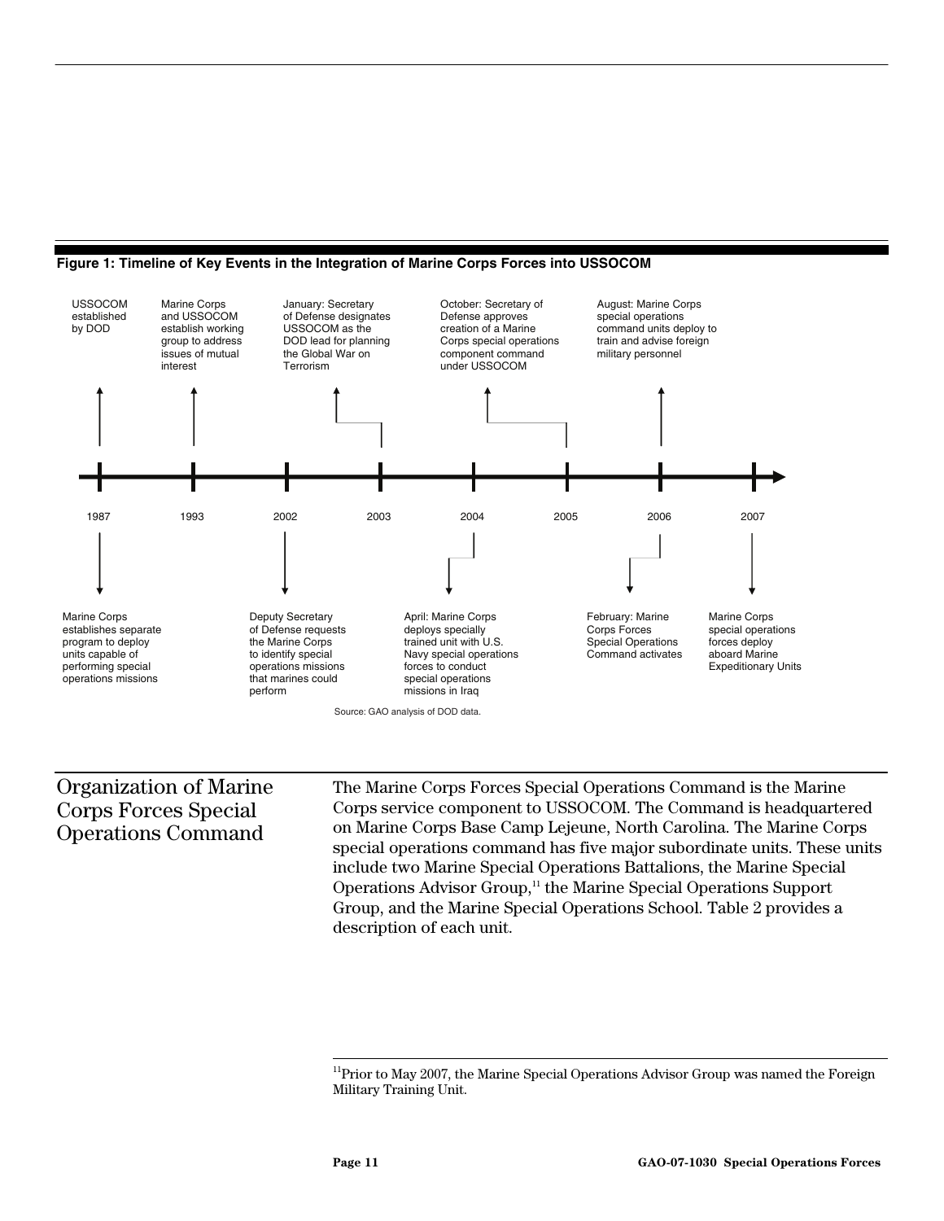**Figure 1: Timeline of Key Events in the Integration of Marine Corps Forces into USSOCOM**

- **1987**: USSOCOM established by DOD
- **1987**: Marine Corps establishes separate program to deploy units capable of performing special operations missions
- **1993**: Marine Corps and USSOCOM establish working group to address issues of mutual interest
- **2002**: Deputy Secretary of Defense requests the Marine Corps to identify special operations missions that marines could perform
- **2003**: January: Secretary of Defense designates USSOCOM as the DOD lead for planning the Global War on Terrorism
- **2004**: April: Marine Corps deploys specially trained unit with U.S. Navy special operations forces to conduct special operations missions in Iraq
- **2005**: October: Secretary of Defense approves creation of a Marine Corps special operations component command under USSOCOM
- **2006**: February: Marine Corps Forces Special Operations Command activates
- **2006**: August: Marine Corps special operations command units deploy to train and advise foreign military personnel
- **2007**: Marine Corps special operations forces deploy aboard Marine Expeditionary Units

Source: GAO analysis of DOD data.

## Organization of Marine Corps Forces Special Operations Command

The Marine Corps Forces Special Operations Command is the Marine Corps service component to USSOCOM. The Command is headquartered on Marine Corps Base Camp Lejeune, North Carolina. The Marine Corps special operations command has five major subordinate units. These units include two Marine Special Operations Battalions, the Marine Special Operations Advisor Group,[11] the Marine Special Operations Support Group, and the Marine Special Operations School. Table 2 provides a description of each unit.

[11] Prior to May 2007, the Marine Special Operations Advisor Group was named the Foreign Military Training Unit.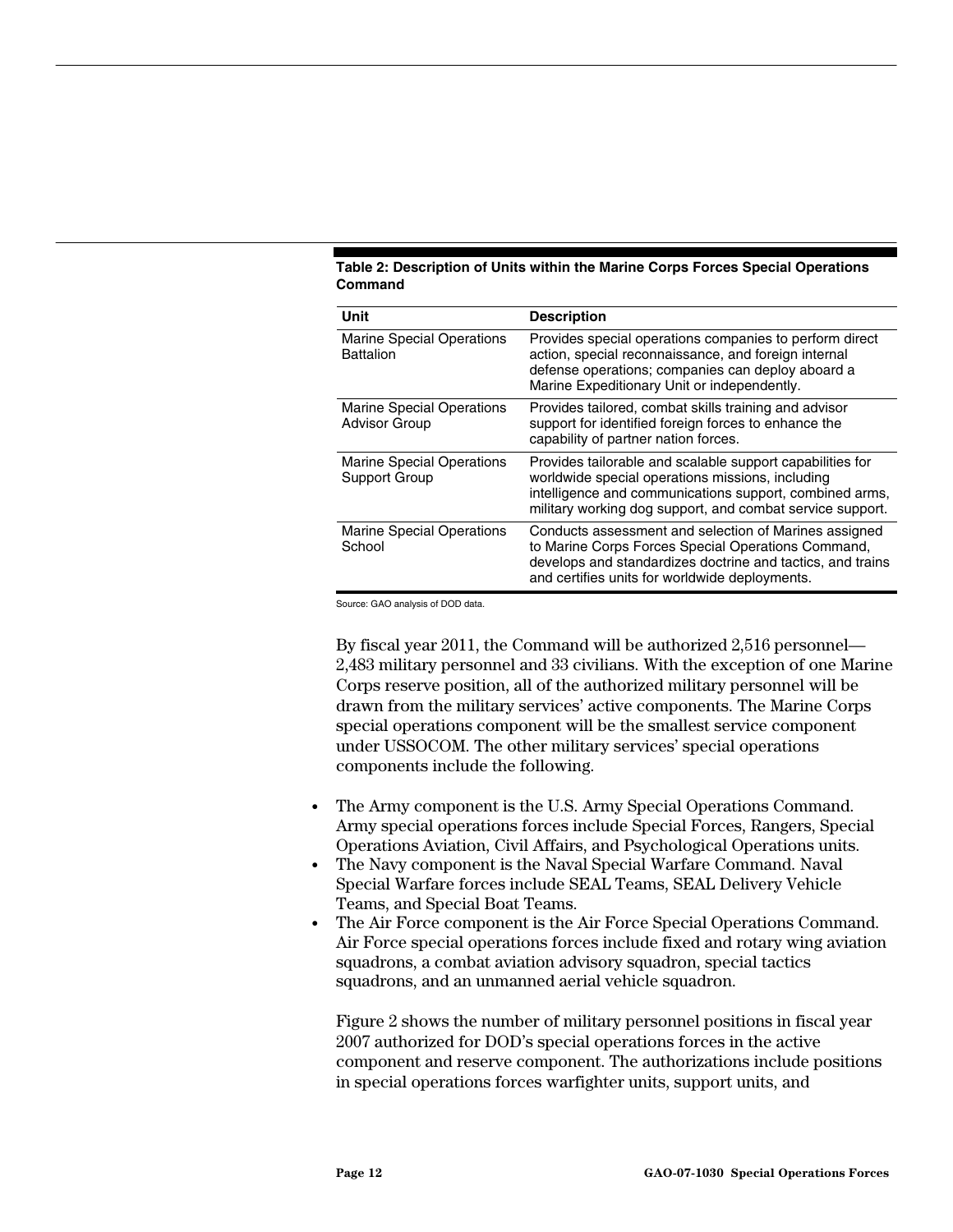**Table 2: Description of Units within the Marine Corps Forces Special Operations Command**

| Unit | Description |
|---|---|
| Marine Special Operations Battalion | Provides special operations companies to perform direct action, special reconnaissance, and foreign internal defense operations; companies can deploy aboard a Marine Expeditionary Unit or independently. |
| Marine Special Operations Advisor Group | Provides tailored, combat skills training and advisor support for identified foreign forces to enhance the capability of partner nation forces. |
| Marine Special Operations Support Group | Provides tailorable and scalable support capabilities for worldwide special operations missions, including intelligence and communications support, combined arms, military working dog support, and combat service support. |
| Marine Special Operations School | Conducts assessment and selection of Marines assigned to Marine Corps Forces Special Operations Command, develops and standardizes doctrine and tactics, and trains and certifies units for worldwide deployments. |

Source: GAO analysis of DOD data.

By fiscal year 2011, the Command will be authorized 2,516 personnel—2,483 military personnel and 33 civilians. With the exception of one Marine Corps reserve position, all of the authorized military personnel will be drawn from the military services' active components. The Marine Corps special operations component will be the smallest service component under USSOCOM. The other military services' special operations components include the following.

- The Army component is the U.S. Army Special Operations Command. Army special operations forces include Special Forces, Rangers, Special Operations Aviation, Civil Affairs, and Psychological Operations units.
- The Navy component is the Naval Special Warfare Command. Naval Special Warfare forces include SEAL Teams, SEAL Delivery Vehicle Teams, and Special Boat Teams.
- The Air Force component is the Air Force Special Operations Command. Air Force special operations forces include fixed and rotary wing aviation squadrons, a combat aviation advisory squadron, special tactics squadrons, and an unmanned aerial vehicle squadron.

Figure 2 shows the number of military personnel positions in fiscal year 2007 authorized for DOD's special operations forces in the active component and reserve component. The authorizations include positions in special operations forces warfighter units, support units, and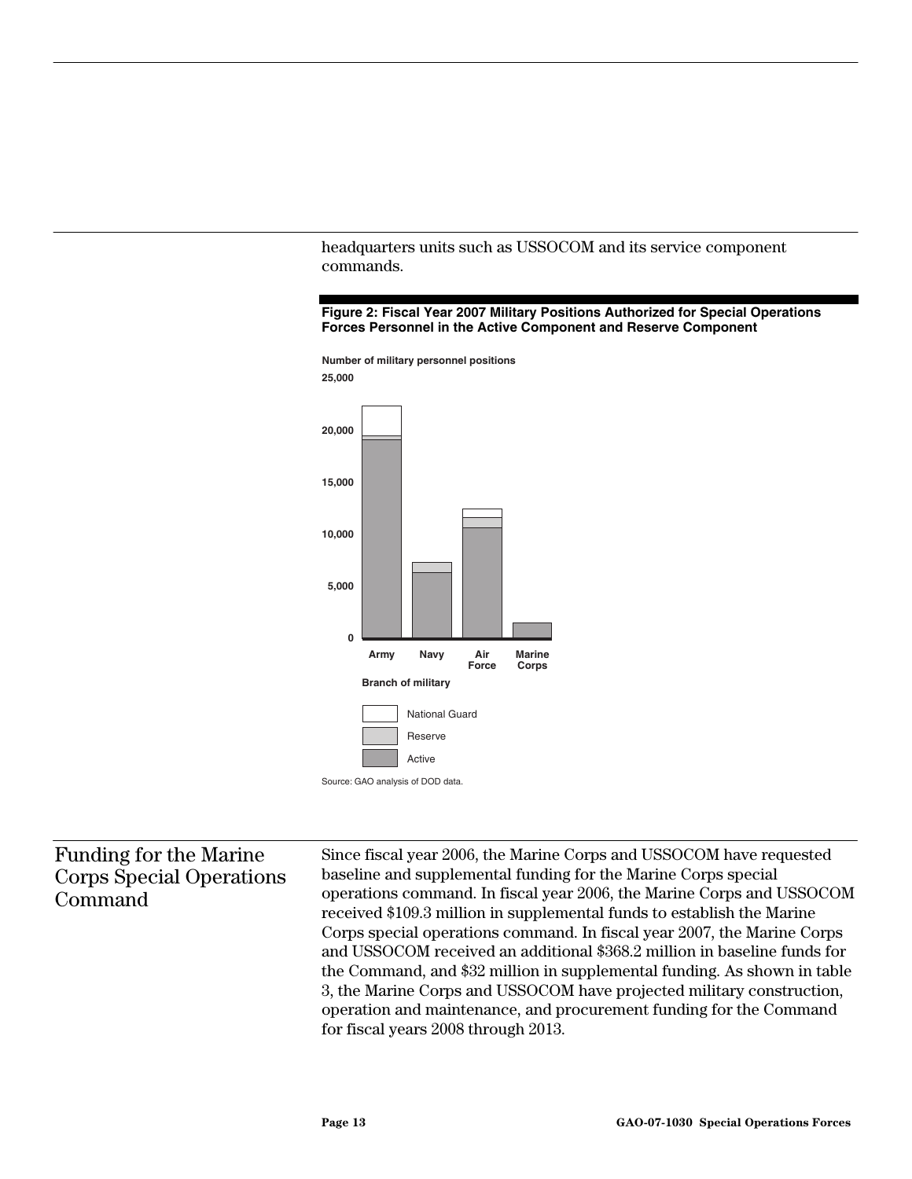headquarters units such as USSOCOM and its service component commands.

**Figure 2: Fiscal Year 2007 Military Positions Authorized for Special Operations Forces Personnel in the Active Component and Reserve Component**

Source: GAO analysis of DOD data.

## Funding for the Marine Corps Special Operations Command

Since fiscal year 2006, the Marine Corps and USSOCOM have requested baseline and supplemental funding for the Marine Corps special operations command. In fiscal year 2006, the Marine Corps and USSOCOM received $109.3 million in supplemental funds to establish the Marine Corps special operations command. In fiscal year 2007, the Marine Corps and USSOCOM received an additional $368.2 million in baseline funds for the Command, and $32 million in supplemental funding. As shown in table 3, the Marine Corps and USSOCOM have projected military construction, operation and maintenance, and procurement funding for the Command for fiscal years 2008 through 2013.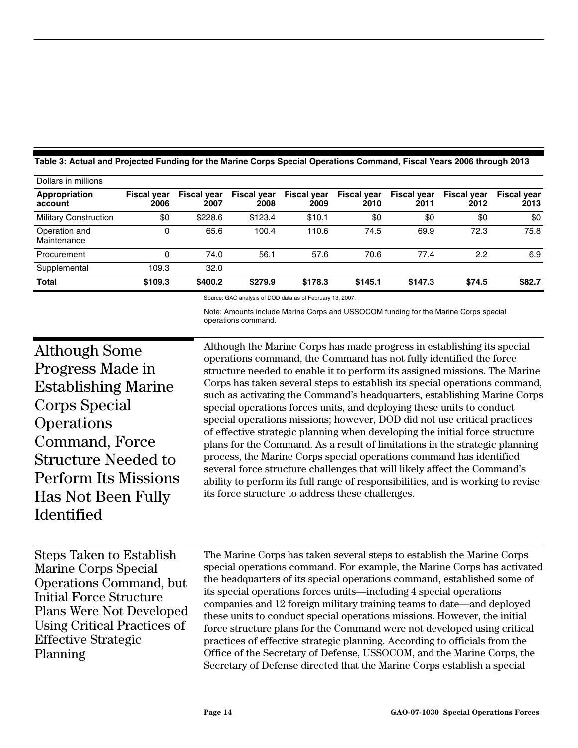**Table 3: Actual and Projected Funding for the Marine Corps Special Operations Command, Fiscal Years 2006 through 2013**

Dollars in millions

| Appropriation account | Fiscal year 2006 | Fiscal year 2007 | Fiscal year 2008 | Fiscal year 2009 | Fiscal year 2010 | Fiscal year 2011 | Fiscal year 2012 | Fiscal year 2013 |
|---|---|---|---|---|---|---|---|---|
| Military Construction | $0 | $228.6 | $123.4 | $10.1 | $0 | $0 | $0 | $0 |
| Operation and Maintenance | 0 | 65.6 | 100.4 | 110.6 | 74.5 | 69.9 | 72.3 | 75.8 |
| Procurement | 0 | 74.0 | 56.1 | 57.6 | 70.6 | 77.4 | 2.2 | 6.9 |
| Supplemental | 109.3 | 32.0 | | | | | | |
| **Total** | **$109.3** | **$400.2** | **$279.9** | **$178.3** | **$145.1** | **$147.3** | **$74.5** | **$82.7** |

Source: GAO analysis of DOD data as of February 13, 2007.

Note: Amounts include Marine Corps and USSOCOM funding for the Marine Corps special operations command.

## Although Some Progress Made in Establishing Marine Corps Special Operations Command, Force Structure Needed to Perform Its Missions Has Not Been Fully Identified

Although the Marine Corps has made progress in establishing its special operations command, the Command has not fully identified the force structure needed to enable it to perform its assigned missions. The Marine Corps has taken several steps to establish its special operations command, such as activating the Command's headquarters, establishing Marine Corps special operations forces units, and deploying these units to conduct special operations missions; however, DOD did not use critical practices of effective strategic planning when developing the initial force structure plans for the Command. As a result of limitations in the strategic planning process, the Marine Corps special operations command has identified several force structure challenges that will likely affect the Command's ability to perform its full range of responsibilities, and is working to revise its force structure to address these challenges.

### Steps Taken to Establish Marine Corps Special Operations Command, but Initial Force Structure Plans Were Not Developed Using Critical Practices of Effective Strategic Planning

The Marine Corps has taken several steps to establish the Marine Corps special operations command. For example, the Marine Corps has activated the headquarters of its special operations command, established some of its special operations forces units—including 4 special operations companies and 12 foreign military training teams to date—and deployed these units to conduct special operations missions. However, the initial force structure plans for the Command were not developed using critical practices of effective strategic planning. According to officials from the Office of the Secretary of Defense, USSOCOM, and the Marine Corps, the Secretary of Defense directed that the Marine Corps establish a special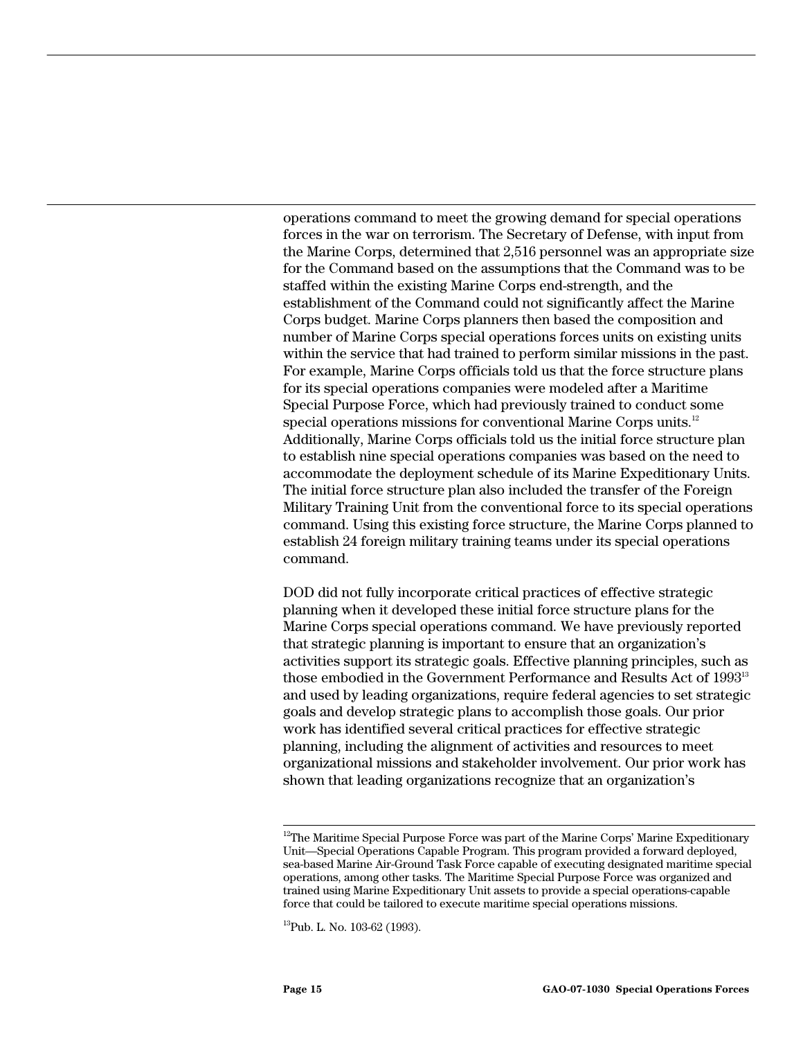operations command to meet the growing demand for special operations forces in the war on terrorism. The Secretary of Defense, with input from the Marine Corps, determined that 2,516 personnel was an appropriate size for the Command based on the assumptions that the Command was to be staffed within the existing Marine Corps end-strength, and the establishment of the Command could not significantly affect the Marine Corps budget. Marine Corps planners then based the composition and number of Marine Corps special operations forces units on existing units within the service that had trained to perform similar missions in the past. For example, Marine Corps officials told us that the force structure plans for its special operations companies were modeled after a Maritime Special Purpose Force, which had previously trained to conduct some special operations missions for conventional Marine Corps units.[12] Additionally, Marine Corps officials told us the initial force structure plan to establish nine special operations companies was based on the need to accommodate the deployment schedule of its Marine Expeditionary Units. The initial force structure plan also included the transfer of the Foreign Military Training Unit from the conventional force to its special operations command. Using this existing force structure, the Marine Corps planned to establish 24 foreign military training teams under its special operations command.

DOD did not fully incorporate critical practices of effective strategic planning when it developed these initial force structure plans for the Marine Corps special operations command. We have previously reported that strategic planning is important to ensure that an organization's activities support its strategic goals. Effective planning principles, such as those embodied in the Government Performance and Results Act of 1993[13] and used by leading organizations, require federal agencies to set strategic goals and develop strategic plans to accomplish those goals. Our prior work has identified several critical practices for effective strategic planning, including the alignment of activities and resources to meet organizational missions and stakeholder involvement. Our prior work has shown that leading organizations recognize that an organization's

---

[12]The Maritime Special Purpose Force was part of the Marine Corps' Marine Expeditionary Unit—Special Operations Capable Program. This program provided a forward deployed, sea-based Marine Air-Ground Task Force capable of executing designated maritime special operations, among other tasks. The Maritime Special Purpose Force was organized and trained using Marine Expeditionary Unit assets to provide a special operations-capable force that could be tailored to execute maritime special operations missions.

[13]Pub. L. No. 103-62 (1993).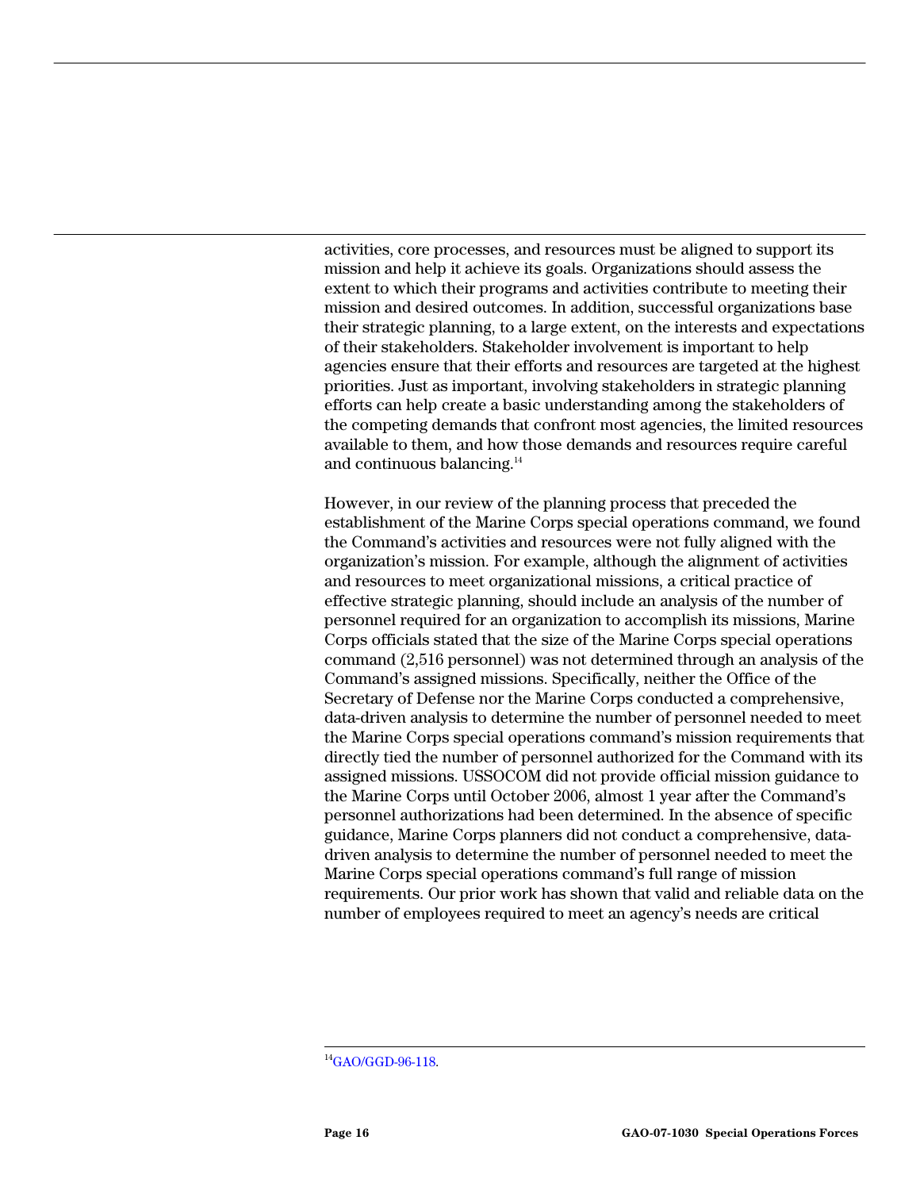activities, core processes, and resources must be aligned to support its mission and help it achieve its goals. Organizations should assess the extent to which their programs and activities contribute to meeting their mission and desired outcomes. In addition, successful organizations base their strategic planning, to a large extent, on the interests and expectations of their stakeholders. Stakeholder involvement is important to help agencies ensure that their efforts and resources are targeted at the highest priorities. Just as important, involving stakeholders in strategic planning efforts can help create a basic understanding among the stakeholders of the competing demands that confront most agencies, the limited resources available to them, and how those demands and resources require careful and continuous balancing.[14]

However, in our review of the planning process that preceded the establishment of the Marine Corps special operations command, we found the Command's activities and resources were not fully aligned with the organization's mission. For example, although the alignment of activities and resources to meet organizational missions, a critical practice of effective strategic planning, should include an analysis of the number of personnel required for an organization to accomplish its missions, Marine Corps officials stated that the size of the Marine Corps special operations command (2,516 personnel) was not determined through an analysis of the Command's assigned missions. Specifically, neither the Office of the Secretary of Defense nor the Marine Corps conducted a comprehensive, data-driven analysis to determine the number of personnel needed to meet the Marine Corps special operations command's mission requirements that directly tied the number of personnel authorized for the Command with its assigned missions. USSOCOM did not provide official mission guidance to the Marine Corps until October 2006, almost 1 year after the Command's personnel authorizations had been determined. In the absence of specific guidance, Marine Corps planners did not conduct a comprehensive, data-driven analysis to determine the number of personnel needed to meet the Marine Corps special operations command's full range of mission requirements. Our prior work has shown that valid and reliable data on the number of employees required to meet an agency's needs are critical

[14] GAO/GGD-96-118.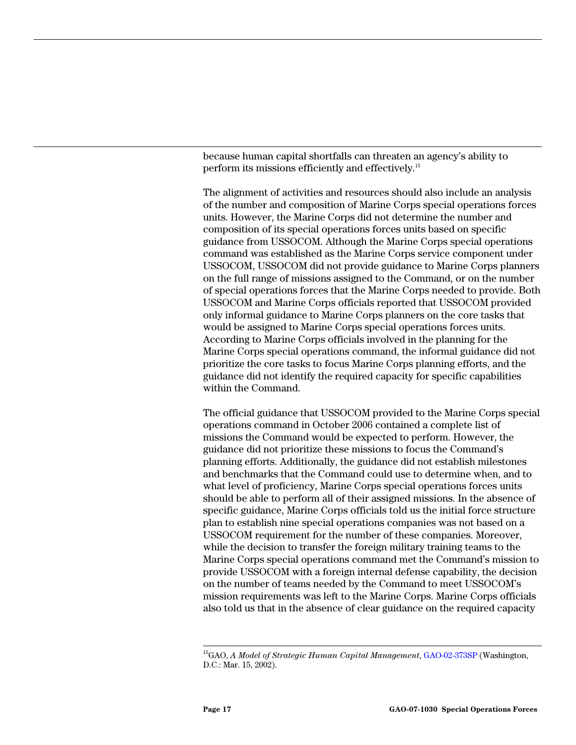because human capital shortfalls can threaten an agency's ability to perform its missions efficiently and effectively.[15]

The alignment of activities and resources should also include an analysis of the number and composition of Marine Corps special operations forces units. However, the Marine Corps did not determine the number and composition of its special operations forces units based on specific guidance from USSOCOM. Although the Marine Corps special operations command was established as the Marine Corps service component under USSOCOM, USSOCOM did not provide guidance to Marine Corps planners on the full range of missions assigned to the Command, or on the number of special operations forces that the Marine Corps needed to provide. Both USSOCOM and Marine Corps officials reported that USSOCOM provided only informal guidance to Marine Corps planners on the core tasks that would be assigned to Marine Corps special operations forces units. According to Marine Corps officials involved in the planning for the Marine Corps special operations command, the informal guidance did not prioritize the core tasks to focus Marine Corps planning efforts, and the guidance did not identify the required capacity for specific capabilities within the Command.

The official guidance that USSOCOM provided to the Marine Corps special operations command in October 2006 contained a complete list of missions the Command would be expected to perform. However, the guidance did not prioritize these missions to focus the Command's planning efforts. Additionally, the guidance did not establish milestones and benchmarks that the Command could use to determine when, and to what level of proficiency, Marine Corps special operations forces units should be able to perform all of their assigned missions. In the absence of specific guidance, Marine Corps officials told us the initial force structure plan to establish nine special operations companies was not based on a USSOCOM requirement for the number of these companies. Moreover, while the decision to transfer the foreign military training teams to the Marine Corps special operations command met the Command's mission to provide USSOCOM with a foreign internal defense capability, the decision on the number of teams needed by the Command to meet USSOCOM's mission requirements was left to the Marine Corps. Marine Corps officials also told us that in the absence of clear guidance on the required capacity

[15] GAO, *A Model of Strategic Human Capital Management*, GAO-02-373SP (Washington, D.C.: Mar. 15, 2002).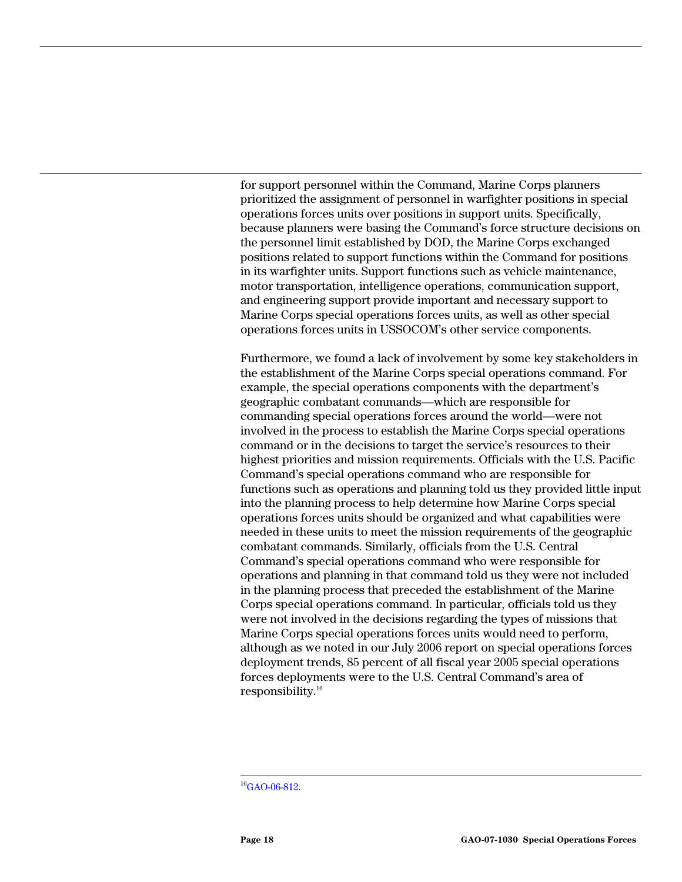for support personnel within the Command, Marine Corps planners prioritized the assignment of personnel in warfighter positions in special operations forces units over positions in support units. Specifically, because planners were basing the Command's force structure decisions on the personnel limit established by DOD, the Marine Corps exchanged positions related to support functions within the Command for positions in its warfighter units. Support functions such as vehicle maintenance, motor transportation, intelligence operations, communication support, and engineering support provide important and necessary support to Marine Corps special operations forces units, as well as other special operations forces units in USSOCOM's other service components.

Furthermore, we found a lack of involvement by some key stakeholders in the establishment of the Marine Corps special operations command. For example, the special operations components with the department's geographic combatant commands—which are responsible for commanding special operations forces around the world—were not involved in the process to establish the Marine Corps special operations command or in the decisions to target the service's resources to their highest priorities and mission requirements. Officials with the U.S. Pacific Command's special operations command who are responsible for functions such as operations and planning told us they provided little input into the planning process to help determine how Marine Corps special operations forces units should be organized and what capabilities were needed in these units to meet the mission requirements of the geographic combatant commands. Similarly, officials from the U.S. Central Command's special operations command who were responsible for operations and planning in that command told us they were not included in the planning process that preceded the establishment of the Marine Corps special operations command. In particular, officials told us they were not involved in the decisions regarding the types of missions that Marine Corps special operations forces units would need to perform, although as we noted in our July 2006 report on special operations forces deployment trends, 85 percent of all fiscal year 2005 special operations forces deployments were to the U.S. Central Command's area of responsibility.[16]

[16] GAO-06-812.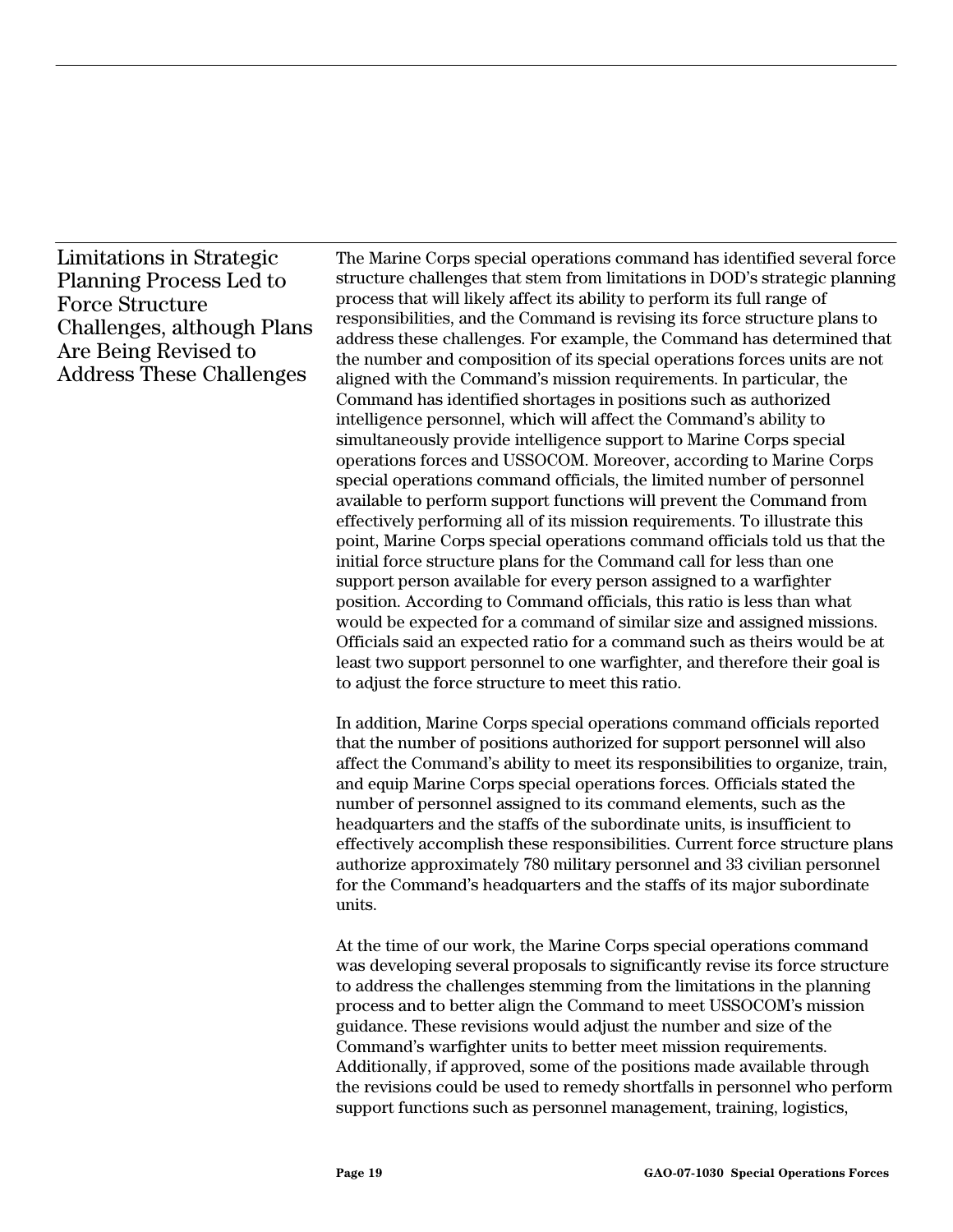## Limitations in Strategic Planning Process Led to Force Structure Challenges, although Plans Are Being Revised to Address These Challenges

The Marine Corps special operations command has identified several force structure challenges that stem from limitations in DOD's strategic planning process that will likely affect its ability to perform its full range of responsibilities, and the Command is revising its force structure plans to address these challenges. For example, the Command has determined that the number and composition of its special operations forces units are not aligned with the Command's mission requirements. In particular, the Command has identified shortages in positions such as authorized intelligence personnel, which will affect the Command's ability to simultaneously provide intelligence support to Marine Corps special operations forces and USSOCOM. Moreover, according to Marine Corps special operations command officials, the limited number of personnel available to perform support functions will prevent the Command from effectively performing all of its mission requirements. To illustrate this point, Marine Corps special operations command officials told us that the initial force structure plans for the Command call for less than one support person available for every person assigned to a warfighter position. According to Command officials, this ratio is less than what would be expected for a command of similar size and assigned missions. Officials said an expected ratio for a command such as theirs would be at least two support personnel to one warfighter, and therefore their goal is to adjust the force structure to meet this ratio.

In addition, Marine Corps special operations command officials reported that the number of positions authorized for support personnel will also affect the Command's ability to meet its responsibilities to organize, train, and equip Marine Corps special operations forces. Officials stated the number of personnel assigned to its command elements, such as the headquarters and the staffs of the subordinate units, is insufficient to effectively accomplish these responsibilities. Current force structure plans authorize approximately 780 military personnel and 33 civilian personnel for the Command's headquarters and the staffs of its major subordinate units.

At the time of our work, the Marine Corps special operations command was developing several proposals to significantly revise its force structure to address the challenges stemming from the limitations in the planning process and to better align the Command to meet USSOCOM's mission guidance. These revisions would adjust the number and size of the Command's warfighter units to better meet mission requirements. Additionally, if approved, some of the positions made available through the revisions could be used to remedy shortfalls in personnel who perform support functions such as personnel management, training, logistics,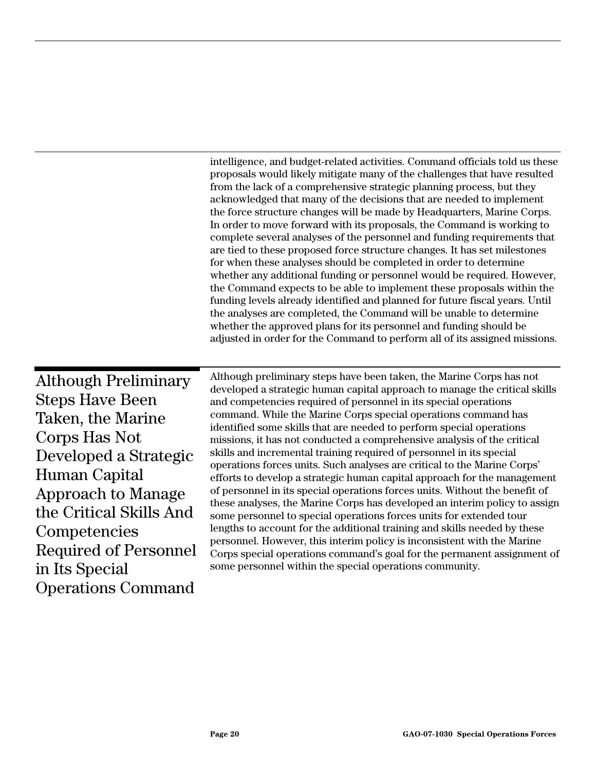intelligence, and budget-related activities. Command officials told us these proposals would likely mitigate many of the challenges that have resulted from the lack of a comprehensive strategic planning process, but they acknowledged that many of the decisions that are needed to implement the force structure changes will be made by Headquarters, Marine Corps. In order to move forward with its proposals, the Command is working to complete several analyses of the personnel and funding requirements that are tied to these proposed force structure changes. It has set milestones for when these analyses should be completed in order to determine whether any additional funding or personnel would be required. However, the Command expects to be able to implement these proposals within the funding levels already identified and planned for future fiscal years. Until the analyses are completed, the Command will be unable to determine whether the approved plans for its personnel and funding should be adjusted in order for the Command to perform all of its assigned missions.

## Although Preliminary Steps Have Been Taken, the Marine Corps Has Not Developed a Strategic Human Capital Approach to Manage the Critical Skills And Competencies Required of Personnel in Its Special Operations Command

Although preliminary steps have been taken, the Marine Corps has not developed a strategic human capital approach to manage the critical skills and competencies required of personnel in its special operations command. While the Marine Corps special operations command has identified some skills that are needed to perform special operations missions, it has not conducted a comprehensive analysis of the critical skills and incremental training required of personnel in its special operations forces units. Such analyses are critical to the Marine Corps' efforts to develop a strategic human capital approach for the management of personnel in its special operations forces units. Without the benefit of these analyses, the Marine Corps has developed an interim policy to assign some personnel to special operations forces units for extended tour lengths to account for the additional training and skills needed by these personnel. However, this interim policy is inconsistent with the Marine Corps special operations command's goal for the permanent assignment of some personnel within the special operations community.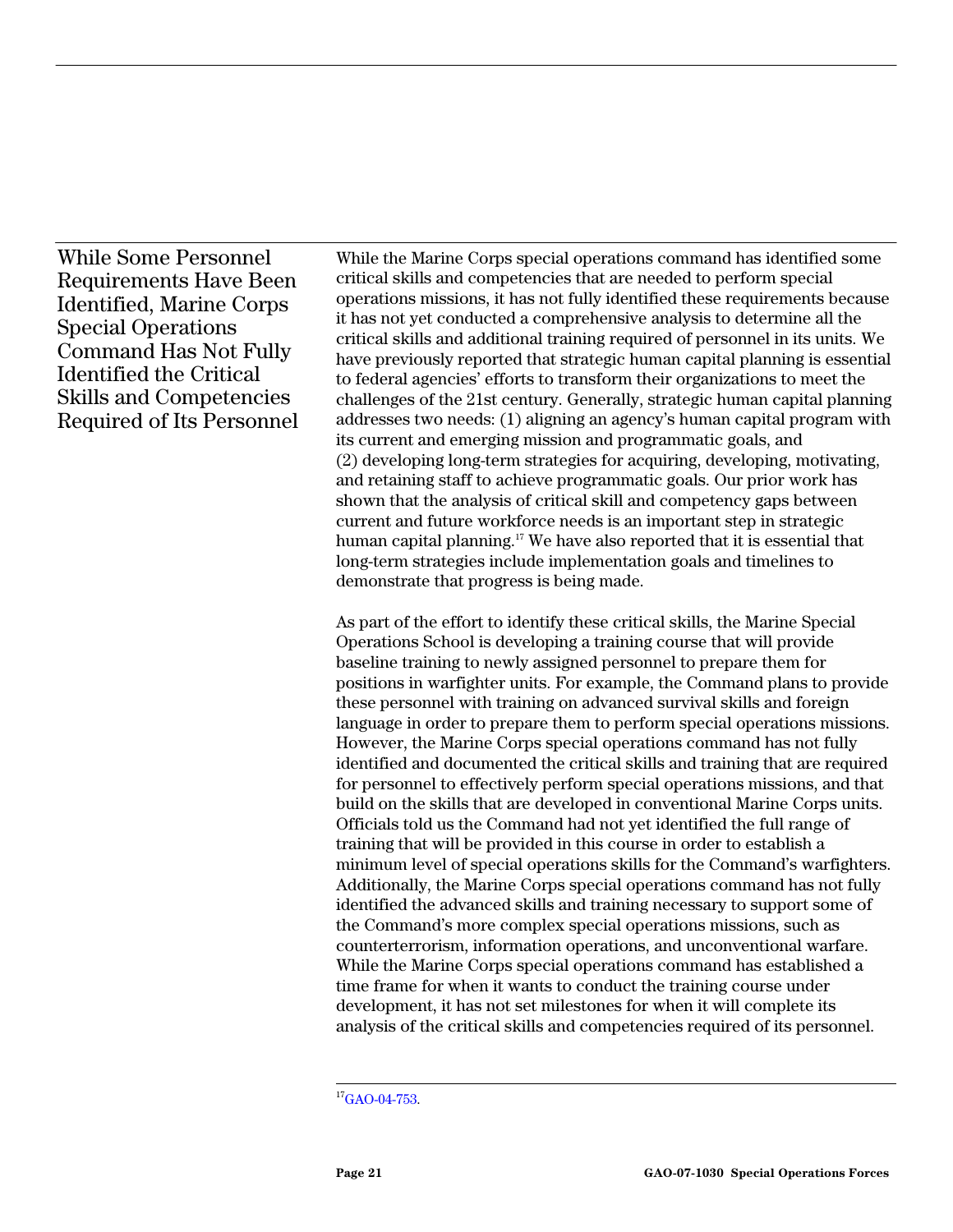## While Some Personnel Requirements Have Been Identified, Marine Corps Special Operations Command Has Not Fully Identified the Critical Skills and Competencies Required of Its Personnel

While the Marine Corps special operations command has identified some critical skills and competencies that are needed to perform special operations missions, it has not fully identified these requirements because it has not yet conducted a comprehensive analysis to determine all the critical skills and additional training required of personnel in its units. We have previously reported that strategic human capital planning is essential to federal agencies' efforts to transform their organizations to meet the challenges of the 21st century. Generally, strategic human capital planning addresses two needs: (1) aligning an agency's human capital program with its current and emerging mission and programmatic goals, and (2) developing long-term strategies for acquiring, developing, motivating, and retaining staff to achieve programmatic goals. Our prior work has shown that the analysis of critical skill and competency gaps between current and future workforce needs is an important step in strategic human capital planning.[17] We have also reported that it is essential that long-term strategies include implementation goals and timelines to demonstrate that progress is being made.

As part of the effort to identify these critical skills, the Marine Special Operations School is developing a training course that will provide baseline training to newly assigned personnel to prepare them for positions in warfighter units. For example, the Command plans to provide these personnel with training on advanced survival skills and foreign language in order to prepare them to perform special operations missions. However, the Marine Corps special operations command has not fully identified and documented the critical skills and training that are required for personnel to effectively perform special operations missions, and that build on the skills that are developed in conventional Marine Corps units. Officials told us the Command had not yet identified the full range of training that will be provided in this course in order to establish a minimum level of special operations skills for the Command's warfighters. Additionally, the Marine Corps special operations command has not fully identified the advanced skills and training necessary to support some of the Command's more complex special operations missions, such as counterterrorism, information operations, and unconventional warfare. While the Marine Corps special operations command has established a time frame for when it wants to conduct the training course under development, it has not set milestones for when it will complete its analysis of the critical skills and competencies required of its personnel.

---

[17] GAO-04-753.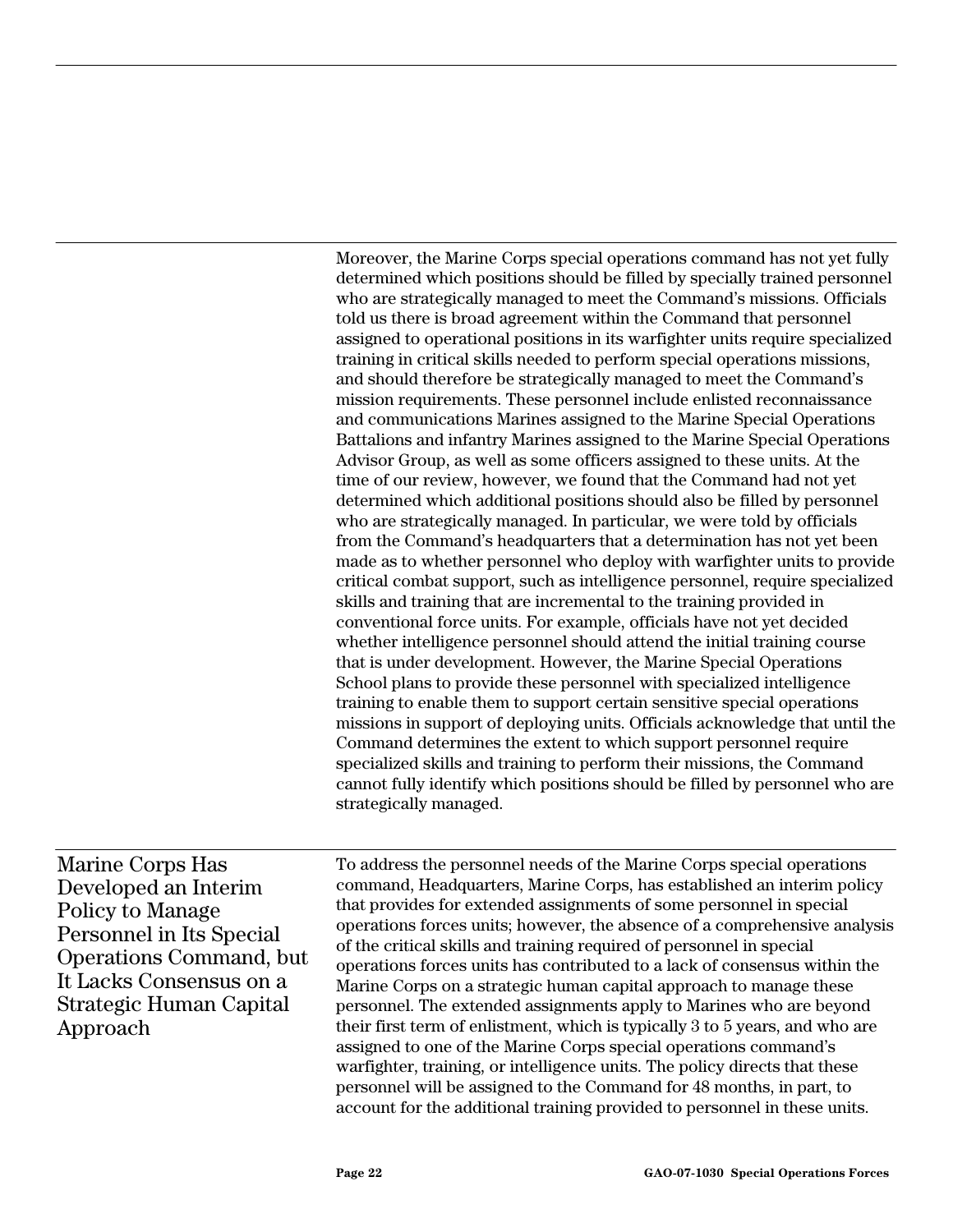Moreover, the Marine Corps special operations command has not yet fully determined which positions should be filled by specially trained personnel who are strategically managed to meet the Command's missions. Officials told us there is broad agreement within the Command that personnel assigned to operational positions in its warfighter units require specialized training in critical skills needed to perform special operations missions, and should therefore be strategically managed to meet the Command's mission requirements. These personnel include enlisted reconnaissance and communications Marines assigned to the Marine Special Operations Battalions and infantry Marines assigned to the Marine Special Operations Advisor Group, as well as some officers assigned to these units. At the time of our review, however, we found that the Command had not yet determined which additional positions should also be filled by personnel who are strategically managed. In particular, we were told by officials from the Command's headquarters that a determination has not yet been made as to whether personnel who deploy with warfighter units to provide critical combat support, such as intelligence personnel, require specialized skills and training that are incremental to the training provided in conventional force units. For example, officials have not yet decided whether intelligence personnel should attend the initial training course that is under development. However, the Marine Special Operations School plans to provide these personnel with specialized intelligence training to enable them to support certain sensitive special operations missions in support of deploying units. Officials acknowledge that until the Command determines the extent to which support personnel require specialized skills and training to perform their missions, the Command cannot fully identify which positions should be filled by personnel who are strategically managed.

## Marine Corps Has Developed an Interim Policy to Manage Personnel in Its Special Operations Command, but It Lacks Consensus on a Strategic Human Capital Approach

To address the personnel needs of the Marine Corps special operations command, Headquarters, Marine Corps, has established an interim policy that provides for extended assignments of some personnel in special operations forces units; however, the absence of a comprehensive analysis of the critical skills and training required of personnel in special operations forces units has contributed to a lack of consensus within the Marine Corps on a strategic human capital approach to manage these personnel. The extended assignments apply to Marines who are beyond their first term of enlistment, which is typically 3 to 5 years, and who are assigned to one of the Marine Corps special operations command's warfighter, training, or intelligence units. The policy directs that these personnel will be assigned to the Command for 48 months, in part, to account for the additional training provided to personnel in these units.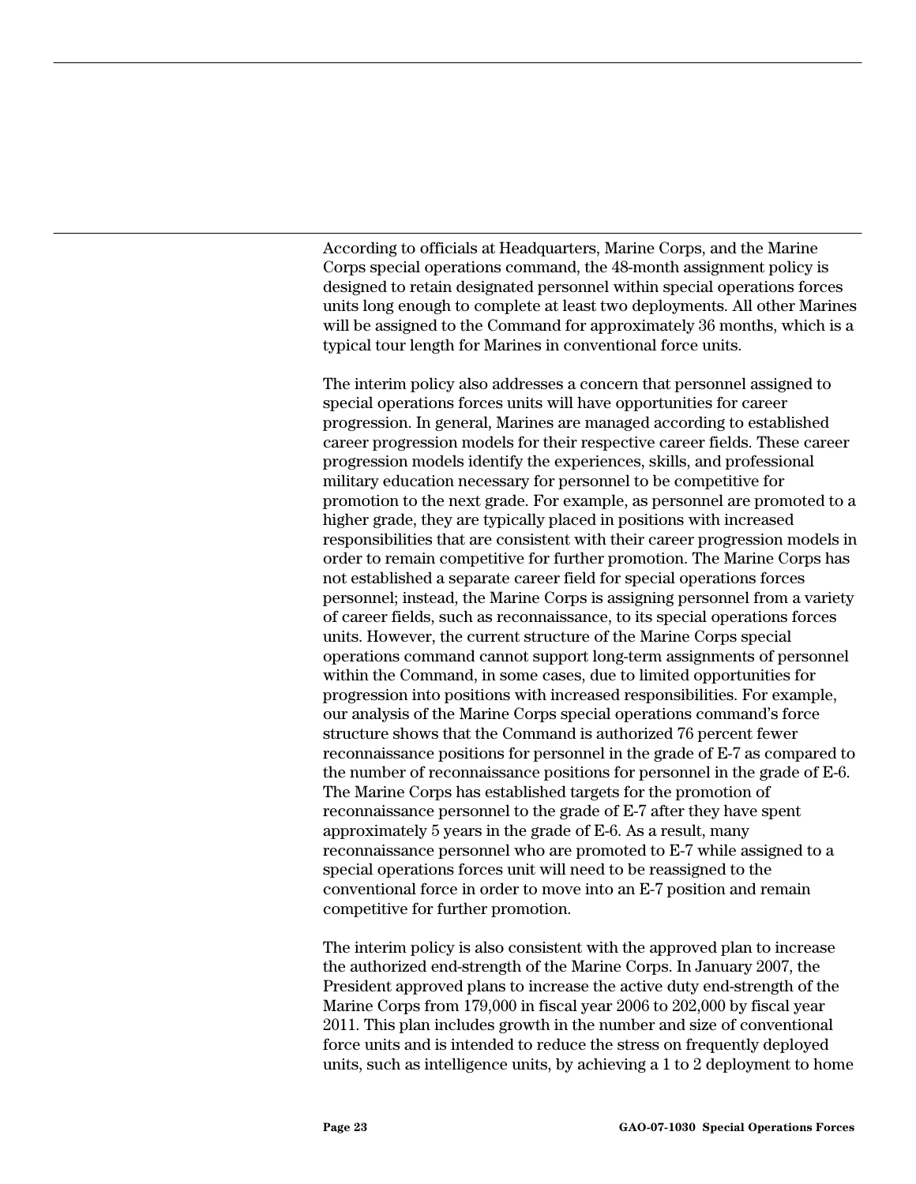According to officials at Headquarters, Marine Corps, and the Marine Corps special operations command, the 48-month assignment policy is designed to retain designated personnel within special operations forces units long enough to complete at least two deployments. All other Marines will be assigned to the Command for approximately 36 months, which is a typical tour length for Marines in conventional force units.

The interim policy also addresses a concern that personnel assigned to special operations forces units will have opportunities for career progression. In general, Marines are managed according to established career progression models for their respective career fields. These career progression models identify the experiences, skills, and professional military education necessary for personnel to be competitive for promotion to the next grade. For example, as personnel are promoted to a higher grade, they are typically placed in positions with increased responsibilities that are consistent with their career progression models in order to remain competitive for further promotion. The Marine Corps has not established a separate career field for special operations forces personnel; instead, the Marine Corps is assigning personnel from a variety of career fields, such as reconnaissance, to its special operations forces units. However, the current structure of the Marine Corps special operations command cannot support long-term assignments of personnel within the Command, in some cases, due to limited opportunities for progression into positions with increased responsibilities. For example, our analysis of the Marine Corps special operations command's force structure shows that the Command is authorized 76 percent fewer reconnaissance positions for personnel in the grade of E-7 as compared to the number of reconnaissance positions for personnel in the grade of E-6. The Marine Corps has established targets for the promotion of reconnaissance personnel to the grade of E-7 after they have spent approximately 5 years in the grade of E-6. As a result, many reconnaissance personnel who are promoted to E-7 while assigned to a special operations forces unit will need to be reassigned to the conventional force in order to move into an E-7 position and remain competitive for further promotion.

The interim policy is also consistent with the approved plan to increase the authorized end-strength of the Marine Corps. In January 2007, the President approved plans to increase the active duty end-strength of the Marine Corps from 179,000 in fiscal year 2006 to 202,000 by fiscal year 2011. This plan includes growth in the number and size of conventional force units and is intended to reduce the stress on frequently deployed units, such as intelligence units, by achieving a 1 to 2 deployment to home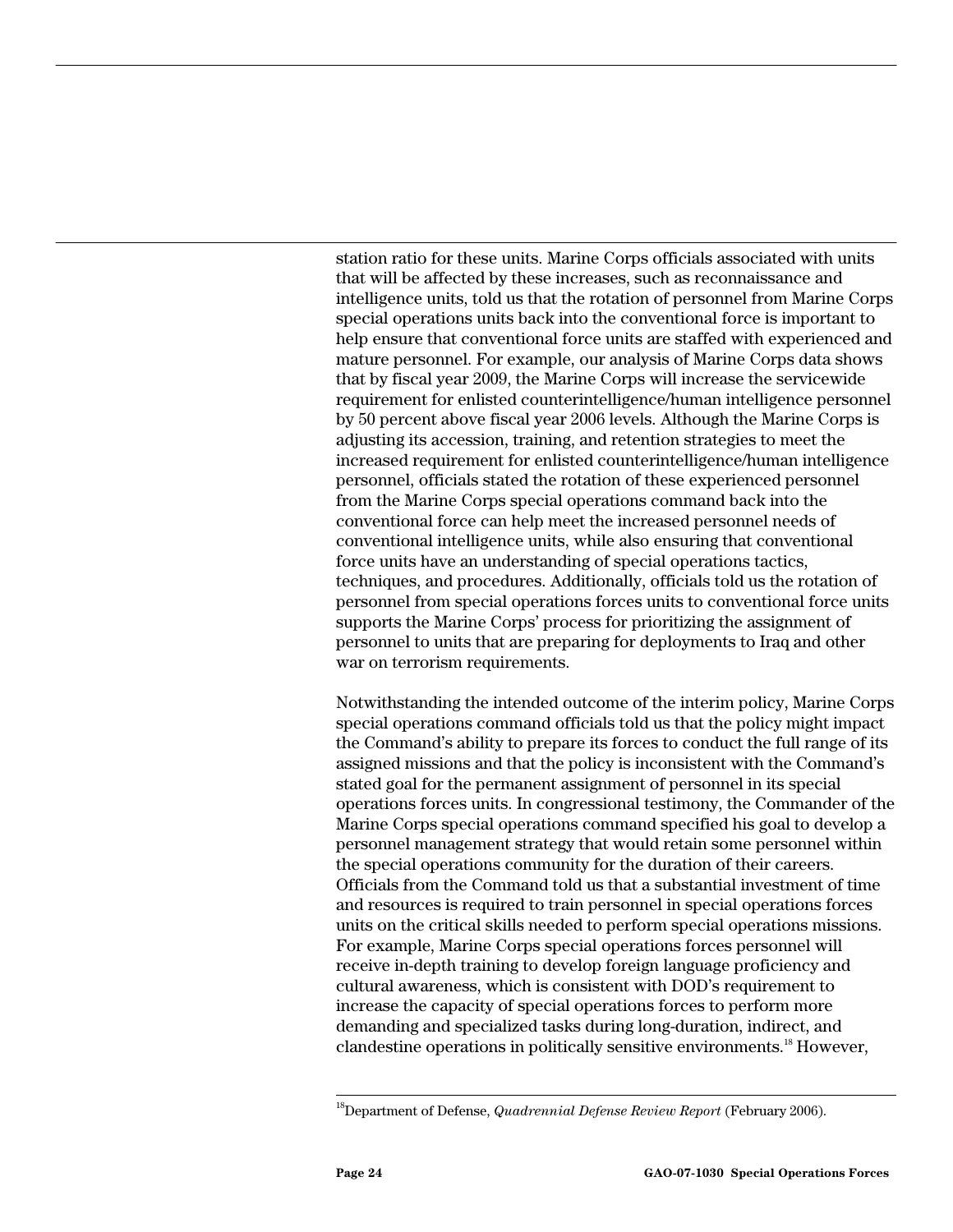station ratio for these units. Marine Corps officials associated with units that will be affected by these increases, such as reconnaissance and intelligence units, told us that the rotation of personnel from Marine Corps special operations units back into the conventional force is important to help ensure that conventional force units are staffed with experienced and mature personnel. For example, our analysis of Marine Corps data shows that by fiscal year 2009, the Marine Corps will increase the servicewide requirement for enlisted counterintelligence/human intelligence personnel by 50 percent above fiscal year 2006 levels. Although the Marine Corps is adjusting its accession, training, and retention strategies to meet the increased requirement for enlisted counterintelligence/human intelligence personnel, officials stated the rotation of these experienced personnel from the Marine Corps special operations command back into the conventional force can help meet the increased personnel needs of conventional intelligence units, while also ensuring that conventional force units have an understanding of special operations tactics, techniques, and procedures. Additionally, officials told us the rotation of personnel from special operations forces units to conventional force units supports the Marine Corps' process for prioritizing the assignment of personnel to units that are preparing for deployments to Iraq and other war on terrorism requirements.

Notwithstanding the intended outcome of the interim policy, Marine Corps special operations command officials told us that the policy might impact the Command's ability to prepare its forces to conduct the full range of its assigned missions and that the policy is inconsistent with the Command's stated goal for the permanent assignment of personnel in its special operations forces units. In congressional testimony, the Commander of the Marine Corps special operations command specified his goal to develop a personnel management strategy that would retain some personnel within the special operations community for the duration of their careers. Officials from the Command told us that a substantial investment of time and resources is required to train personnel in special operations forces units on the critical skills needed to perform special operations missions. For example, Marine Corps special operations forces personnel will receive in-depth training to develop foreign language proficiency and cultural awareness, which is consistent with DOD's requirement to increase the capacity of special operations forces to perform more demanding and specialized tasks during long-duration, indirect, and clandestine operations in politically sensitive environments.[18] However,

[18]Department of Defense, *Quadrennial Defense Review Report* (February 2006).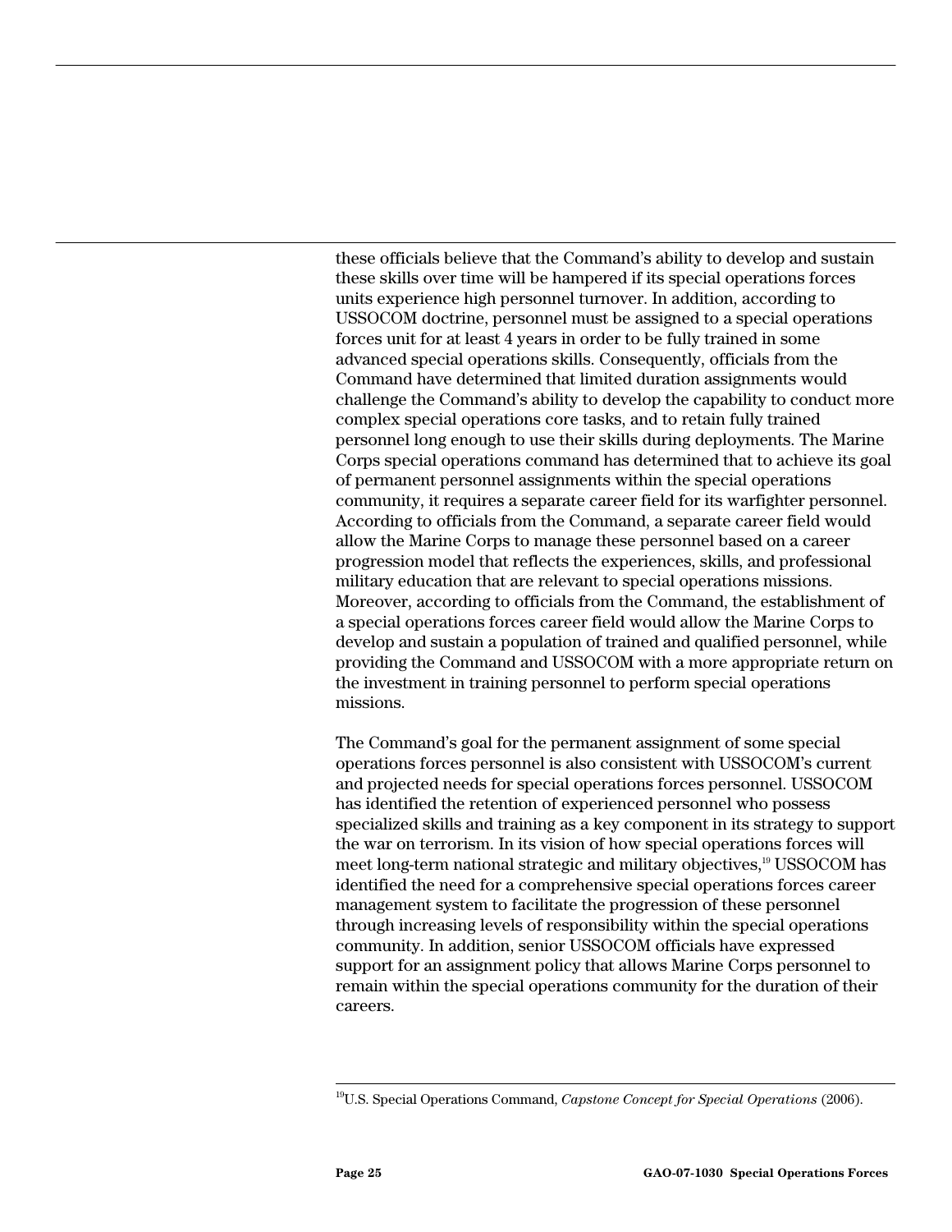these officials believe that the Command's ability to develop and sustain these skills over time will be hampered if its special operations forces units experience high personnel turnover. In addition, according to USSOCOM doctrine, personnel must be assigned to a special operations forces unit for at least 4 years in order to be fully trained in some advanced special operations skills. Consequently, officials from the Command have determined that limited duration assignments would challenge the Command's ability to develop the capability to conduct more complex special operations core tasks, and to retain fully trained personnel long enough to use their skills during deployments. The Marine Corps special operations command has determined that to achieve its goal of permanent personnel assignments within the special operations community, it requires a separate career field for its warfighter personnel. According to officials from the Command, a separate career field would allow the Marine Corps to manage these personnel based on a career progression model that reflects the experiences, skills, and professional military education that are relevant to special operations missions. Moreover, according to officials from the Command, the establishment of a special operations forces career field would allow the Marine Corps to develop and sustain a population of trained and qualified personnel, while providing the Command and USSOCOM with a more appropriate return on the investment in training personnel to perform special operations missions.

The Command's goal for the permanent assignment of some special operations forces personnel is also consistent with USSOCOM's current and projected needs for special operations forces personnel. USSOCOM has identified the retention of experienced personnel who possess specialized skills and training as a key component in its strategy to support the war on terrorism. In its vision of how special operations forces will meet long-term national strategic and military objectives,[19] USSOCOM has identified the need for a comprehensive special operations forces career management system to facilitate the progression of these personnel through increasing levels of responsibility within the special operations community. In addition, senior USSOCOM officials have expressed support for an assignment policy that allows Marine Corps personnel to remain within the special operations community for the duration of their careers.

---

[19] U.S. Special Operations Command, *Capstone Concept for Special Operations* (2006).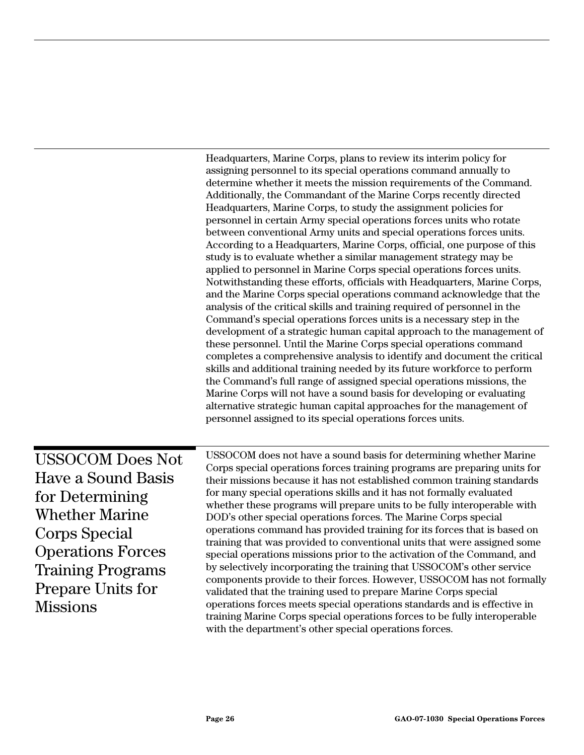Headquarters, Marine Corps, plans to review its interim policy for assigning personnel to its special operations command annually to determine whether it meets the mission requirements of the Command. Additionally, the Commandant of the Marine Corps recently directed Headquarters, Marine Corps, to study the assignment policies for personnel in certain Army special operations forces units who rotate between conventional Army units and special operations forces units. According to a Headquarters, Marine Corps, official, one purpose of this study is to evaluate whether a similar management strategy may be applied to personnel in Marine Corps special operations forces units. Notwithstanding these efforts, officials with Headquarters, Marine Corps, and the Marine Corps special operations command acknowledge that the analysis of the critical skills and training required of personnel in the Command's special operations forces units is a necessary step in the development of a strategic human capital approach to the management of these personnel. Until the Marine Corps special operations command completes a comprehensive analysis to identify and document the critical skills and additional training needed by its future workforce to perform the Command's full range of assigned special operations missions, the Marine Corps will not have a sound basis for developing or evaluating alternative strategic human capital approaches for the management of personnel assigned to its special operations forces units.

## USSOCOM Does Not Have a Sound Basis for Determining Whether Marine Corps Special Operations Forces Training Programs Prepare Units for Missions

USSOCOM does not have a sound basis for determining whether Marine Corps special operations forces training programs are preparing units for their missions because it has not established common training standards for many special operations skills and it has not formally evaluated whether these programs will prepare units to be fully interoperable with DOD's other special operations forces. The Marine Corps special operations command has provided training for its forces that is based on training that was provided to conventional units that were assigned some special operations missions prior to the activation of the Command, and by selectively incorporating the training that USSOCOM's other service components provide to their forces. However, USSOCOM has not formally validated that the training used to prepare Marine Corps special operations forces meets special operations standards and is effective in training Marine Corps special operations forces to be fully interoperable with the department's other special operations forces.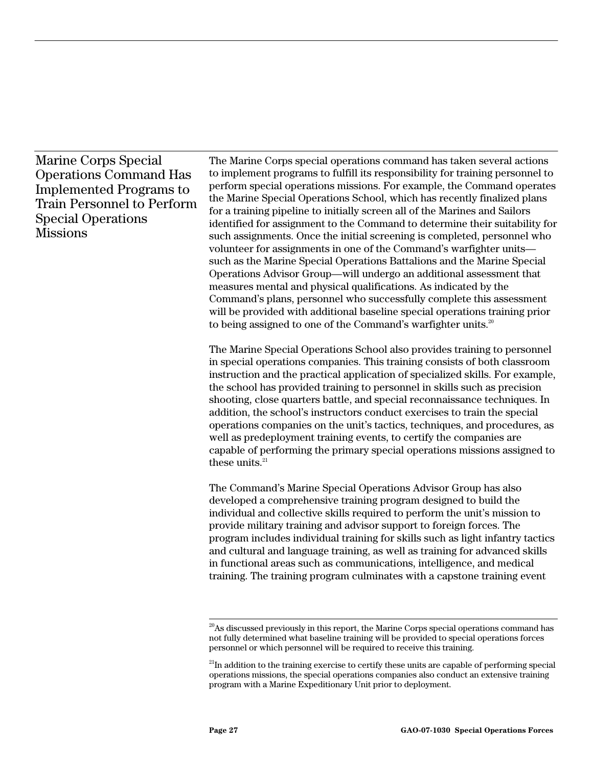## Marine Corps Special Operations Command Has Implemented Programs to Train Personnel to Perform Special Operations Missions

The Marine Corps special operations command has taken several actions to implement programs to fulfill its responsibility for training personnel to perform special operations missions. For example, the Command operates the Marine Special Operations School, which has recently finalized plans for a training pipeline to initially screen all of the Marines and Sailors identified for assignment to the Command to determine their suitability for such assignments. Once the initial screening is completed, personnel who volunteer for assignments in one of the Command's warfighter units—such as the Marine Special Operations Battalions and the Marine Special Operations Advisor Group—will undergo an additional assessment that measures mental and physical qualifications. As indicated by the Command's plans, personnel who successfully complete this assessment will be provided with additional baseline special operations training prior to being assigned to one of the Command's warfighter units.[20]

The Marine Special Operations School also provides training to personnel in special operations companies. This training consists of both classroom instruction and the practical application of specialized skills. For example, the school has provided training to personnel in skills such as precision shooting, close quarters battle, and special reconnaissance techniques. In addition, the school's instructors conduct exercises to train the special operations companies on the unit's tactics, techniques, and procedures, as well as predeployment training events, to certify the companies are capable of performing the primary special operations missions assigned to these units.[21]

The Command's Marine Special Operations Advisor Group has also developed a comprehensive training program designed to build the individual and collective skills required to perform the unit's mission to provide military training and advisor support to foreign forces. The program includes individual training for skills such as light infantry tactics and cultural and language training, as well as training for advanced skills in functional areas such as communications, intelligence, and medical training. The training program culminates with a capstone training event

---

[20] As discussed previously in this report, the Marine Corps special operations command has not fully determined what baseline training will be provided to special operations forces personnel or which personnel will be required to receive this training.

[21] In addition to the training exercise to certify these units are capable of performing special operations missions, the special operations companies also conduct an extensive training program with a Marine Expeditionary Unit prior to deployment.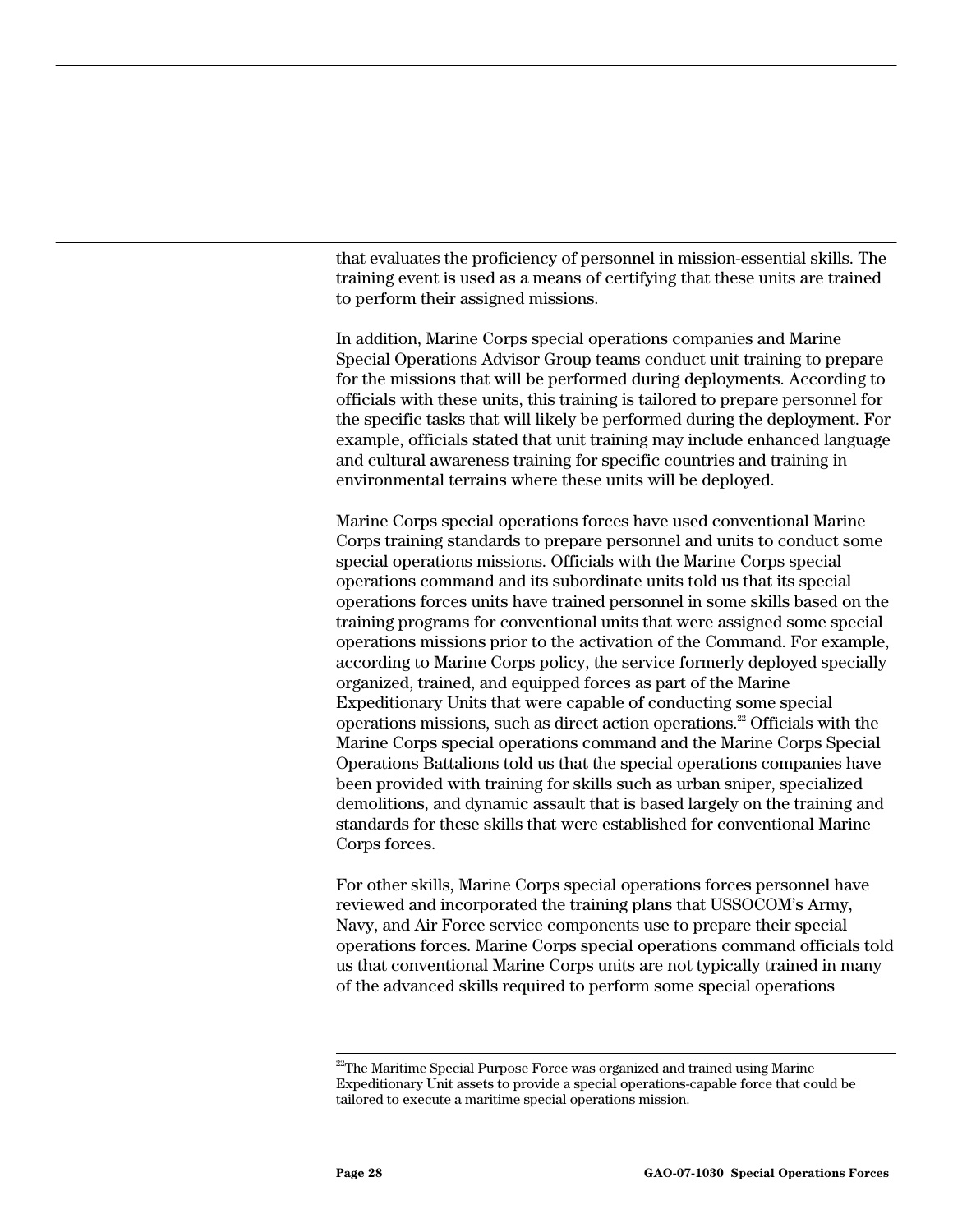that evaluates the proficiency of personnel in mission-essential skills. The training event is used as a means of certifying that these units are trained to perform their assigned missions.

In addition, Marine Corps special operations companies and Marine Special Operations Advisor Group teams conduct unit training to prepare for the missions that will be performed during deployments. According to officials with these units, this training is tailored to prepare personnel for the specific tasks that will likely be performed during the deployment. For example, officials stated that unit training may include enhanced language and cultural awareness training for specific countries and training in environmental terrains where these units will be deployed.

Marine Corps special operations forces have used conventional Marine Corps training standards to prepare personnel and units to conduct some special operations missions. Officials with the Marine Corps special operations command and its subordinate units told us that its special operations forces units have trained personnel in some skills based on the training programs for conventional units that were assigned some special operations missions prior to the activation of the Command. For example, according to Marine Corps policy, the service formerly deployed specially organized, trained, and equipped forces as part of the Marine Expeditionary Units that were capable of conducting some special operations missions, such as direct action operations.[22] Officials with the Marine Corps special operations command and the Marine Corps Special Operations Battalions told us that the special operations companies have been provided with training for skills such as urban sniper, specialized demolitions, and dynamic assault that is based largely on the training and standards for these skills that were established for conventional Marine Corps forces.

For other skills, Marine Corps special operations forces personnel have reviewed and incorporated the training plans that USSOCOM's Army, Navy, and Air Force service components use to prepare their special operations forces. Marine Corps special operations command officials told us that conventional Marine Corps units are not typically trained in many of the advanced skills required to perform some special operations

[22]The Maritime Special Purpose Force was organized and trained using Marine Expeditionary Unit assets to provide a special operations-capable force that could be tailored to execute a maritime special operations mission.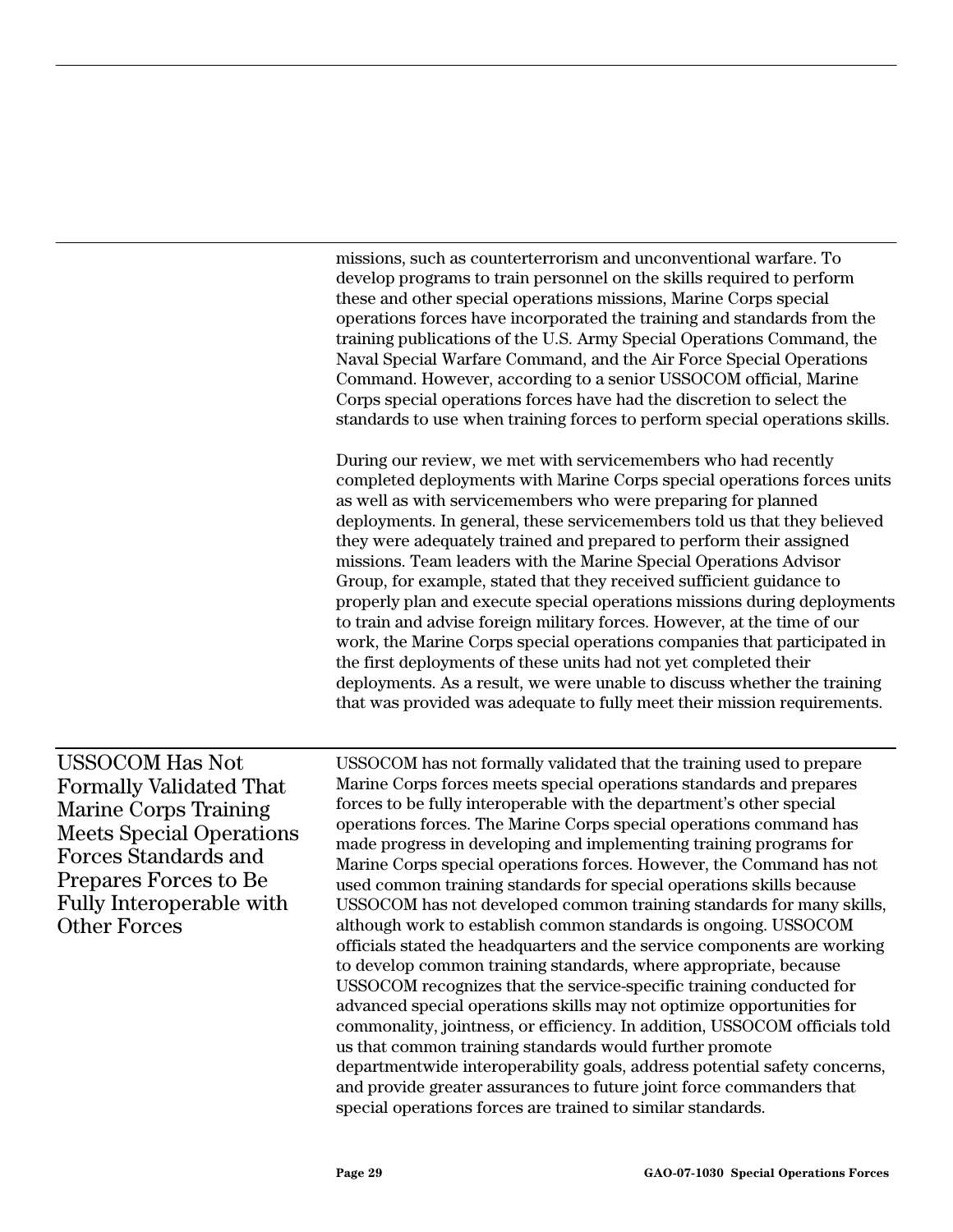missions, such as counterterrorism and unconventional warfare. To develop programs to train personnel on the skills required to perform these and other special operations missions, Marine Corps special operations forces have incorporated the training and standards from the training publications of the U.S. Army Special Operations Command, the Naval Special Warfare Command, and the Air Force Special Operations Command. However, according to a senior USSOCOM official, Marine Corps special operations forces have had the discretion to select the standards to use when training forces to perform special operations skills.

During our review, we met with servicemembers who had recently completed deployments with Marine Corps special operations forces units as well as with servicemembers who were preparing for planned deployments. In general, these servicemembers told us that they believed they were adequately trained and prepared to perform their assigned missions. Team leaders with the Marine Special Operations Advisor Group, for example, stated that they received sufficient guidance to properly plan and execute special operations missions during deployments to train and advise foreign military forces. However, at the time of our work, the Marine Corps special operations companies that participated in the first deployments of these units had not yet completed their deployments. As a result, we were unable to discuss whether the training that was provided was adequate to fully meet their mission requirements.

## USSOCOM Has Not Formally Validated That Marine Corps Training Meets Special Operations Forces Standards and Prepares Forces to Be Fully Interoperable with Other Forces

USSOCOM has not formally validated that the training used to prepare Marine Corps forces meets special operations standards and prepares forces to be fully interoperable with the department's other special operations forces. The Marine Corps special operations command has made progress in developing and implementing training programs for Marine Corps special operations forces. However, the Command has not used common training standards for special operations skills because USSOCOM has not developed common training standards for many skills, although work to establish common standards is ongoing. USSOCOM officials stated the headquarters and the service components are working to develop common training standards, where appropriate, because USSOCOM recognizes that the service-specific training conducted for advanced special operations skills may not optimize opportunities for commonality, jointness, or efficiency. In addition, USSOCOM officials told us that common training standards would further promote departmentwide interoperability goals, address potential safety concerns, and provide greater assurances to future joint force commanders that special operations forces are trained to similar standards.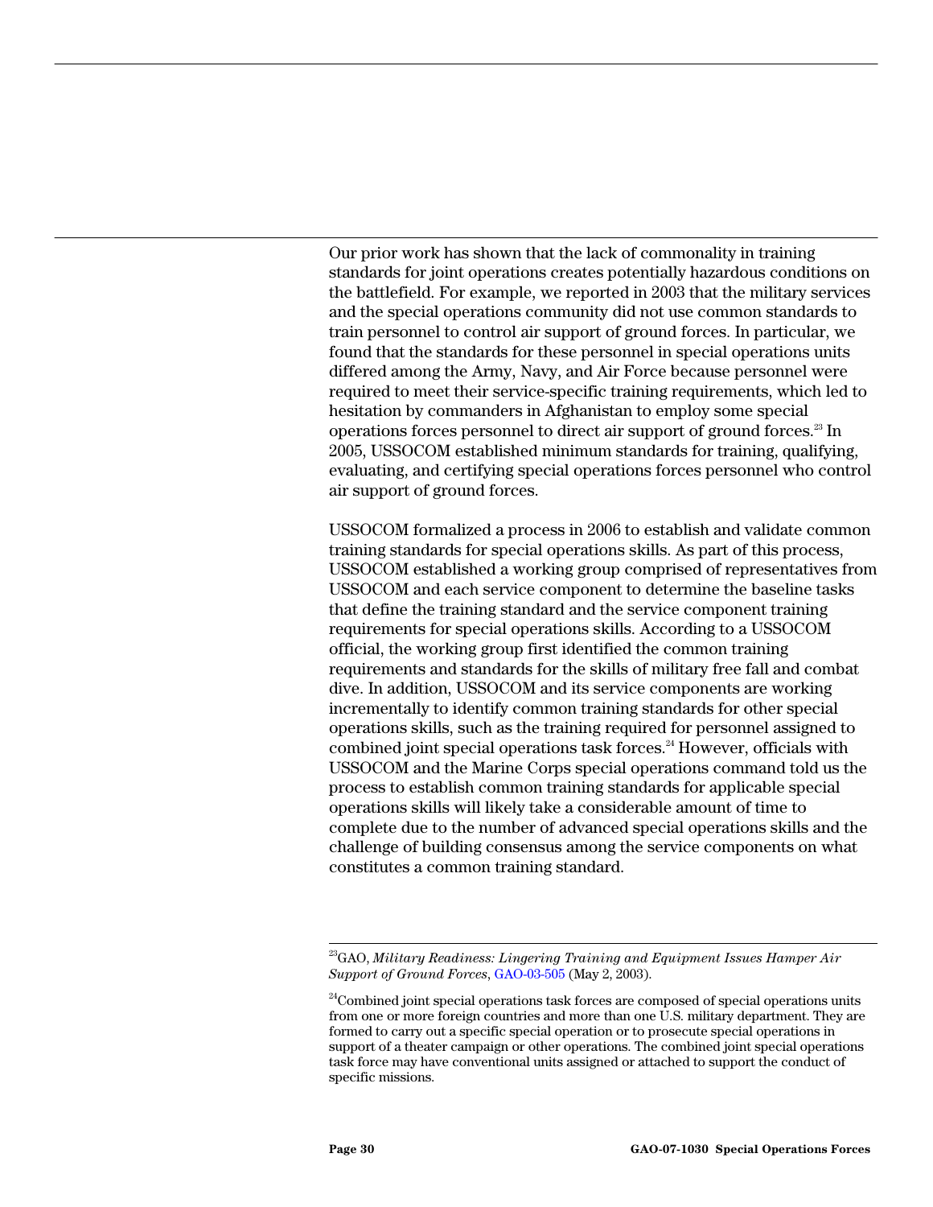Our prior work has shown that the lack of commonality in training standards for joint operations creates potentially hazardous conditions on the battlefield. For example, we reported in 2003 that the military services and the special operations community did not use common standards to train personnel to control air support of ground forces. In particular, we found that the standards for these personnel in special operations units differed among the Army, Navy, and Air Force because personnel were required to meet their service-specific training requirements, which led to hesitation by commanders in Afghanistan to employ some special operations forces personnel to direct air support of ground forces.[23] In 2005, USSOCOM established minimum standards for training, qualifying, evaluating, and certifying special operations forces personnel who control air support of ground forces.

USSOCOM formalized a process in 2006 to establish and validate common training standards for special operations skills. As part of this process, USSOCOM established a working group comprised of representatives from USSOCOM and each service component to determine the baseline tasks that define the training standard and the service component training requirements for special operations skills. According to a USSOCOM official, the working group first identified the common training requirements and standards for the skills of military free fall and combat dive. In addition, USSOCOM and its service components are working incrementally to identify common training standards for other special operations skills, such as the training required for personnel assigned to combined joint special operations task forces.[24] However, officials with USSOCOM and the Marine Corps special operations command told us the process to establish common training standards for applicable special operations skills will likely take a considerable amount of time to complete due to the number of advanced special operations skills and the challenge of building consensus among the service components on what constitutes a common training standard.

---

[23] GAO, *Military Readiness: Lingering Training and Equipment Issues Hamper Air Support of Ground Forces*, GAO-03-505 (May 2, 2003).

[24] Combined joint special operations task forces are composed of special operations units from one or more foreign countries and more than one U.S. military department. They are formed to carry out a specific special operation or to prosecute special operations in support of a theater campaign or other operations. The combined joint special operations task force may have conventional units assigned or attached to support the conduct of specific missions.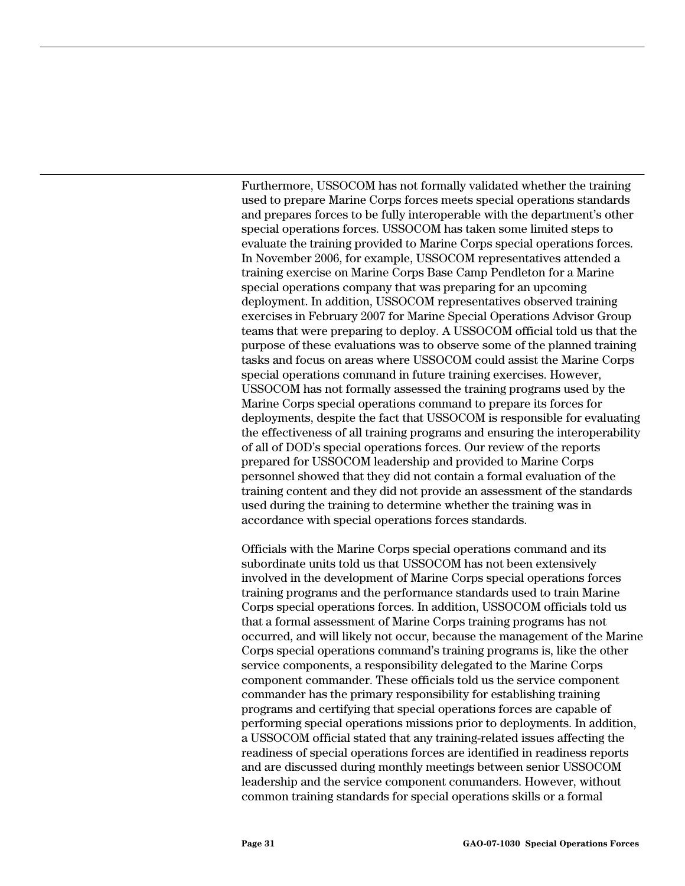Furthermore, USSOCOM has not formally validated whether the training used to prepare Marine Corps forces meets special operations standards and prepares forces to be fully interoperable with the department's other special operations forces. USSOCOM has taken some limited steps to evaluate the training provided to Marine Corps special operations forces. In November 2006, for example, USSOCOM representatives attended a training exercise on Marine Corps Base Camp Pendleton for a Marine special operations company that was preparing for an upcoming deployment. In addition, USSOCOM representatives observed training exercises in February 2007 for Marine Special Operations Advisor Group teams that were preparing to deploy. A USSOCOM official told us that the purpose of these evaluations was to observe some of the planned training tasks and focus on areas where USSOCOM could assist the Marine Corps special operations command in future training exercises. However, USSOCOM has not formally assessed the training programs used by the Marine Corps special operations command to prepare its forces for deployments, despite the fact that USSOCOM is responsible for evaluating the effectiveness of all training programs and ensuring the interoperability of all of DOD's special operations forces. Our review of the reports prepared for USSOCOM leadership and provided to Marine Corps personnel showed that they did not contain a formal evaluation of the training content and they did not provide an assessment of the standards used during the training to determine whether the training was in accordance with special operations forces standards.

Officials with the Marine Corps special operations command and its subordinate units told us that USSOCOM has not been extensively involved in the development of Marine Corps special operations forces training programs and the performance standards used to train Marine Corps special operations forces. In addition, USSOCOM officials told us that a formal assessment of Marine Corps training programs has not occurred, and will likely not occur, because the management of the Marine Corps special operations command's training programs is, like the other service components, a responsibility delegated to the Marine Corps component commander. These officials told us the service component commander has the primary responsibility for establishing training programs and certifying that special operations forces are capable of performing special operations missions prior to deployments. In addition, a USSOCOM official stated that any training-related issues affecting the readiness of special operations forces are identified in readiness reports and are discussed during monthly meetings between senior USSOCOM leadership and the service component commanders. However, without common training standards for special operations skills or a formal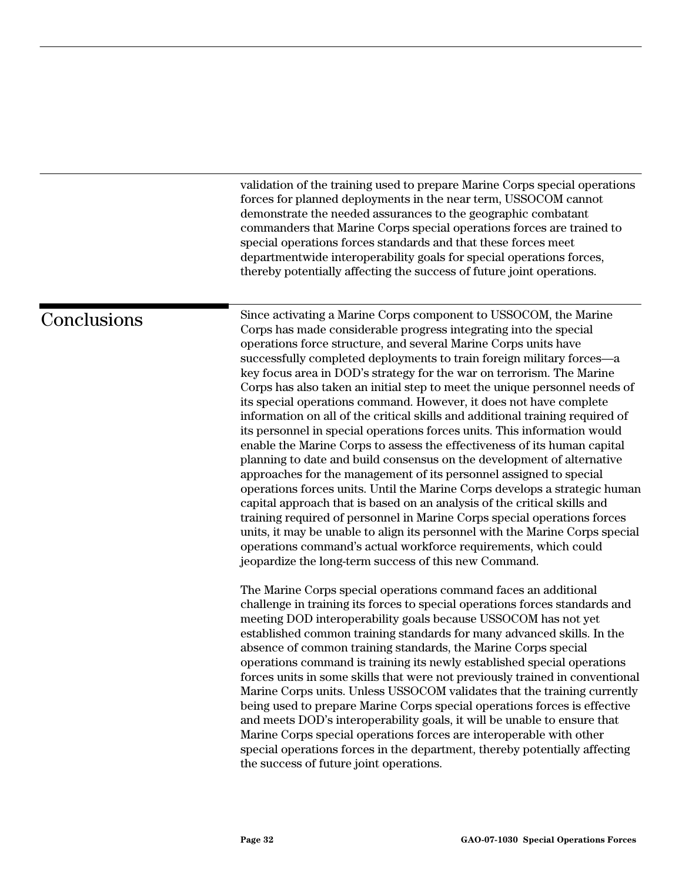validation of the training used to prepare Marine Corps special operations forces for planned deployments in the near term, USSOCOM cannot demonstrate the needed assurances to the geographic combatant commanders that Marine Corps special operations forces are trained to special operations forces standards and that these forces meet departmentwide interoperability goals for special operations forces, thereby potentially affecting the success of future joint operations.

## Conclusions

Since activating a Marine Corps component to USSOCOM, the Marine Corps has made considerable progress integrating into the special operations force structure, and several Marine Corps units have successfully completed deployments to train foreign military forces—a key focus area in DOD's strategy for the war on terrorism. The Marine Corps has also taken an initial step to meet the unique personnel needs of its special operations command. However, it does not have complete information on all of the critical skills and additional training required of its personnel in special operations forces units. This information would enable the Marine Corps to assess the effectiveness of its human capital planning to date and build consensus on the development of alternative approaches for the management of its personnel assigned to special operations forces units. Until the Marine Corps develops a strategic human capital approach that is based on an analysis of the critical skills and training required of personnel in Marine Corps special operations forces units, it may be unable to align its personnel with the Marine Corps special operations command's actual workforce requirements, which could jeopardize the long-term success of this new Command.

The Marine Corps special operations command faces an additional challenge in training its forces to special operations forces standards and meeting DOD interoperability goals because USSOCOM has not yet established common training standards for many advanced skills. In the absence of common training standards, the Marine Corps special operations command is training its newly established special operations forces units in some skills that were not previously trained in conventional Marine Corps units. Unless USSOCOM validates that the training currently being used to prepare Marine Corps special operations forces is effective and meets DOD's interoperability goals, it will be unable to ensure that Marine Corps special operations forces are interoperable with other special operations forces in the department, thereby potentially affecting the success of future joint operations.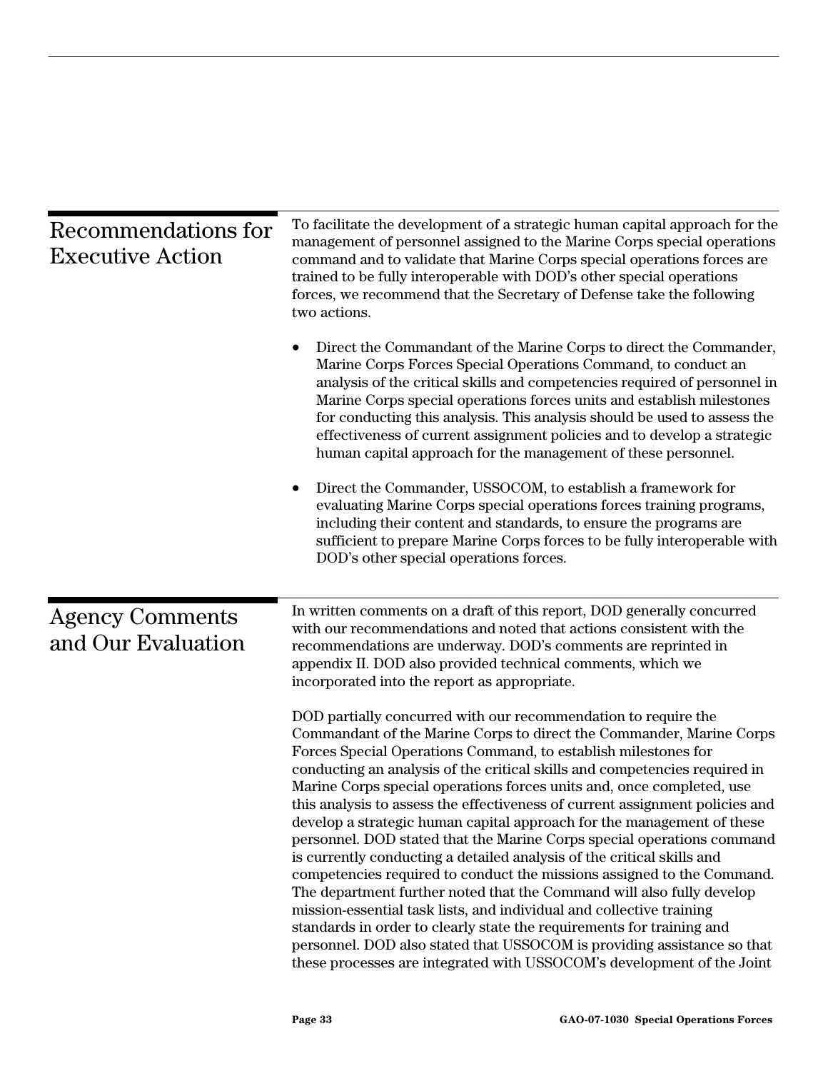## Recommendations for Executive Action

To facilitate the development of a strategic human capital approach for the management of personnel assigned to the Marine Corps special operations command and to validate that Marine Corps special operations forces are trained to be fully interoperable with DOD's other special operations forces, we recommend that the Secretary of Defense take the following two actions.

- Direct the Commandant of the Marine Corps to direct the Commander, Marine Corps Forces Special Operations Command, to conduct an analysis of the critical skills and competencies required of personnel in Marine Corps special operations forces units and establish milestones for conducting this analysis. This analysis should be used to assess the effectiveness of current assignment policies and to develop a strategic human capital approach for the management of these personnel.
- Direct the Commander, USSOCOM, to establish a framework for evaluating Marine Corps special operations forces training programs, including their content and standards, to ensure the programs are sufficient to prepare Marine Corps forces to be fully interoperable with DOD's other special operations forces.

## Agency Comments and Our Evaluation

In written comments on a draft of this report, DOD generally concurred with our recommendations and noted that actions consistent with the recommendations are underway. DOD's comments are reprinted in appendix II. DOD also provided technical comments, which we incorporated into the report as appropriate.

DOD partially concurred with our recommendation to require the Commandant of the Marine Corps to direct the Commander, Marine Corps Forces Special Operations Command, to establish milestones for conducting an analysis of the critical skills and competencies required in Marine Corps special operations forces units and, once completed, use this analysis to assess the effectiveness of current assignment policies and develop a strategic human capital approach for the management of these personnel. DOD stated that the Marine Corps special operations command is currently conducting a detailed analysis of the critical skills and competencies required to conduct the missions assigned to the Command. The department further noted that the Command will also fully develop mission-essential task lists, and individual and collective training standards in order to clearly state the requirements for training and personnel. DOD also stated that USSOCOM is providing assistance so that these processes are integrated with USSOCOM's development of the Joint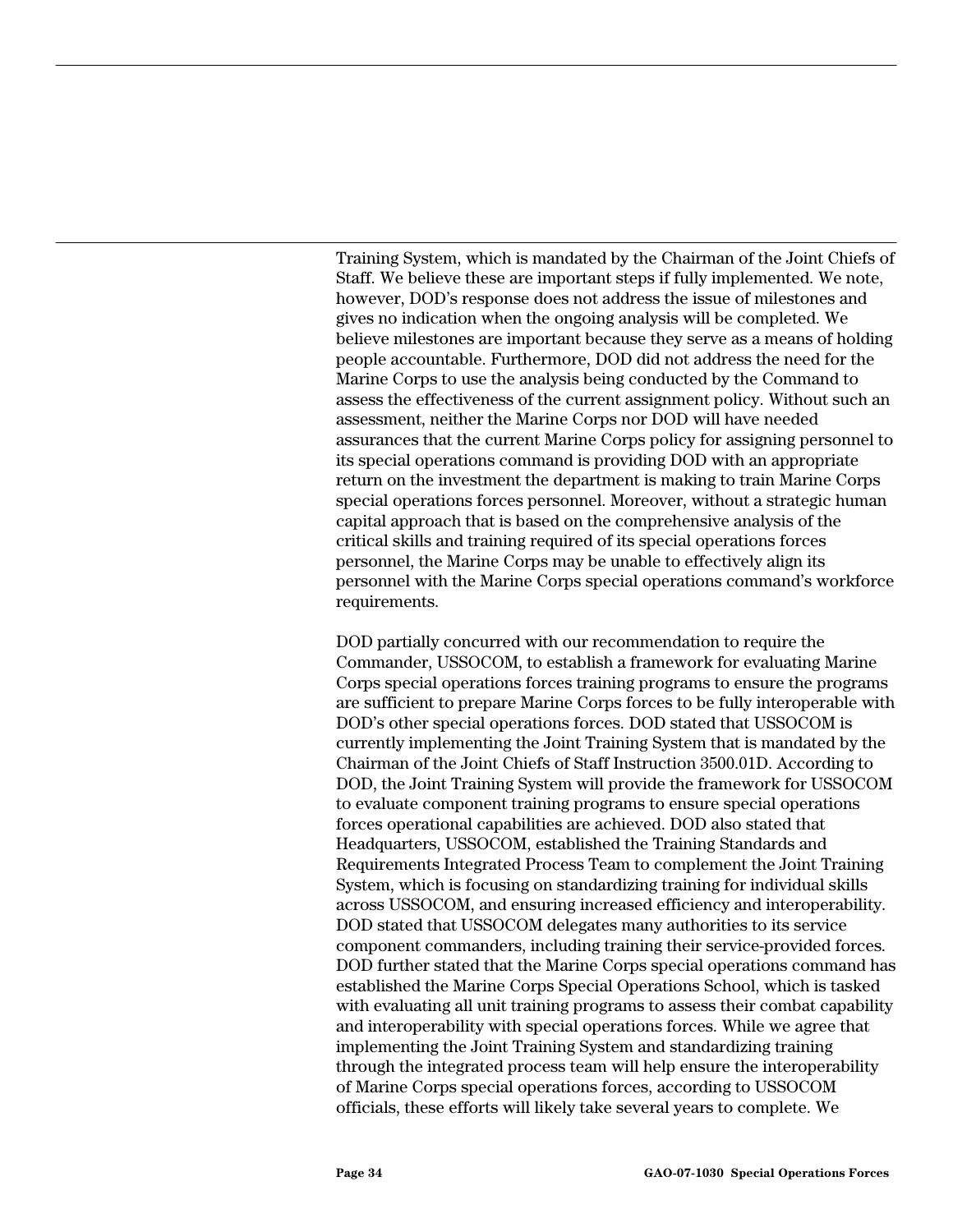Training System, which is mandated by the Chairman of the Joint Chiefs of Staff. We believe these are important steps if fully implemented. We note, however, DOD's response does not address the issue of milestones and gives no indication when the ongoing analysis will be completed. We believe milestones are important because they serve as a means of holding people accountable. Furthermore, DOD did not address the need for the Marine Corps to use the analysis being conducted by the Command to assess the effectiveness of the current assignment policy. Without such an assessment, neither the Marine Corps nor DOD will have needed assurances that the current Marine Corps policy for assigning personnel to its special operations command is providing DOD with an appropriate return on the investment the department is making to train Marine Corps special operations forces personnel. Moreover, without a strategic human capital approach that is based on the comprehensive analysis of the critical skills and training required of its special operations forces personnel, the Marine Corps may be unable to effectively align its personnel with the Marine Corps special operations command's workforce requirements.

DOD partially concurred with our recommendation to require the Commander, USSOCOM, to establish a framework for evaluating Marine Corps special operations forces training programs to ensure the programs are sufficient to prepare Marine Corps forces to be fully interoperable with DOD's other special operations forces. DOD stated that USSOCOM is currently implementing the Joint Training System that is mandated by the Chairman of the Joint Chiefs of Staff Instruction 3500.01D. According to DOD, the Joint Training System will provide the framework for USSOCOM to evaluate component training programs to ensure special operations forces operational capabilities are achieved. DOD also stated that Headquarters, USSOCOM, established the Training Standards and Requirements Integrated Process Team to complement the Joint Training System, which is focusing on standardizing training for individual skills across USSOCOM, and ensuring increased efficiency and interoperability. DOD stated that USSOCOM delegates many authorities to its service component commanders, including training their service-provided forces. DOD further stated that the Marine Corps special operations command has established the Marine Corps Special Operations School, which is tasked with evaluating all unit training programs to assess their combat capability and interoperability with special operations forces. While we agree that implementing the Joint Training System and standardizing training through the integrated process team will help ensure the interoperability of Marine Corps special operations forces, according to USSOCOM officials, these efforts will likely take several years to complete. We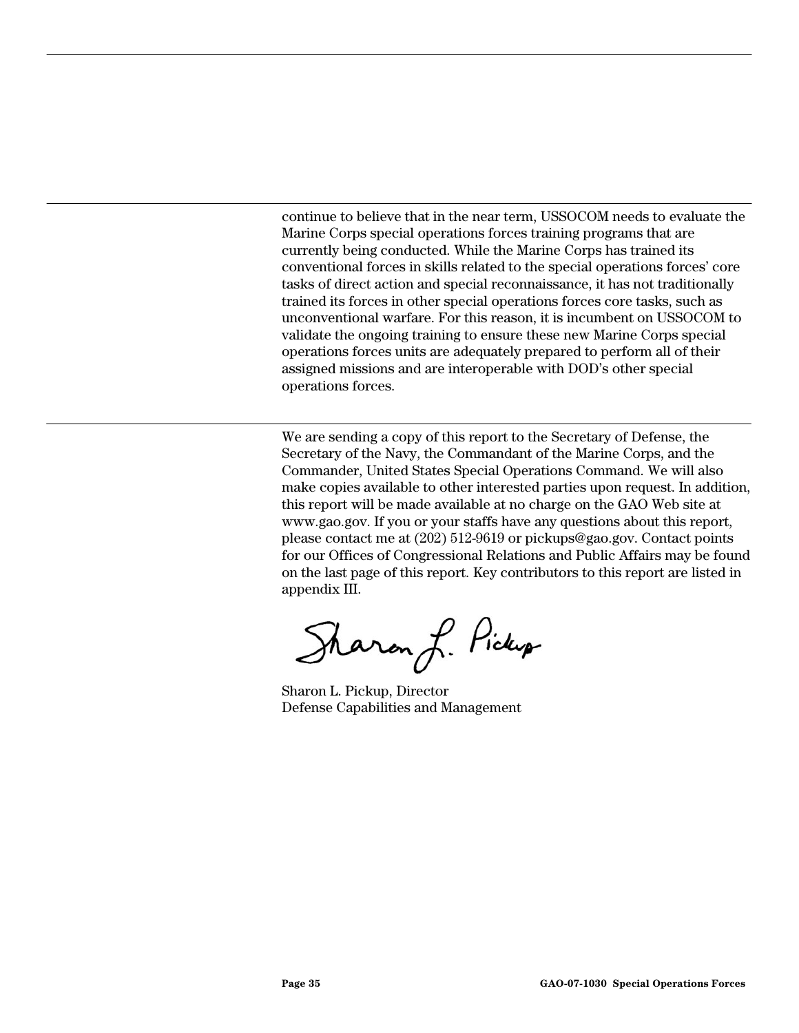continue to believe that in the near term, USSOCOM needs to evaluate the Marine Corps special operations forces training programs that are currently being conducted. While the Marine Corps has trained its conventional forces in skills related to the special operations forces' core tasks of direct action and special reconnaissance, it has not traditionally trained its forces in other special operations forces core tasks, such as unconventional warfare. For this reason, it is incumbent on USSOCOM to validate the ongoing training to ensure these new Marine Corps special operations forces units are adequately prepared to perform all of their assigned missions and are interoperable with DOD's other special operations forces.

We are sending a copy of this report to the Secretary of Defense, the Secretary of the Navy, the Commandant of the Marine Corps, and the Commander, United States Special Operations Command. We will also make copies available to other interested parties upon request. In addition, this report will be made available at no charge on the GAO Web site at www.gao.gov. If you or your staffs have any questions about this report, please contact me at (202) 512-9619 or pickups@gao.gov. Contact points for our Offices of Congressional Relations and Public Affairs may be found on the last page of this report. Key contributors to this report are listed in appendix III.

Sharon L. Pickup

Sharon L. Pickup, Director
Defense Capabilities and Management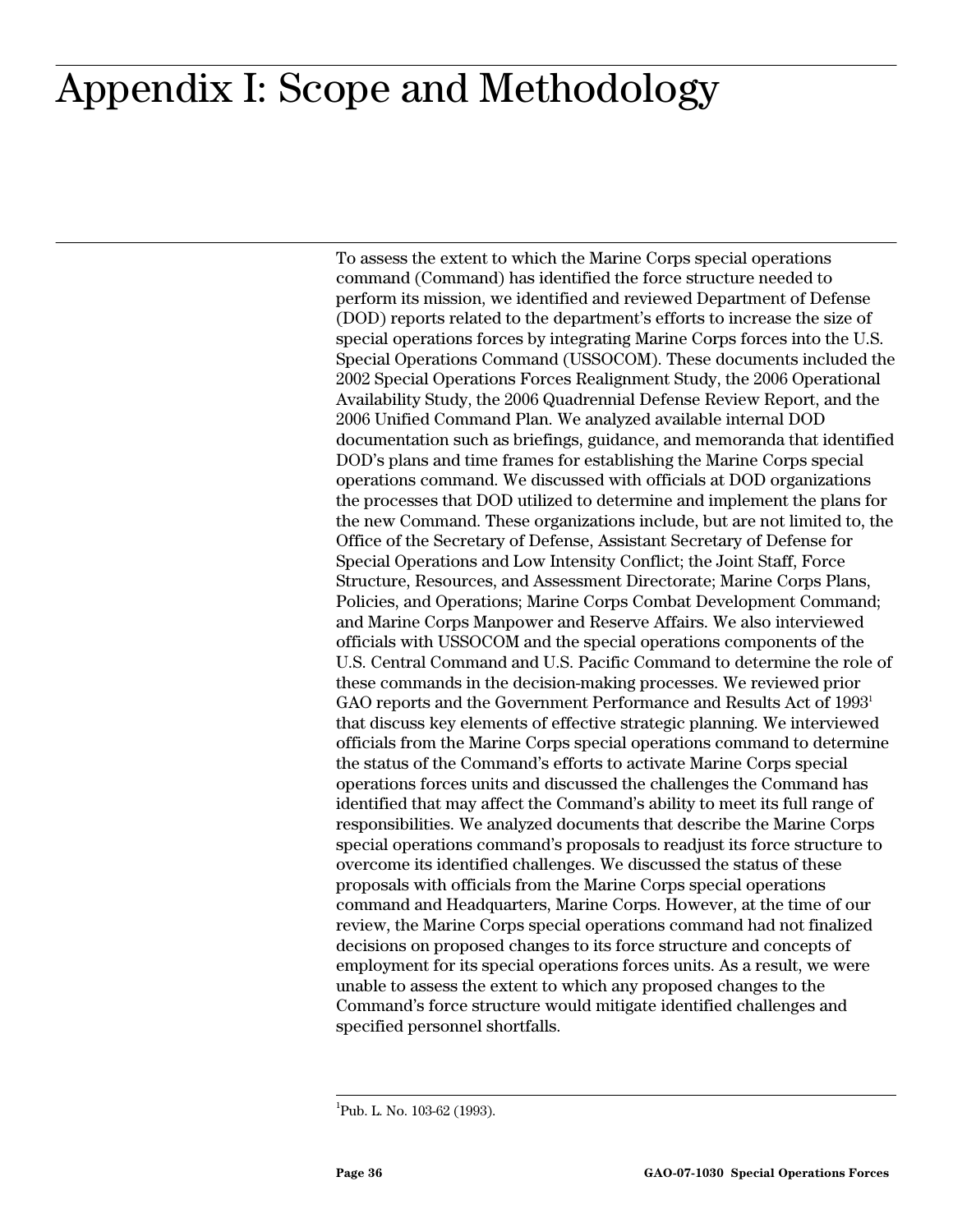# Appendix I: Scope and Methodology

To assess the extent to which the Marine Corps special operations command (Command) has identified the force structure needed to perform its mission, we identified and reviewed Department of Defense (DOD) reports related to the department's efforts to increase the size of special operations forces by integrating Marine Corps forces into the U.S. Special Operations Command (USSOCOM). These documents included the 2002 Special Operations Forces Realignment Study, the 2006 Operational Availability Study, the 2006 Quadrennial Defense Review Report, and the 2006 Unified Command Plan. We analyzed available internal DOD documentation such as briefings, guidance, and memoranda that identified DOD's plans and time frames for establishing the Marine Corps special operations command. We discussed with officials at DOD organizations the processes that DOD utilized to determine and implement the plans for the new Command. These organizations include, but are not limited to, the Office of the Secretary of Defense, Assistant Secretary of Defense for Special Operations and Low Intensity Conflict; the Joint Staff, Force Structure, Resources, and Assessment Directorate; Marine Corps Plans, Policies, and Operations; Marine Corps Combat Development Command; and Marine Corps Manpower and Reserve Affairs. We also interviewed officials with USSOCOM and the special operations components of the U.S. Central Command and U.S. Pacific Command to determine the role of these commands in the decision-making processes. We reviewed prior GAO reports and the Government Performance and Results Act of 1993[1] that discuss key elements of effective strategic planning. We interviewed officials from the Marine Corps special operations command to determine the status of the Command's efforts to activate Marine Corps special operations forces units and discussed the challenges the Command has identified that may affect the Command's ability to meet its full range of responsibilities. We analyzed documents that describe the Marine Corps special operations command's proposals to readjust its force structure to overcome its identified challenges. We discussed the status of these proposals with officials from the Marine Corps special operations command and Headquarters, Marine Corps. However, at the time of our review, the Marine Corps special operations command had not finalized decisions on proposed changes to its force structure and concepts of employment for its special operations forces units. As a result, we were unable to assess the extent to which any proposed changes to the Command's force structure would mitigate identified challenges and specified personnel shortfalls.

[1] Pub. L. No. 103-62 (1993).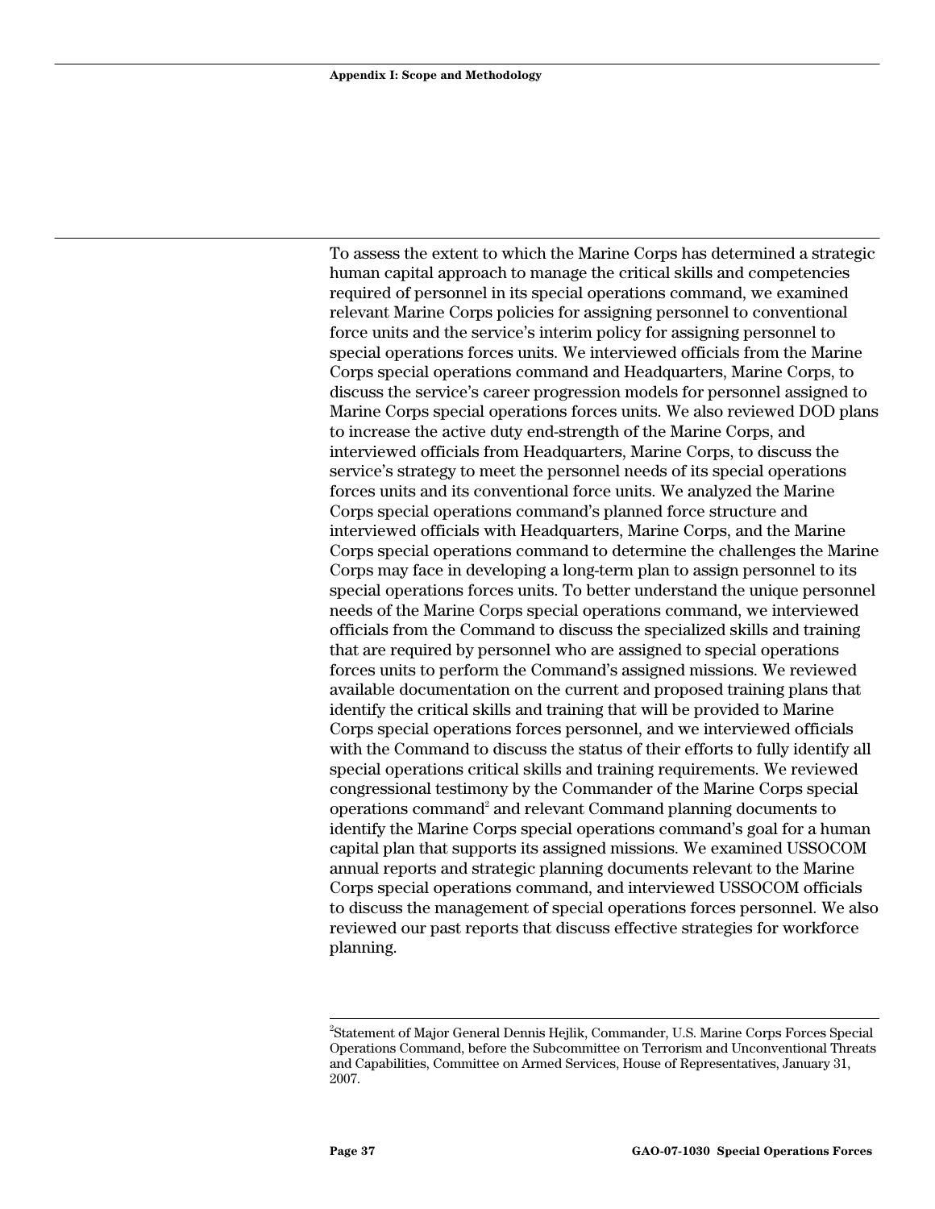To assess the extent to which the Marine Corps has determined a strategic human capital approach to manage the critical skills and competencies required of personnel in its special operations command, we examined relevant Marine Corps policies for assigning personnel to conventional force units and the service's interim policy for assigning personnel to special operations forces units. We interviewed officials from the Marine Corps special operations command and Headquarters, Marine Corps, to discuss the service's career progression models for personnel assigned to Marine Corps special operations forces units. We also reviewed DOD plans to increase the active duty end-strength of the Marine Corps, and interviewed officials from Headquarters, Marine Corps, to discuss the service's strategy to meet the personnel needs of its special operations forces units and its conventional force units. We analyzed the Marine Corps special operations command's planned force structure and interviewed officials with Headquarters, Marine Corps, and the Marine Corps special operations command to determine the challenges the Marine Corps may face in developing a long-term plan to assign personnel to its special operations forces units. To better understand the unique personnel needs of the Marine Corps special operations command, we interviewed officials from the Command to discuss the specialized skills and training that are required by personnel who are assigned to special operations forces units to perform the Command's assigned missions. We reviewed available documentation on the current and proposed training plans that identify the critical skills and training that will be provided to Marine Corps special operations forces personnel, and we interviewed officials with the Command to discuss the status of their efforts to fully identify all special operations critical skills and training requirements. We reviewed congressional testimony by the Commander of the Marine Corps special operations command[2] and relevant Command planning documents to identify the Marine Corps special operations command's goal for a human capital plan that supports its assigned missions. We examined USSOCOM annual reports and strategic planning documents relevant to the Marine Corps special operations command, and interviewed USSOCOM officials to discuss the management of special operations forces personnel. We also reviewed our past reports that discuss effective strategies for workforce planning.

---

[2]Statement of Major General Dennis Hejlik, Commander, U.S. Marine Corps Forces Special Operations Command, before the Subcommittee on Terrorism and Unconventional Threats and Capabilities, Committee on Armed Services, House of Representatives, January 31, 2007.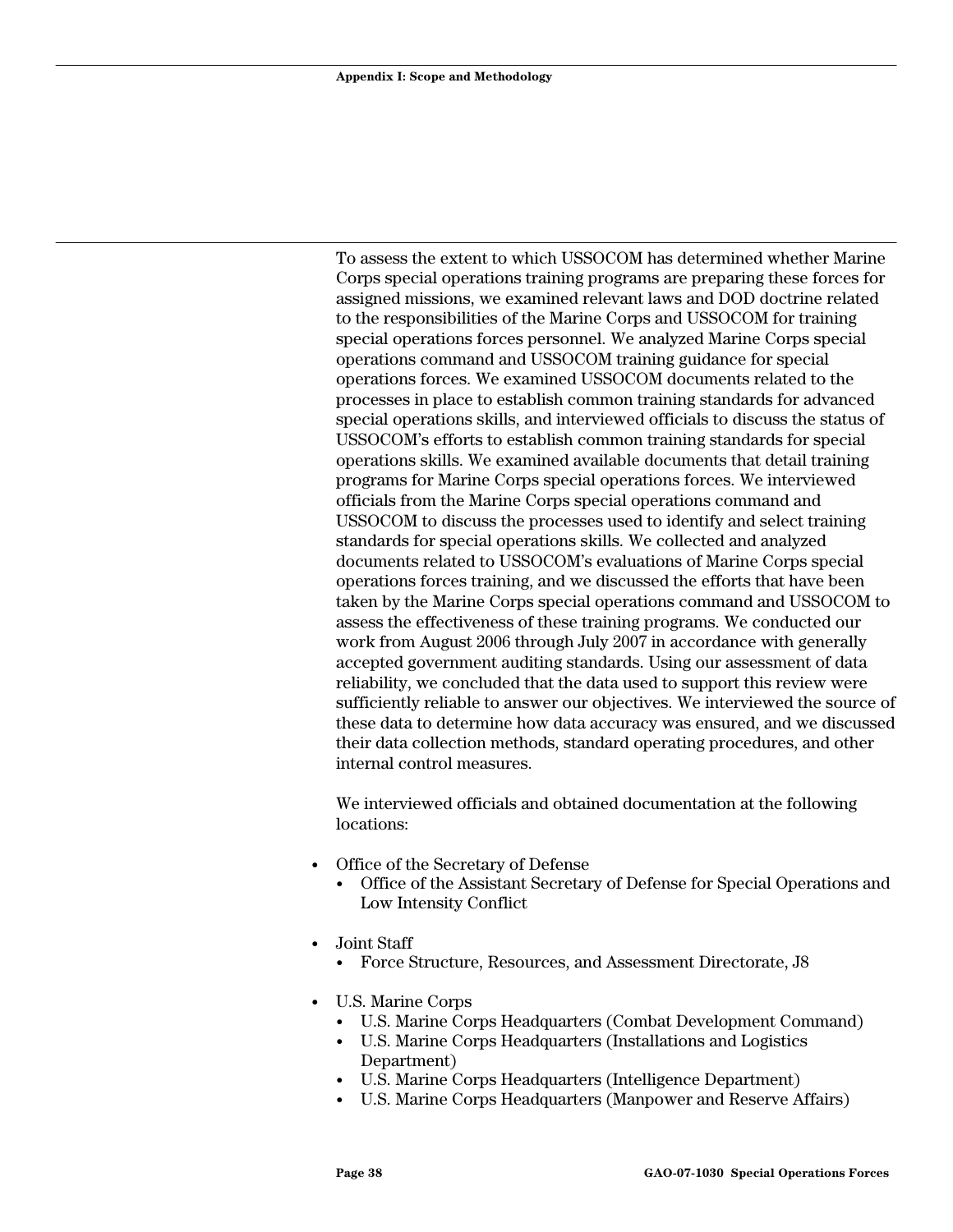To assess the extent to which USSOCOM has determined whether Marine Corps special operations training programs are preparing these forces for assigned missions, we examined relevant laws and DOD doctrine related to the responsibilities of the Marine Corps and USSOCOM for training special operations forces personnel. We analyzed Marine Corps special operations command and USSOCOM training guidance for special operations forces. We examined USSOCOM documents related to the processes in place to establish common training standards for advanced special operations skills, and interviewed officials to discuss the status of USSOCOM's efforts to establish common training standards for special operations skills. We examined available documents that detail training programs for Marine Corps special operations forces. We interviewed officials from the Marine Corps special operations command and USSOCOM to discuss the processes used to identify and select training standards for special operations skills. We collected and analyzed documents related to USSOCOM's evaluations of Marine Corps special operations forces training, and we discussed the efforts that have been taken by the Marine Corps special operations command and USSOCOM to assess the effectiveness of these training programs. We conducted our work from August 2006 through July 2007 in accordance with generally accepted government auditing standards. Using our assessment of data reliability, we concluded that the data used to support this review were sufficiently reliable to answer our objectives. We interviewed the source of these data to determine how data accuracy was ensured, and we discussed their data collection methods, standard operating procedures, and other internal control measures.

We interviewed officials and obtained documentation at the following locations:

- Office of the Secretary of Defense
  - Office of the Assistant Secretary of Defense for Special Operations and Low Intensity Conflict
- Joint Staff
  - Force Structure, Resources, and Assessment Directorate, J8
- U.S. Marine Corps
  - U.S. Marine Corps Headquarters (Combat Development Command)
  - U.S. Marine Corps Headquarters (Installations and Logistics Department)
  - U.S. Marine Corps Headquarters (Intelligence Department)
  - U.S. Marine Corps Headquarters (Manpower and Reserve Affairs)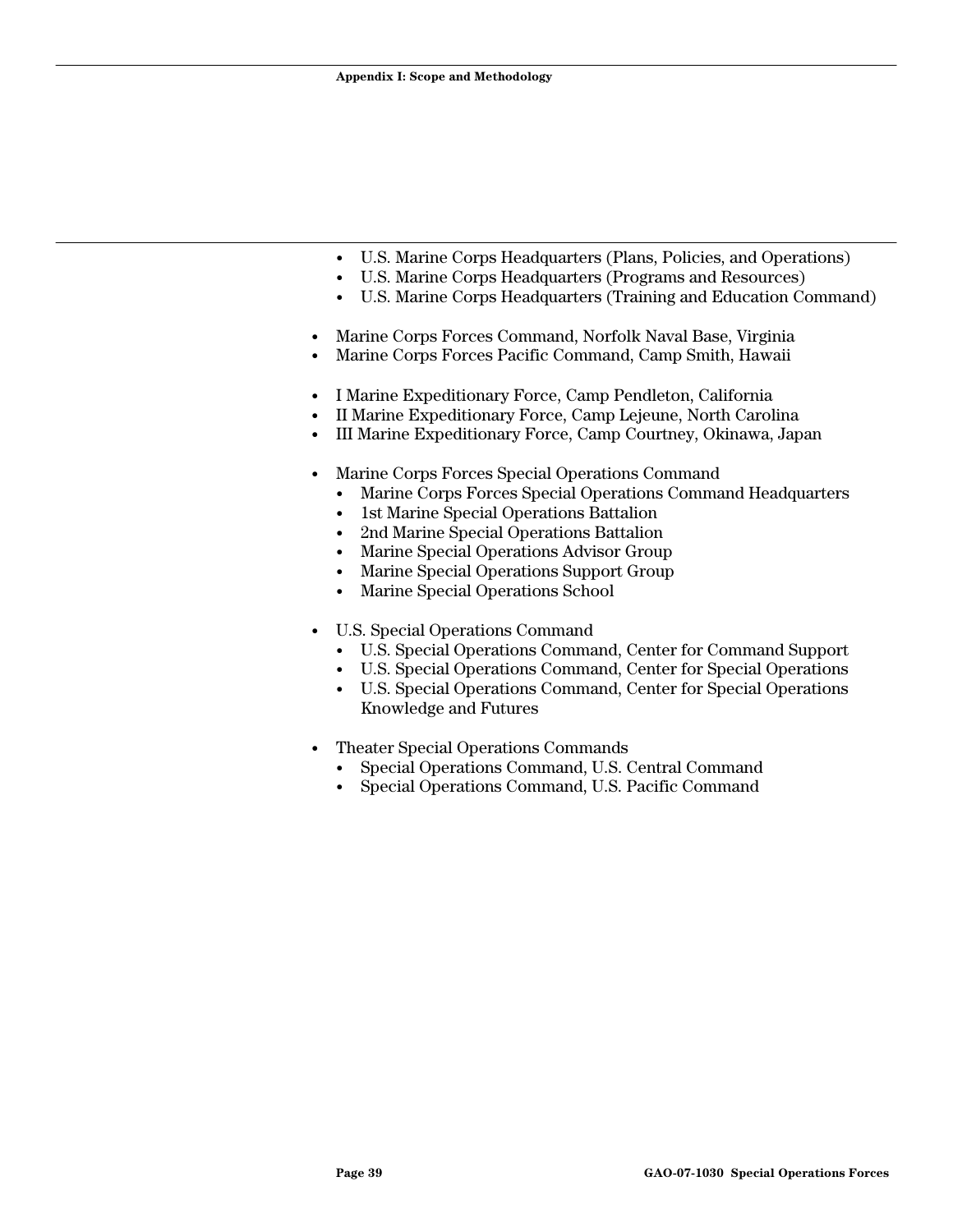- U.S. Marine Corps Headquarters (Plans, Policies, and Operations)
    - U.S. Marine Corps Headquarters (Programs and Resources)
    - U.S. Marine Corps Headquarters (Training and Education Command)

- Marine Corps Forces Command, Norfolk Naval Base, Virginia
- Marine Corps Forces Pacific Command, Camp Smith, Hawaii

- I Marine Expeditionary Force, Camp Pendleton, California
- II Marine Expeditionary Force, Camp Lejeune, North Carolina
- III Marine Expeditionary Force, Camp Courtney, Okinawa, Japan

- Marine Corps Forces Special Operations Command
    - Marine Corps Forces Special Operations Command Headquarters
    - 1st Marine Special Operations Battalion
    - 2nd Marine Special Operations Battalion
    - Marine Special Operations Advisor Group
    - Marine Special Operations Support Group
    - Marine Special Operations School

- U.S. Special Operations Command
    - U.S. Special Operations Command, Center for Command Support
    - U.S. Special Operations Command, Center for Special Operations
    - U.S. Special Operations Command, Center for Special Operations Knowledge and Futures

- Theater Special Operations Commands
    - Special Operations Command, U.S. Central Command
    - Special Operations Command, U.S. Pacific Command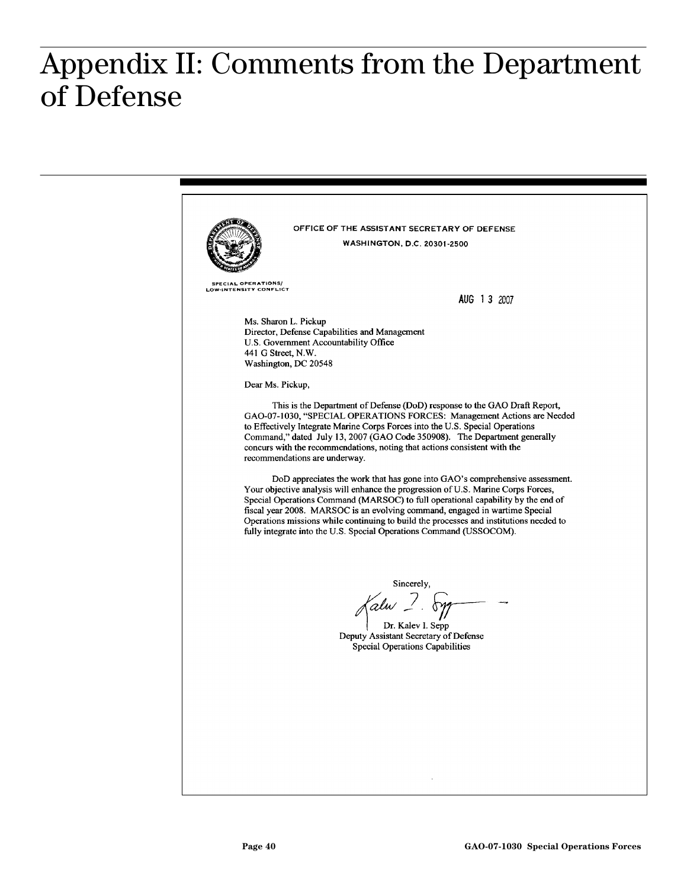# Appendix II: Comments from the Department of Defense

OFFICE OF THE ASSISTANT SECRETARY OF DEFENSE

WASHINGTON, D.C. 20301-2500

SPECIAL OPERATIONS/
LOW-INTENSITY CONFLICT

AUG 13 2007

Ms. Sharon L. Pickup
Director, Defense Capabilities and Management
U.S. Government Accountability Office
441 G Street, N.W.
Washington, DC 20548

Dear Ms. Pickup,

This is the Department of Defense (DoD) response to the GAO Draft Report, GAO-07-1030, "SPECIAL OPERATIONS FORCES: Management Actions are Needed to Effectively Integrate Marine Corps Forces into the U.S. Special Operations Command," dated July 13, 2007 (GAO Code 350908). The Department generally concurs with the recommendations, noting that actions consistent with the recommendations are underway.

DoD appreciates the work that has gone into GAO's comprehensive assessment. Your objective analysis will enhance the progression of U.S. Marine Corps Forces, Special Operations Command (MARSOC) to full operational capability by the end of fiscal year 2008. MARSOC is an evolving command, engaged in wartime Special Operations missions while continuing to build the processes and institutions needed to fully integrate into the U.S. Special Operations Command (USSOCOM).

Sincerely,

Dr. Kalev I. Sepp
Deputy Assistant Secretary of Defense
Special Operations Capabilities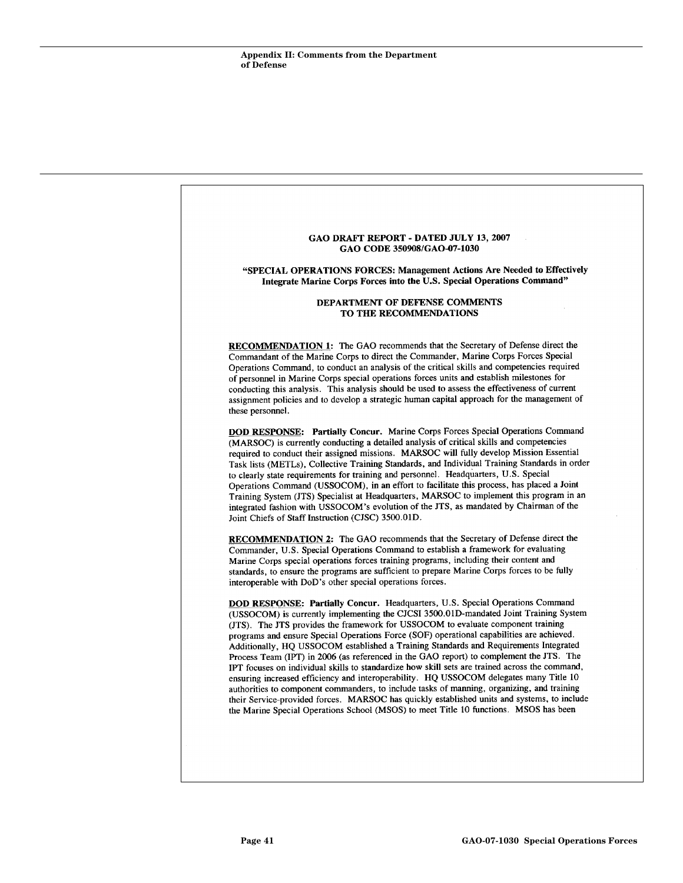Appendix II: Comments from the Department of Defense

**GAO DRAFT REPORT - DATED JULY 13, 2007**
**GAO CODE 350908/GAO-07-1030**

**"SPECIAL OPERATIONS FORCES: Management Actions Are Needed to Effectively Integrate Marine Corps Forces into the U.S. Special Operations Command"**

**DEPARTMENT OF DEFENSE COMMENTS TO THE RECOMMENDATIONS**

**RECOMMENDATION 1:** The GAO recommends that the Secretary of Defense direct the Commandant of the Marine Corps to direct the Commander, Marine Corps Forces Special Operations Command, to conduct an analysis of the critical skills and competencies required of personnel in Marine Corps special operations forces units and establish milestones for conducting this analysis. This analysis should be used to assess the effectiveness of current assignment policies and to develop a strategic human capital approach for the management of these personnel.

**DOD RESPONSE: Partially Concur.** Marine Corps Forces Special Operations Command (MARSOC) is currently conducting a detailed analysis of critical skills and competencies required to conduct their assigned missions. MARSOC will fully develop Mission Essential Task lists (METLs), Collective Training Standards, and Individual Training Standards in order to clearly state requirements for training and personnel. Headquarters, U.S. Special Operations Command (USSOCOM), in an effort to facilitate this process, has placed a Joint Training System (JTS) Specialist at Headquarters, MARSOC to implement this program in an integrated fashion with USSOCOM's evolution of the JTS, as mandated by Chairman of the Joint Chiefs of Staff Instruction (CJSC) 3500.01D.

**RECOMMENDATION 2:** The GAO recommends that the Secretary of Defense direct the Commander, U.S. Special Operations Command to establish a framework for evaluating Marine Corps special operations forces training programs, including their content and standards, to ensure the programs are sufficient to prepare Marine Corps forces to be fully interoperable with DoD's other special operations forces.

**DOD RESPONSE: Partially Concur.** Headquarters, U.S. Special Operations Command (USSOCOM) is currently implementing the CJCSI 3500.01D-mandated Joint Training System (JTS). The JTS provides the framework for USSOCOM to evaluate component training programs and ensure Special Operations Force (SOF) operational capabilities are achieved. Additionally, HQ USSOCOM established a Training Standards and Requirements Integrated Process Team (IPT) in 2006 (as referenced in the GAO report) to complement the JTS. The IPT focuses on individual skills to standardize how skill sets are trained across the command, ensuring increased efficiency and interoperability. HQ USSOCOM delegates many Title 10 authorities to component commanders, to include tasks of manning, organizing, and training their Service-provided forces. MARSOC has quickly established units and systems, to include the Marine Special Operations School (MSOS) to meet Title 10 functions. MSOS has been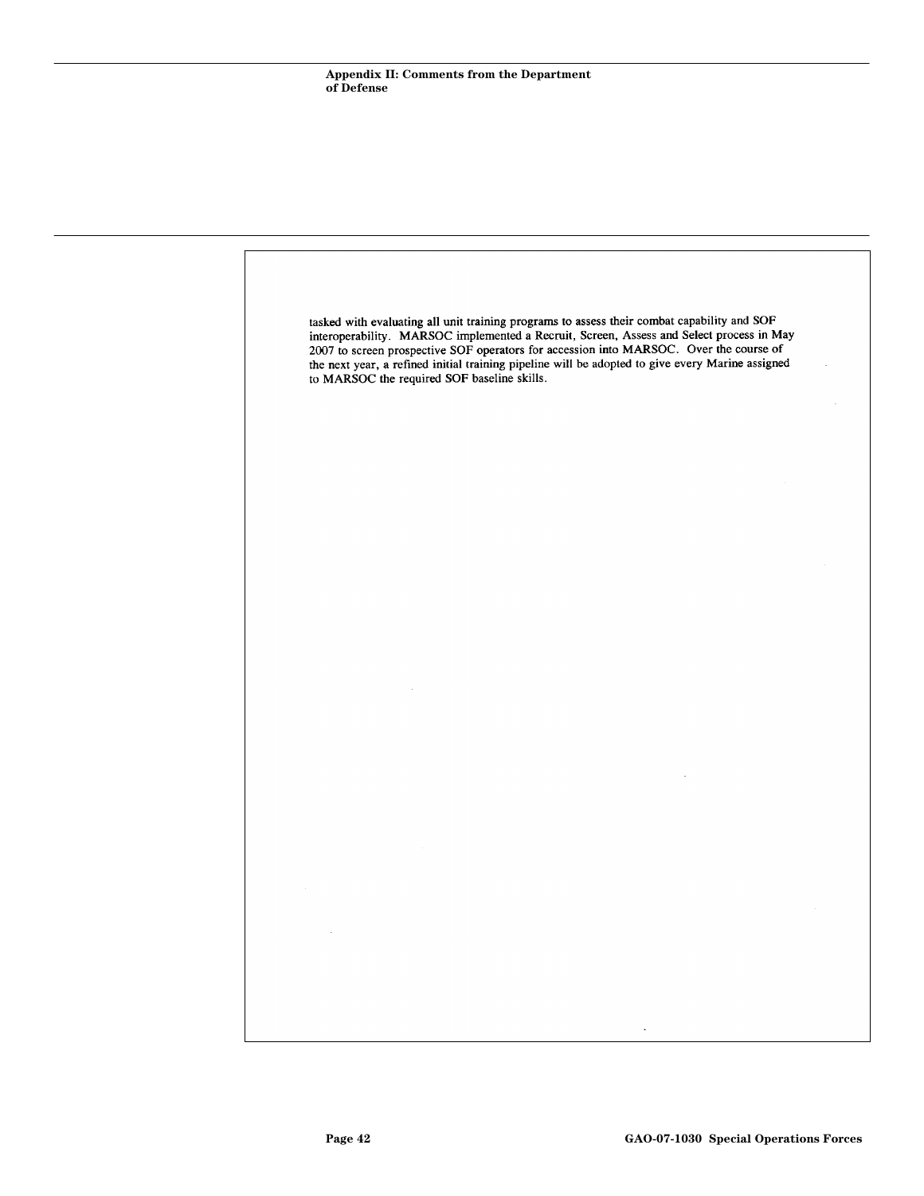tasked with evaluating all unit training programs to assess their combat capability and SOF interoperability. MARSOC implemented a Recruit, Screen, Assess and Select process in May 2007 to screen prospective SOF operators for accession into MARSOC. Over the course of the next year, a refined initial training pipeline will be adopted to give every Marine assigned to MARSOC the required SOF baseline skills.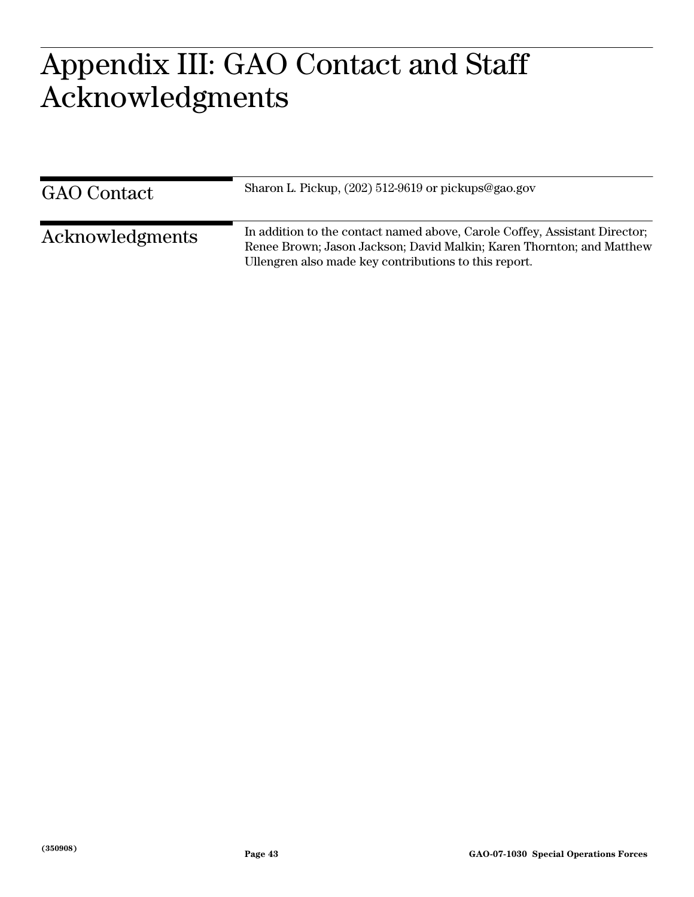# Appendix III: GAO Contact and Staff Acknowledgments

## GAO Contact

Sharon L. Pickup, (202) 512-9619 or pickups@gao.gov

## Acknowledgments

In addition to the contact named above, Carole Coffey, Assistant Director; Renee Brown; Jason Jackson; David Malkin; Karen Thornton; and Matthew Ullengren also made key contributions to this report.

(350908)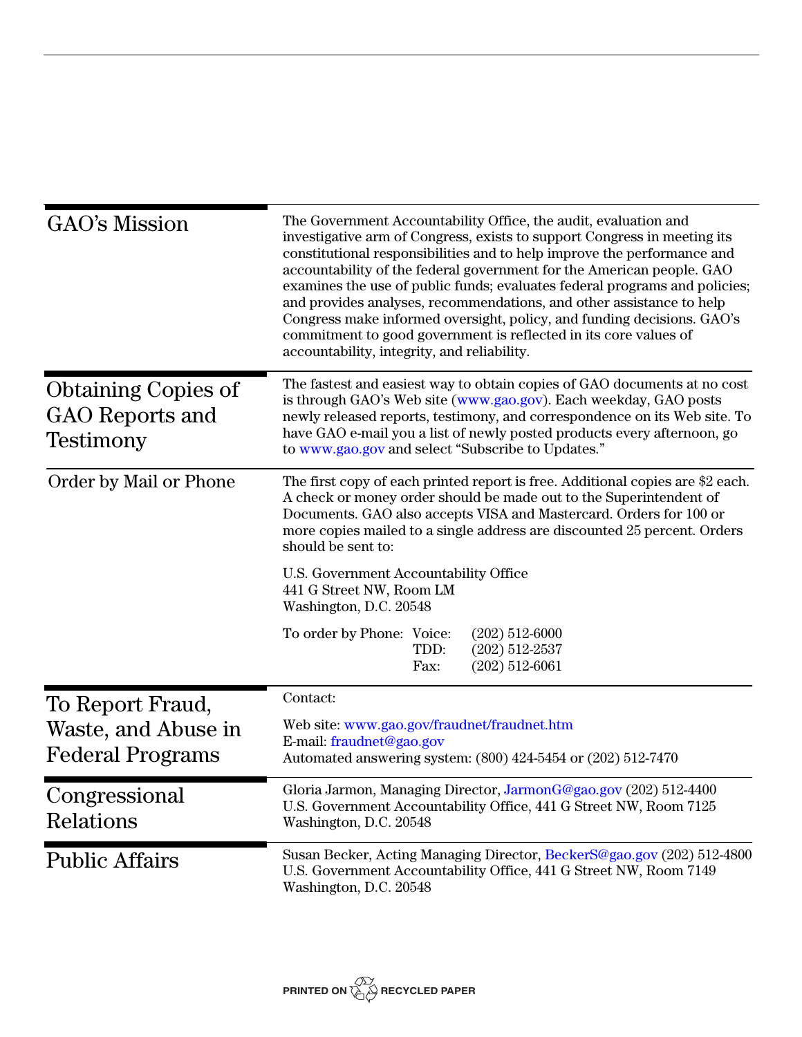## GAO's Mission

The Government Accountability Office, the audit, evaluation and investigative arm of Congress, exists to support Congress in meeting its constitutional responsibilities and to help improve the performance and accountability of the federal government for the American people. GAO examines the use of public funds; evaluates federal programs and policies; and provides analyses, recommendations, and other assistance to help Congress make informed oversight, policy, and funding decisions. GAO's commitment to good government is reflected in its core values of accountability, integrity, and reliability.

## Obtaining Copies of GAO Reports and Testimony

The fastest and easiest way to obtain copies of GAO documents at no cost is through GAO's Web site (www.gao.gov). Each weekday, GAO posts newly released reports, testimony, and correspondence on its Web site. To have GAO e-mail you a list of newly posted products every afternoon, go to www.gao.gov and select "Subscribe to Updates."

### Order by Mail or Phone

The first copy of each printed report is free. Additional copies are $2 each. A check or money order should be made out to the Superintendent of Documents. GAO also accepts VISA and Mastercard. Orders for 100 or more copies mailed to a single address are discounted 25 percent. Orders should be sent to:

U.S. Government Accountability Office
441 G Street NW, Room LM
Washington, D.C. 20548

To order by Phone: Voice: (202) 512-6000
TDD: (202) 512-2537
Fax: (202) 512-6061

## To Report Fraud, Waste, and Abuse in Federal Programs

Contact:

Web site: www.gao.gov/fraudnet/fraudnet.htm
E-mail: fraudnet@gao.gov
Automated answering system: (800) 424-5454 or (202) 512-7470

## Congressional Relations

Gloria Jarmon, Managing Director, JarmonG@gao.gov (202) 512-4400
U.S. Government Accountability Office, 441 G Street NW, Room 7125
Washington, D.C. 20548

## Public Affairs

Susan Becker, Acting Managing Director, BeckerS@gao.gov (202) 512-4800
U.S. Government Accountability Office, 441 G Street NW, Room 7149
Washington, D.C. 20548

PRINTED ON RECYCLED PAPER